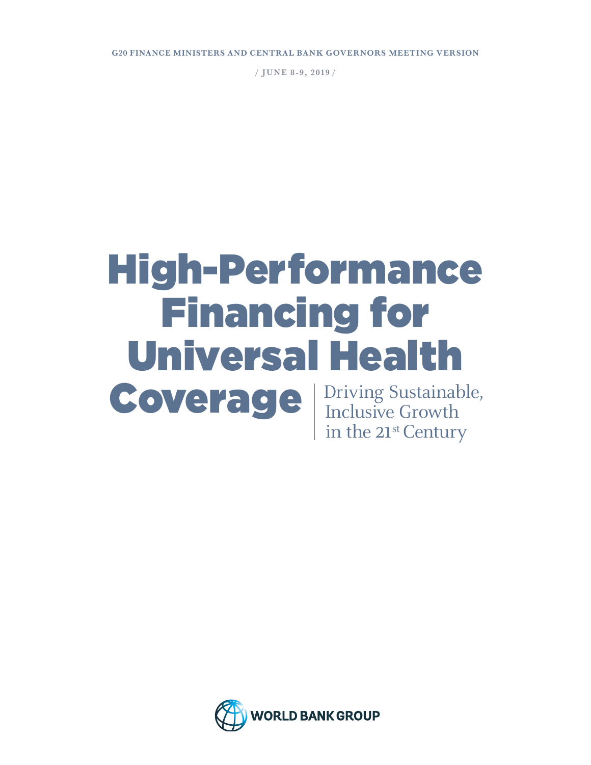G20 FINANCE MINISTERS AND CENTRAL BANK GOVERNORS MEETING VERSION

/ JUNE 8-9, 2019 /

# High-Performance Financing for Universal Health Coverage

## Driving Sustainable, Inclusive Growth in the 21st Century

WORLD BANK GROUP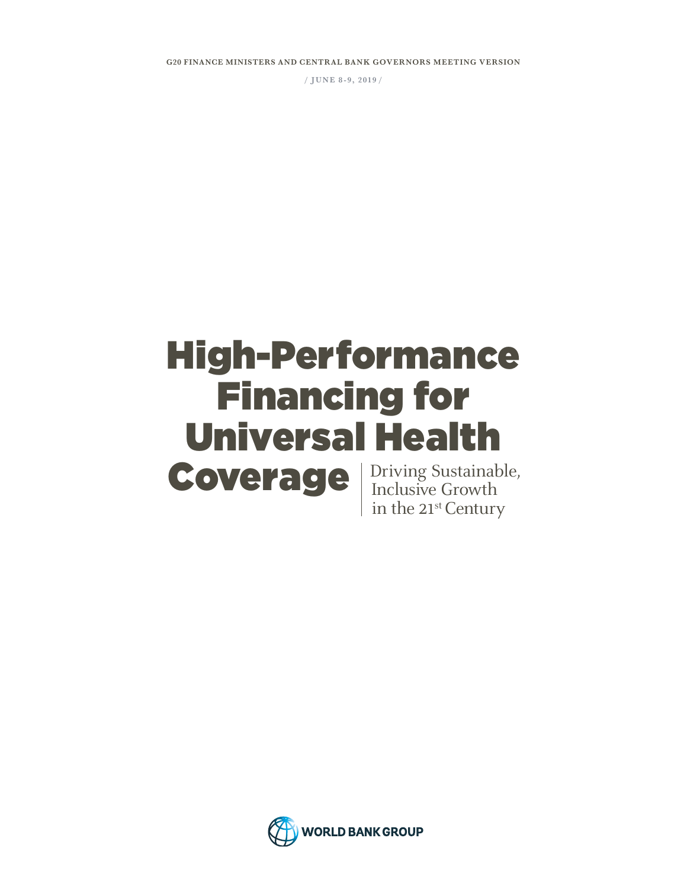G20 FINANCE MINISTERS AND CENTRAL BANK GOVERNORS MEETING VERSION

/ JUNE 8-9, 2019 /

# High-Performance Financing for Universal Health Coverage

## Driving Sustainable, Inclusive Growth in the 21st Century

WORLD BANK GROUP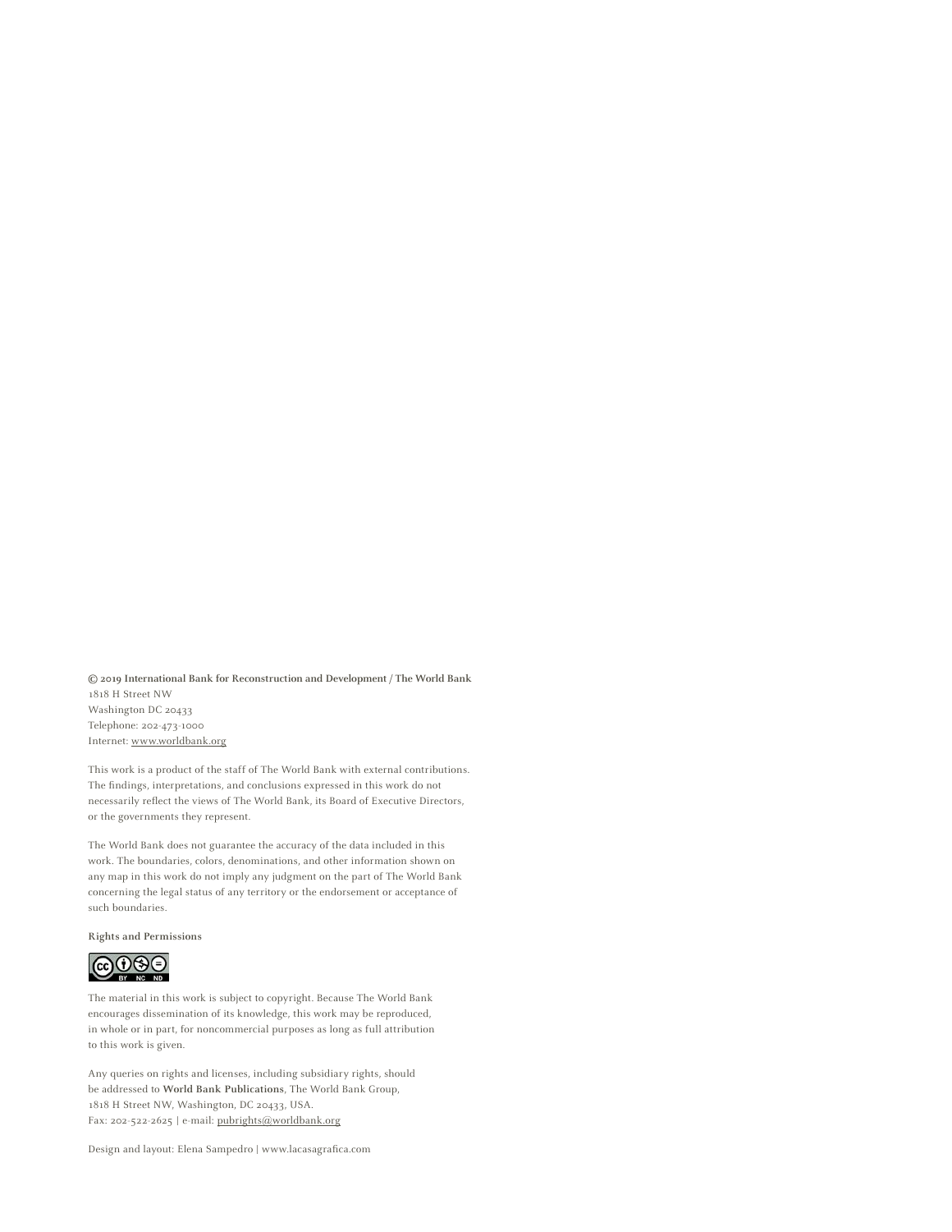**© 2019 International Bank for Reconstruction and Development / The World Bank**
1818 H Street NW
Washington DC 20433
Telephone: 202-473-1000
Internet: www.worldbank.org

This work is a product of the staff of The World Bank with external contributions. The findings, interpretations, and conclusions expressed in this work do not necessarily reflect the views of The World Bank, its Board of Executive Directors, or the governments they represent.

The World Bank does not guarantee the accuracy of the data included in this work. The boundaries, colors, denominations, and other information shown on any map in this work do not imply any judgment on the part of The World Bank concerning the legal status of any territory or the endorsement or acceptance of such boundaries.

**Rights and Permissions**

The material in this work is subject to copyright. Because The World Bank encourages dissemination of its knowledge, this work may be reproduced, in whole or in part, for noncommercial purposes as long as full attribution to this work is given.

Any queries on rights and licenses, including subsidiary rights, should be addressed to **World Bank Publications**, The World Bank Group, 1818 H Street NW, Washington, DC 20433, USA.
Fax: 202-522-2625 | e-mail: pubrights@worldbank.org

Design and layout: Elena Sampedro | www.lacasagrafica.com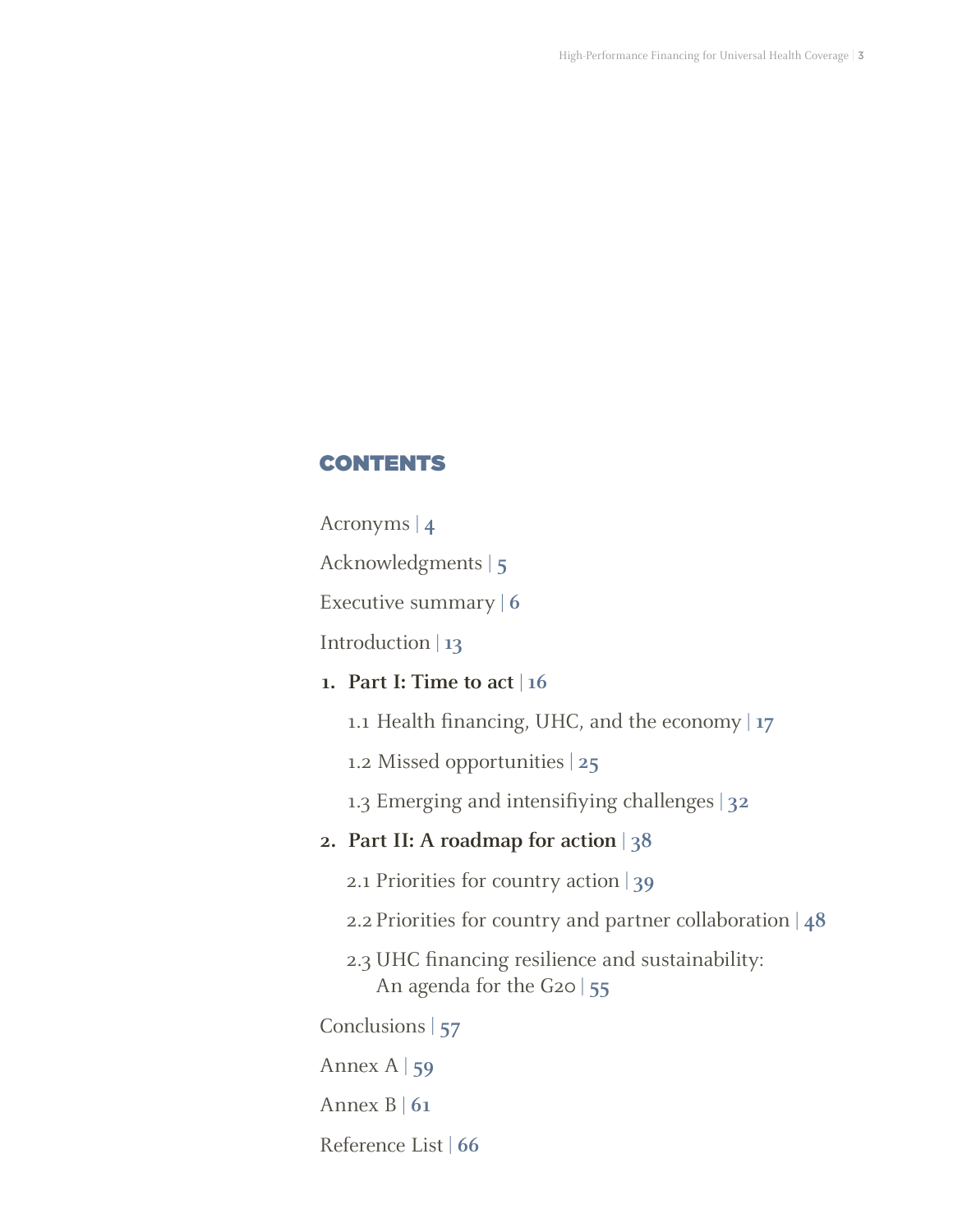## CONTENTS

Acronyms | 4

Acknowledgments | 5

Executive summary | 6

Introduction | 13

1. **Part I: Time to act** | 16
   - 1.1 Health financing, UHC, and the economy | 17
   - 1.2 Missed opportunities | 25
   - 1.3 Emerging and intensifiying challenges | 32
2. **Part II: A roadmap for action** | 38
   - 2.1 Priorities for country action | 39
   - 2.2 Priorities for country and partner collaboration | 48
   - 2.3 UHC financing resilience and sustainability: An agenda for the G20 | 55

Conclusions | 57

Annex A | 59

Annex B | 61

Reference List | 66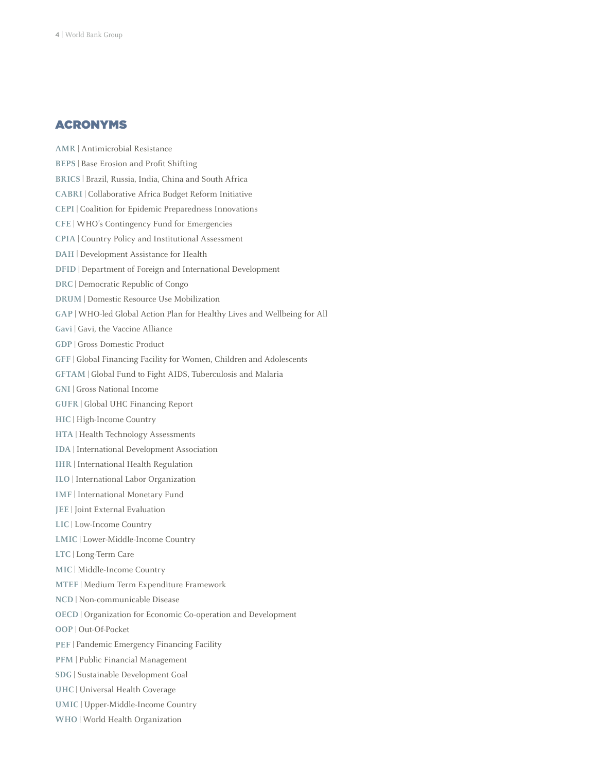## ACRONYMS

**AMR** | Antimicrobial Resistance

**BEPS** | Base Erosion and Profit Shifting

**BRICS** | Brazil, Russia, India, China and South Africa

**CABRI** | Collaborative Africa Budget Reform Initiative

**CEPI** | Coalition for Epidemic Preparedness Innovations

**CFE** | WHO's Contingency Fund for Emergencies

**CPIA** | Country Policy and Institutional Assessment

**DAH** | Development Assistance for Health

**DFID** | Department of Foreign and International Development

**DRC** | Democratic Republic of Congo

**DRUM** | Domestic Resource Use Mobilization

**GAP** | WHO-led Global Action Plan for Healthy Lives and Wellbeing for All

**Gavi** | Gavi, the Vaccine Alliance

**GDP** | Gross Domestic Product

**GFF** | Global Financing Facility for Women, Children and Adolescents

**GFTAM** | Global Fund to Fight AIDS, Tuberculosis and Malaria

**GNI** | Gross National Income

**GUFR** | Global UHC Financing Report

**HIC** | High-Income Country

**HTA** | Health Technology Assessments

**IDA** | International Development Association

**IHR** | International Health Regulation

**ILO** | International Labor Organization

**IMF** | International Monetary Fund

**JEE** | Joint External Evaluation

**LIC** | Low-Income Country

**LMIC** | Lower-Middle-Income Country

**LTC** | Long-Term Care

**MIC** | Middle-Income Country

**MTEF** | Medium Term Expenditure Framework

**NCD** | Non-communicable Disease

**OECD** | Organization for Economic Co-operation and Development

**OOP** | Out-Of-Pocket

**PEF** | Pandemic Emergency Financing Facility

**PFM** | Public Financial Management

**SDG** | Sustainable Development Goal

**UHC** | Universal Health Coverage

**UMIC** | Upper-Middle-Income Country

**WHO** | World Health Organization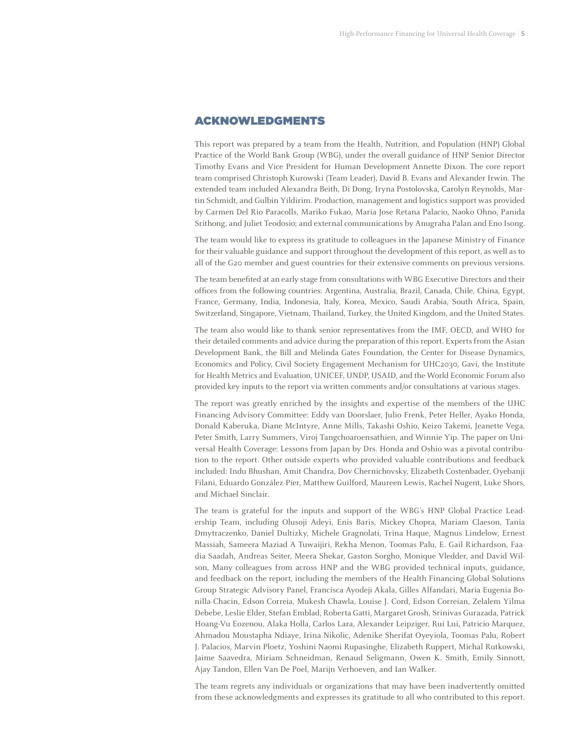# ACKNOWLEDGMENTS

This report was prepared by a team from the Health, Nutrition, and Population (HNP) Global Practice of the World Bank Group (WBG), under the overall guidance of HNP Senior Director Timothy Evans and Vice President for Human Development Annette Dixon. The core report team comprised Christoph Kurowski (Team Leader), David B. Evans and Alexander Irwin. The extended team included Alexandra Beith, Di Dong, Iryna Postolovska, Carolyn Reynolds, Martin Schmidt, and Gulbin Yildirim. Production, management and logistics support was provided by Carmen Del Rio Paracolls, Mariko Fukao, Maria Jose Retana Palacio, Naoko Ohno, Panida Srithong, and Juliet Teodosio; and external communications by Anugraha Palan and Eno Isong.

The team would like to express its gratitude to colleagues in the Japanese Ministry of Finance for their valuable guidance and support throughout the development of this report, as well as to all of the G20 member and guest countries for their extensive comments on previous versions.

The team benefited at an early stage from consultations with WBG Executive Directors and their offices from the following countries: Argentina, Australia, Brazil, Canada, Chile, China, Egypt, France, Germany, India, Indonesia, Italy, Korea, Mexico, Saudi Arabia, South Africa, Spain, Switzerland, Singapore, Vietnam, Thailand, Turkey, the United Kingdom, and the United States.

The team also would like to thank senior representatives from the IMF, OECD, and WHO for their detailed comments and advice during the preparation of this report. Experts from the Asian Development Bank, the Bill and Melinda Gates Foundation, the Center for Disease Dynamics, Economics and Policy, Civil Society Engagement Mechanism for UHC2030, Gavi, the Institute for Health Metrics and Evaluation, UNICEF, UNDP, USAID, and the World Economic Forum also provided key inputs to the report via written comments and/or consultations at various stages.

The report was greatly enriched by the insights and expertise of the members of the UHC Financing Advisory Committee: Eddy van Doorslaer, Julio Frenk, Peter Heller, Ayako Honda, Donald Kaberuka, Diane McIntyre, Anne Mills, Takashi Oshio, Keizo Takemi, Jeanette Vega, Peter Smith, Larry Summers, Viroj Tangchoaroensathien, and Winnie Yip. The paper on Universal Health Coverage: Lessons from Japan by Drs. Honda and Oshio was a pivotal contribution to the report. Other outside experts who provided valuable contributions and feedback included: Indu Bhushan, Amit Chandra, Dov Chernichovsky, Elizabeth Costenbader, Oyebanji Filani, Eduardo González-Pier, Matthew Guilford, Maureen Lewis, Rachel Nugent, Luke Shors, and Michael Sinclair.

The team is grateful for the inputs and support of the WBG's HNP Global Practice Leadership Team, including Olusoji Adeyi, Enis Baris, Mickey Chopra, Mariam Claeson, Tania Dmytraczenko, Daniel Dultizky, Michele Gragnolati, Trina Haque, Magnus Lindelow, Ernest Massiah, Sameera Maziad A Tuwaijiri, Rekha Menon, Toomas Palu, E. Gail Richardson, Faadia Saadah, Andreas Seiter, Meera Shekar, Gaston Sorgho, Monique Vledder, and David Wilson, Many colleagues from across HNP and the WBG provided technical inputs, guidance, and feedback on the report, including the members of the Health Financing Global Solutions Group Strategic Advisory Panel, Francisca Ayodeji Akala, Gilles Alfandari, Maria Eugenia Bonilla-Chacin, Edson Correia, Mukesh Chawla, Louise J. Cord, Edson Correian, Zelalem Yilma Debebe, Leslie Elder, Stefan Emblad, Roberta Gatti, Margaret Grosh, Srinivas Gurazada, Patrick Hoang-Vu Eozenou, Alaka Holla, Carlos Lara, Alexander Leipziger, Rui Lui, Patricio Marquez, Ahmadou Moustapha Ndiaye, Irina Nikolic, Adenike Sherifat Oyeyiola, Toomas Palu, Robert J. Palacios, Marvin Ploetz, Yoshini Naomi Rupasinghe, Elizabeth Ruppert, Michal Rutkowski, Jaime Saavedra, Miriam Schneidman, Renaud Seligmann, Owen K. Smith, Emily Sinnott, Ajay Tandon, Ellen Van De Poel, Marijn Verhoeven, and Ian Walker.

The team regrets any individuals or organizations that may have been inadvertently omitted from these acknowledgments and expresses its gratitude to all who contributed to this report.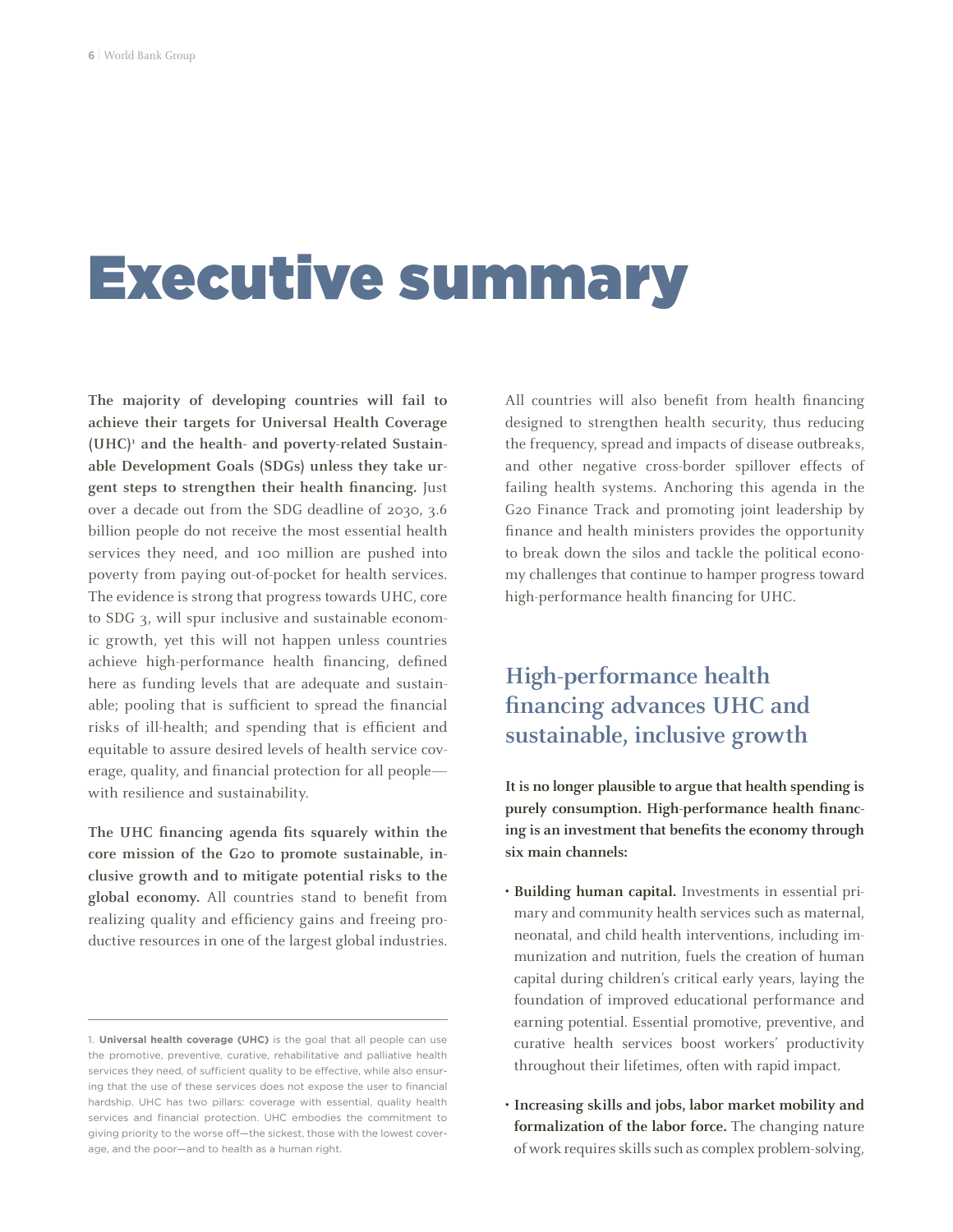# Executive summary

**The majority of developing countries will fail to achieve their targets for Universal Health Coverage (UHC)[1] and the health- and poverty-related Sustainable Development Goals (SDGs) unless they take urgent steps to strengthen their health financing.** Just over a decade out from the SDG deadline of 2030, 3.6 billion people do not receive the most essential health services they need, and 100 million are pushed into poverty from paying out-of-pocket for health services. The evidence is strong that progress towards UHC, core to SDG 3, will spur inclusive and sustainable economic growth, yet this will not happen unless countries achieve high-performance health financing, defined here as funding levels that are adequate and sustainable; pooling that is sufficient to spread the financial risks of ill-health; and spending that is efficient and equitable to assure desired levels of health service coverage, quality, and financial protection for all people—with resilience and sustainability.

**The UHC financing agenda fits squarely within the core mission of the G20 to promote sustainable, inclusive growth and to mitigate potential risks to the global economy.** All countries stand to benefit from realizing quality and efficiency gains and freeing productive resources in one of the largest global industries. All countries will also benefit from health financing designed to strengthen health security, thus reducing the frequency, spread and impacts of disease outbreaks, and other negative cross-border spillover effects of failing health systems. Anchoring this agenda in the G20 Finance Track and promoting joint leadership by finance and health ministers provides the opportunity to break down the silos and tackle the political economy challenges that continue to hamper progress toward high-performance health financing for UHC.

## High-performance health financing advances UHC and sustainable, inclusive growth

**It is no longer plausible to argue that health spending is purely consumption. High-performance health financing is an investment that benefits the economy through six main channels:**

- **Building human capital.** Investments in essential primary and community health services such as maternal, neonatal, and child health interventions, including immunization and nutrition, fuels the creation of human capital during children's critical early years, laying the foundation of improved educational performance and earning potential. Essential promotive, preventive, and curative health services boost workers' productivity throughout their lifetimes, often with rapid impact.
- **Increasing skills and jobs, labor market mobility and formalization of the labor force.** The changing nature of work requires skills such as complex problem-solving,

---

1. **Universal health coverage (UHC)** is the goal that all people can use the promotive, preventive, curative, rehabilitative and palliative health services they need, of sufficient quality to be effective, while also ensuring that the use of these services does not expose the user to financial hardship. UHC has two pillars: coverage with essential, quality health services and financial protection. UHC embodies the commitment to giving priority to the worse off—the sickest, those with the lowest coverage, and the poor—and to health as a human right.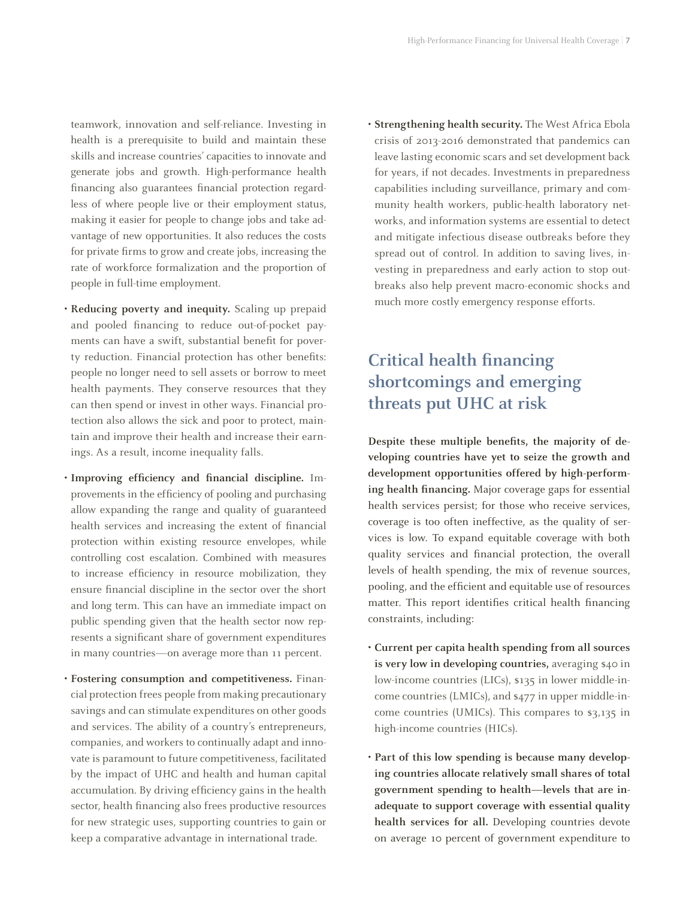teamwork, innovation and self-reliance. Investing in health is a prerequisite to build and maintain these skills and increase countries' capacities to innovate and generate jobs and growth. High-performance health financing also guarantees financial protection regardless of where people live or their employment status, making it easier for people to change jobs and take advantage of new opportunities. It also reduces the costs for private firms to grow and create jobs, increasing the rate of workforce formalization and the proportion of people in full-time employment.

- **Reducing poverty and inequity.** Scaling up prepaid and pooled financing to reduce out-of-pocket payments can have a swift, substantial benefit for poverty reduction. Financial protection has other benefits: people no longer need to sell assets or borrow to meet health payments. They conserve resources that they can then spend or invest in other ways. Financial protection also allows the sick and poor to protect, maintain and improve their health and increase their earnings. As a result, income inequality falls.

- **Improving efficiency and financial discipline.** Improvements in the efficiency of pooling and purchasing allow expanding the range and quality of guaranteed health services and increasing the extent of financial protection within existing resource envelopes, while controlling cost escalation. Combined with measures to increase efficiency in resource mobilization, they ensure financial discipline in the sector over the short and long term. This can have an immediate impact on public spending given that the health sector now represents a significant share of government expenditures in many countries—on average more than 11 percent.

- **Fostering consumption and competitiveness.** Financial protection frees people from making precautionary savings and can stimulate expenditures on other goods and services. The ability of a country's entrepreneurs, companies, and workers to continually adapt and innovate is paramount to future competitiveness, facilitated by the impact of UHC and health and human capital accumulation. By driving efficiency gains in the health sector, health financing also frees productive resources for new strategic uses, supporting countries to gain or keep a comparative advantage in international trade.

- **Strengthening health security.** The West Africa Ebola crisis of 2013-2016 demonstrated that pandemics can leave lasting economic scars and set development back for years, if not decades. Investments in preparedness capabilities including surveillance, primary and community health workers, public-health laboratory networks, and information systems are essential to detect and mitigate infectious disease outbreaks before they spread out of control. In addition to saving lives, investing in preparedness and early action to stop outbreaks also help prevent macro-economic shocks and much more costly emergency response efforts.

## Critical health financing shortcomings and emerging threats put UHC at risk

**Despite these multiple benefits, the majority of developing countries have yet to seize the growth and development opportunities offered by high-performing health financing.** Major coverage gaps for essential health services persist; for those who receive services, coverage is too often ineffective, as the quality of services is low. To expand equitable coverage with both quality services and financial protection, the overall levels of health spending, the mix of revenue sources, pooling, and the efficient and equitable use of resources matter. This report identifies critical health financing constraints, including:

- **Current per capita health spending from all sources is very low in developing countries,** averaging $40 in low-income countries (LICs), $135 in lower middle-income countries (LMICs), and $477 in upper middle-income countries (UMICs). This compares to $3,135 in high-income countries (HICs).

- **Part of this low spending is because many developing countries allocate relatively small shares of total government spending to health—levels that are inadequate to support coverage with essential quality health services for all.** Developing countries devote on average 10 percent of government expenditure to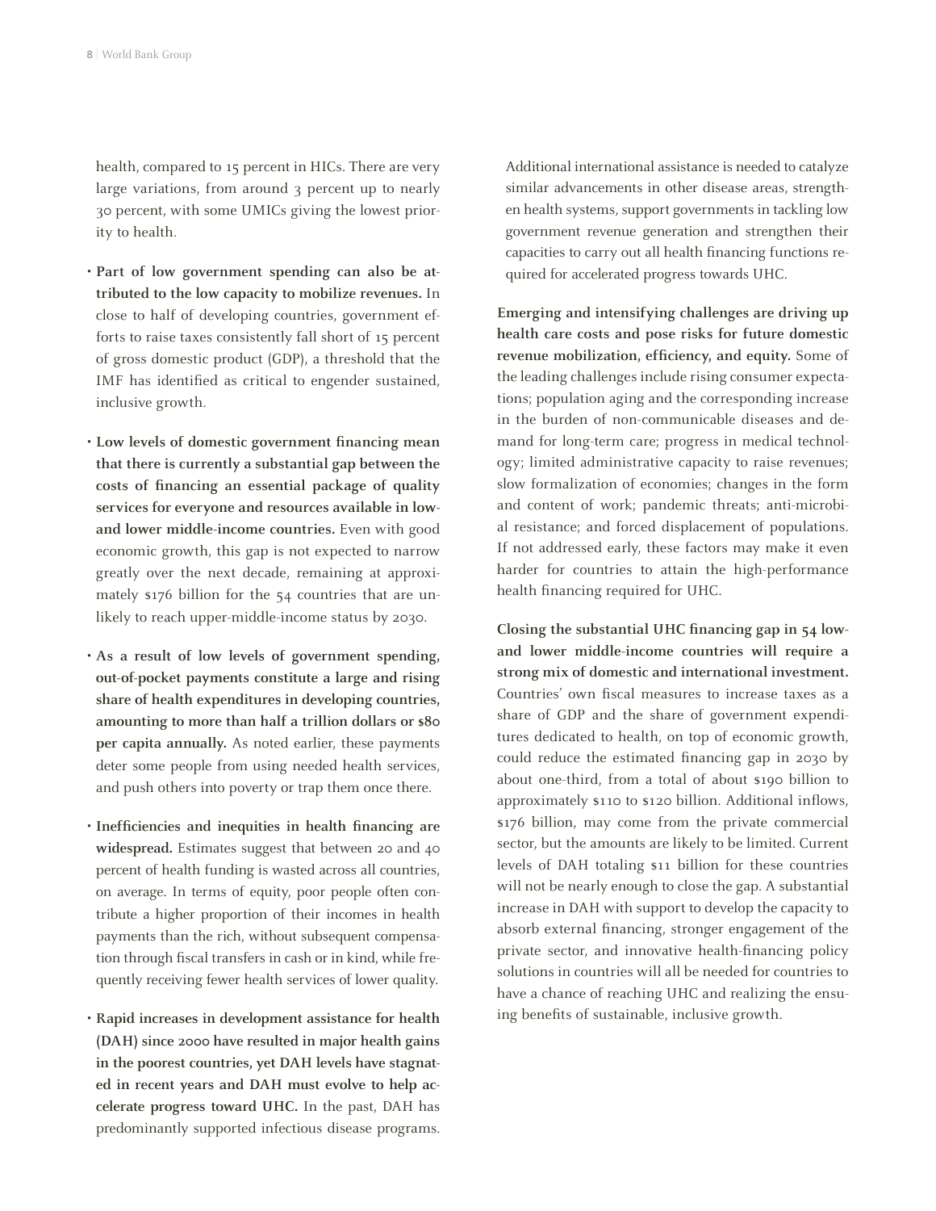health, compared to 15 percent in HICs. There are very large variations, from around 3 percent up to nearly 30 percent, with some UMICs giving the lowest priority to health.

- **Part of low government spending can also be attributed to the low capacity to mobilize revenues.** In close to half of developing countries, government efforts to raise taxes consistently fall short of 15 percent of gross domestic product (GDP), a threshold that the IMF has identified as critical to engender sustained, inclusive growth.

- **Low levels of domestic government financing mean that there is currently a substantial gap between the costs of financing an essential package of quality services for everyone and resources available in low- and lower middle-income countries.** Even with good economic growth, this gap is not expected to narrow greatly over the next decade, remaining at approximately $176 billion for the 54 countries that are unlikely to reach upper-middle-income status by 2030.

- **As a result of low levels of government spending, out-of-pocket payments constitute a large and rising share of health expenditures in developing countries, amounting to more than half a trillion dollars or $80 per capita annually.** As noted earlier, these payments deter some people from using needed health services, and push others into poverty or trap them once there.

- **Inefficiencies and inequities in health financing are widespread.** Estimates suggest that between 20 and 40 percent of health funding is wasted across all countries, on average. In terms of equity, poor people often contribute a higher proportion of their incomes in health payments than the rich, without subsequent compensation through fiscal transfers in cash or in kind, while frequently receiving fewer health services of lower quality.

- **Rapid increases in development assistance for health (DAH) since 2000 have resulted in major health gains in the poorest countries, yet DAH levels have stagnated in recent years and DAH must evolve to help accelerate progress toward UHC.** In the past, DAH has predominantly supported infectious disease programs. Additional international assistance is needed to catalyze similar advancements in other disease areas, strengthen health systems, support governments in tackling low government revenue generation and strengthen their capacities to carry out all health financing functions required for accelerated progress towards UHC.

**Emerging and intensifying challenges are driving up health care costs and pose risks for future domestic revenue mobilization, efficiency, and equity.** Some of the leading challenges include rising consumer expectations; population aging and the corresponding increase in the burden of non-communicable diseases and demand for long-term care; progress in medical technology; limited administrative capacity to raise revenues; slow formalization of economies; changes in the form and content of work; pandemic threats; anti-microbial resistance; and forced displacement of populations. If not addressed early, these factors may make it even harder for countries to attain the high-performance health financing required for UHC.

**Closing the substantial UHC financing gap in 54 low- and lower middle-income countries will require a strong mix of domestic and international investment.** Countries' own fiscal measures to increase taxes as a share of GDP and the share of government expenditures dedicated to health, on top of economic growth, could reduce the estimated financing gap in 2030 by about one-third, from a total of about $190 billion to approximately $110 to $120 billion. Additional inflows, $176 billion, may come from the private commercial sector, but the amounts are likely to be limited. Current levels of DAH totaling $11 billion for these countries will not be nearly enough to close the gap. A substantial increase in DAH with support to develop the capacity to absorb external financing, stronger engagement of the private sector, and innovative health-financing policy solutions in countries will all be needed for countries to have a chance of reaching UHC and realizing the ensuing benefits of sustainable, inclusive growth.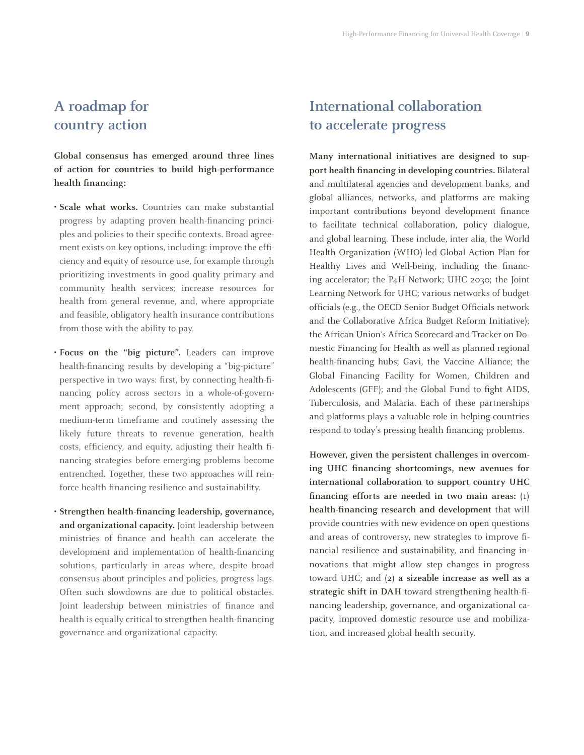## A roadmap for country action

**Global consensus has emerged around three lines of action for countries to build high-performance health financing:**

- **Scale what works.** Countries can make substantial progress by adapting proven health-financing principles and policies to their specific contexts. Broad agreement exists on key options, including: improve the efficiency and equity of resource use, for example through prioritizing investments in good quality primary and community health services; increase resources for health from general revenue, and, where appropriate and feasible, obligatory health insurance contributions from those with the ability to pay.

- **Focus on the "big picture".** Leaders can improve health-financing results by developing a "big-picture" perspective in two ways: first, by connecting health-financing policy across sectors in a whole-of-government approach; second, by consistently adopting a medium-term timeframe and routinely assessing the likely future threats to revenue generation, health costs, efficiency, and equity, adjusting their health financing strategies before emerging problems become entrenched. Together, these two approaches will reinforce health financing resilience and sustainability.

- **Strengthen health-financing leadership, governance, and organizational capacity.** Joint leadership between ministries of finance and health can accelerate the development and implementation of health-financing solutions, particularly in areas where, despite broad consensus about principles and policies, progress lags. Often such slowdowns are due to political obstacles. Joint leadership between ministries of finance and health is equally critical to strengthen health-financing governance and organizational capacity.

## International collaboration to accelerate progress

**Many international initiatives are designed to support health financing in developing countries.** Bilateral and multilateral agencies and development banks, and global alliances, networks, and platforms are making important contributions beyond development finance to facilitate technical collaboration, policy dialogue, and global learning. These include, inter alia, the World Health Organization (WHO)-led Global Action Plan for Healthy Lives and Well-being, including the financing accelerator; the P4H Network; UHC 2030; the Joint Learning Network for UHC; various networks of budget officials (e.g., the OECD Senior Budget Officials network and the Collaborative Africa Budget Reform Initiative); the African Union's Africa Scorecard and Tracker on Domestic Financing for Health as well as planned regional health-financing hubs; Gavi, the Vaccine Alliance; the Global Financing Facility for Women, Children and Adolescents (GFF); and the Global Fund to fight AIDS, Tuberculosis, and Malaria. Each of these partnerships and platforms plays a valuable role in helping countries respond to today's pressing health financing problems.

**However, given the persistent challenges in overcoming UHC financing shortcomings, new avenues for international collaboration to support country UHC financing efforts are needed in two main areas:** (1) **health-financing research and development** that will provide countries with new evidence on open questions and areas of controversy, new strategies to improve financial resilience and sustainability, and financing innovations that might allow step changes in progress toward UHC; and (2) **a sizeable increase as well as a strategic shift in DAH** toward strengthening health-financing leadership, governance, and organizational capacity, improved domestic resource use and mobilization, and increased global health security.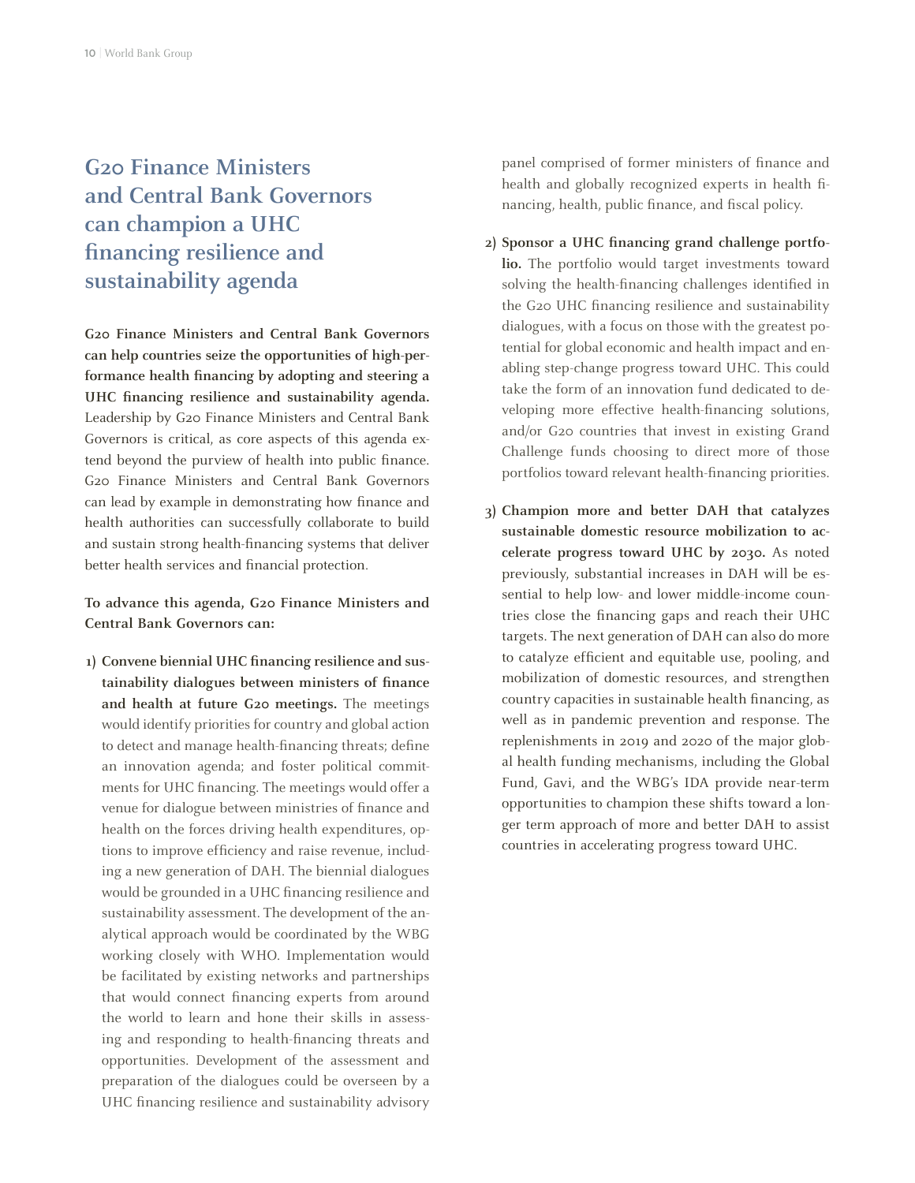## G20 Finance Ministers and Central Bank Governors can champion a UHC financing resilience and sustainability agenda

**G20 Finance Ministers and Central Bank Governors can help countries seize the opportunities of high-performance health financing by adopting and steering a UHC financing resilience and sustainability agenda.** Leadership by G20 Finance Ministers and Central Bank Governors is critical, as core aspects of this agenda extend beyond the purview of health into public finance. G20 Finance Ministers and Central Bank Governors can lead by example in demonstrating how finance and health authorities can successfully collaborate to build and sustain strong health-financing systems that deliver better health services and financial protection.

**To advance this agenda, G20 Finance Ministers and Central Bank Governors can:**

1) **Convene biennial UHC financing resilience and sustainability dialogues between ministers of finance and health at future G20 meetings.** The meetings would identify priorities for country and global action to detect and manage health-financing threats; define an innovation agenda; and foster political commitments for UHC financing. The meetings would offer a venue for dialogue between ministries of finance and health on the forces driving health expenditures, options to improve efficiency and raise revenue, including a new generation of DAH. The biennial dialogues would be grounded in a UHC financing resilience and sustainability assessment. The development of the analytical approach would be coordinated by the WBG working closely with WHO. Implementation would be facilitated by existing networks and partnerships that would connect financing experts from around the world to learn and hone their skills in assessing and responding to health-financing threats and opportunities. Development of the assessment and preparation of the dialogues could be overseen by a UHC financing resilience and sustainability advisory panel comprised of former ministers of finance and health and globally recognized experts in health financing, health, public finance, and fiscal policy.

2) **Sponsor a UHC financing grand challenge portfolio.** The portfolio would target investments toward solving the health-financing challenges identified in the G20 UHC financing resilience and sustainability dialogues, with a focus on those with the greatest potential for global economic and health impact and enabling step-change progress toward UHC. This could take the form of an innovation fund dedicated to developing more effective health-financing solutions, and/or G20 countries that invest in existing Grand Challenge funds choosing to direct more of those portfolios toward relevant health-financing priorities.

3) **Champion more and better DAH that catalyzes sustainable domestic resource mobilization to accelerate progress toward UHC by 2030.** As noted previously, substantial increases in DAH will be essential to help low- and lower middle-income countries close the financing gaps and reach their UHC targets. The next generation of DAH can also do more to catalyze efficient and equitable use, pooling, and mobilization of domestic resources, and strengthen country capacities in sustainable health financing, as well as in pandemic prevention and response. The replenishments in 2019 and 2020 of the major global health funding mechanisms, including the Global Fund, Gavi, and the WBG's IDA provide near-term opportunities to champion these shifts toward a longer term approach of more and better DAH to assist countries in accelerating progress toward UHC.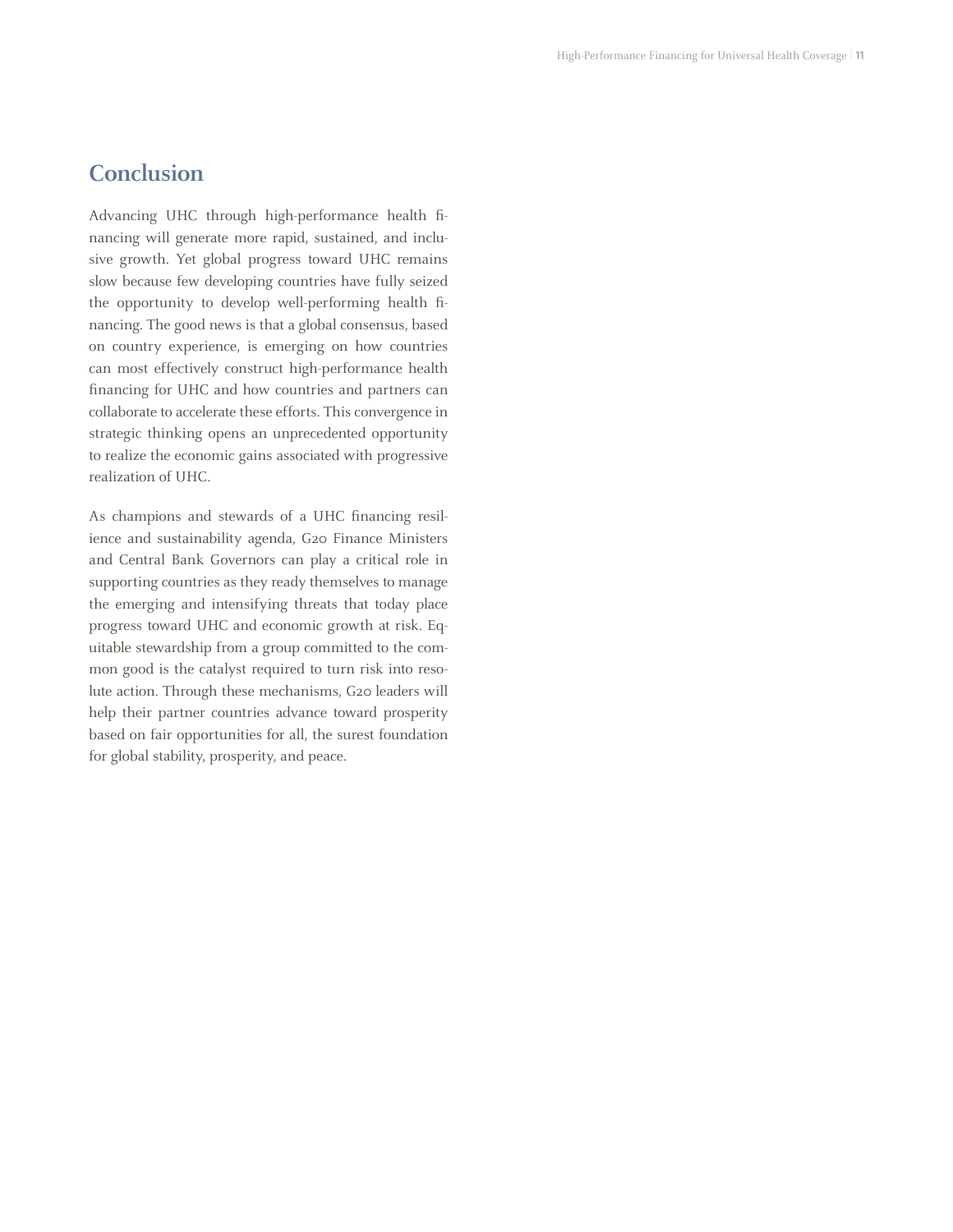## Conclusion

Advancing UHC through high-performance health financing will generate more rapid, sustained, and inclusive growth. Yet global progress toward UHC remains slow because few developing countries have fully seized the opportunity to develop well-performing health financing. The good news is that a global consensus, based on country experience, is emerging on how countries can most effectively construct high-performance health financing for UHC and how countries and partners can collaborate to accelerate these efforts. This convergence in strategic thinking opens an unprecedented opportunity to realize the economic gains associated with progressive realization of UHC.

As champions and stewards of a UHC financing resilience and sustainability agenda, G20 Finance Ministers and Central Bank Governors can play a critical role in supporting countries as they ready themselves to manage the emerging and intensifying threats that today place progress toward UHC and economic growth at risk. Equitable stewardship from a group committed to the common good is the catalyst required to turn risk into resolute action. Through these mechanisms, G20 leaders will help their partner countries advance toward prosperity based on fair opportunities for all, the surest foundation for global stability, prosperity, and peace.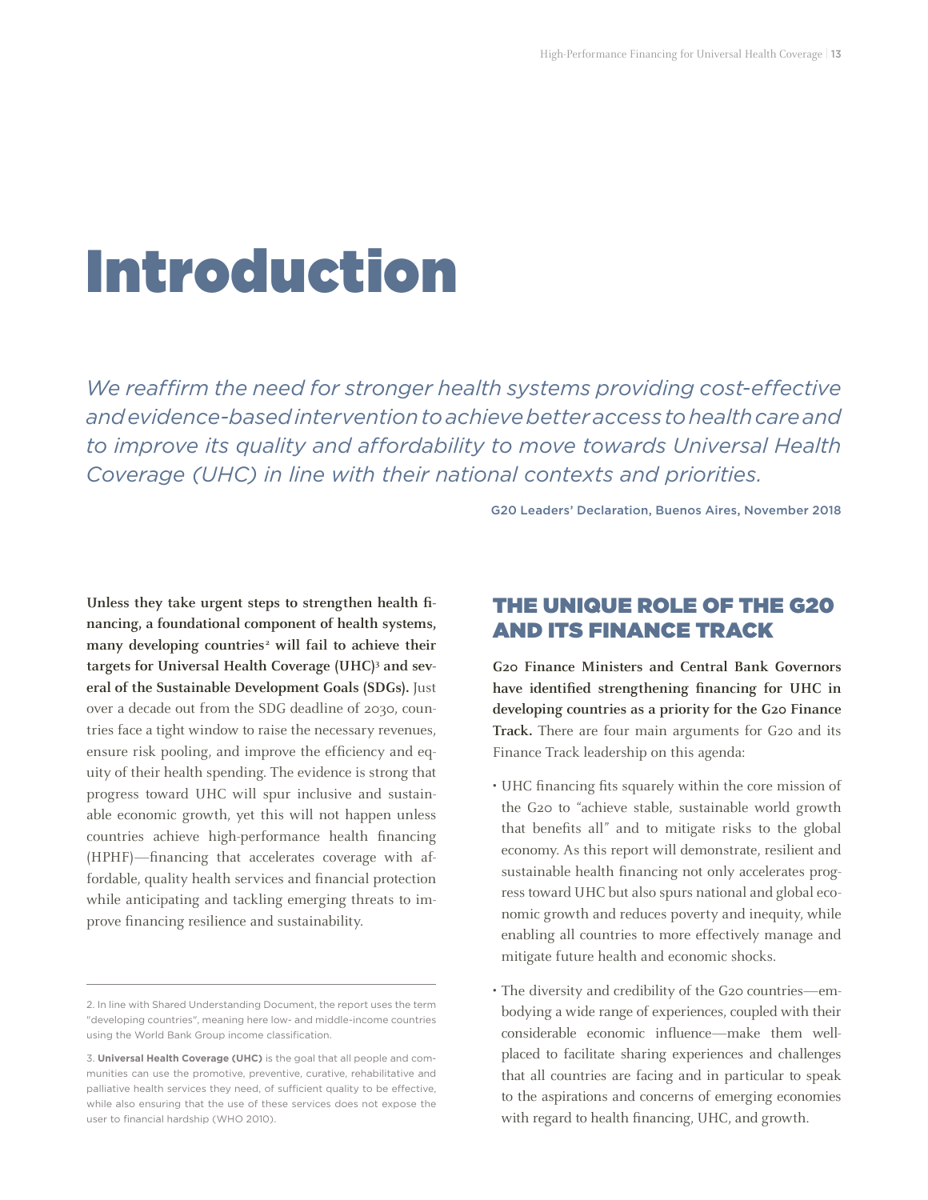# Introduction

*We reaffirm the need for stronger health systems providing cost-effective and evidence-based intervention to achieve better access to health care and to improve its quality and affordability to move towards Universal Health Coverage (UHC) in line with their national contexts and priorities.*

G20 Leaders' Declaration, Buenos Aires, November 2018

**Unless they take urgent steps to strengthen health financing, a foundational component of health systems, many developing countries[2] will fail to achieve their targets for Universal Health Coverage (UHC)[3] and several of the Sustainable Development Goals (SDGs).** Just over a decade out from the SDG deadline of 2030, countries face a tight window to raise the necessary revenues, ensure risk pooling, and improve the efficiency and equity of their health spending. The evidence is strong that progress toward UHC will spur inclusive and sustainable economic growth, yet this will not happen unless countries achieve high-performance health financing (HPHF)—financing that accelerates coverage with affordable, quality health services and financial protection while anticipating and tackling emerging threats to improve financing resilience and sustainability.

2. In line with Shared Understanding Document, the report uses the term "developing countries", meaning here low- and middle-income countries using the World Bank Group income classification.

3. **Universal Health Coverage (UHC)** is the goal that all people and communities can use the promotive, preventive, curative, rehabilitative and palliative health services they need, of sufficient quality to be effective, while also ensuring that the use of these services does not expose the user to financial hardship (WHO 2010).

## THE UNIQUE ROLE OF THE G20 AND ITS FINANCE TRACK

**G20 Finance Ministers and Central Bank Governors have identified strengthening financing for UHC in developing countries as a priority for the G20 Finance Track.** There are four main arguments for G20 and its Finance Track leadership on this agenda:

- UHC financing fits squarely within the core mission of the G20 to "achieve stable, sustainable world growth that benefits all" and to mitigate risks to the global economy. As this report will demonstrate, resilient and sustainable health financing not only accelerates progress toward UHC but also spurs national and global economic growth and reduces poverty and inequity, while enabling all countries to more effectively manage and mitigate future health and economic shocks.
- The diversity and credibility of the G20 countries—embodying a wide range of experiences, coupled with their considerable economic influence—make them well-placed to facilitate sharing experiences and challenges that all countries are facing and in particular to speak to the aspirations and concerns of emerging economies with regard to health financing, UHC, and growth.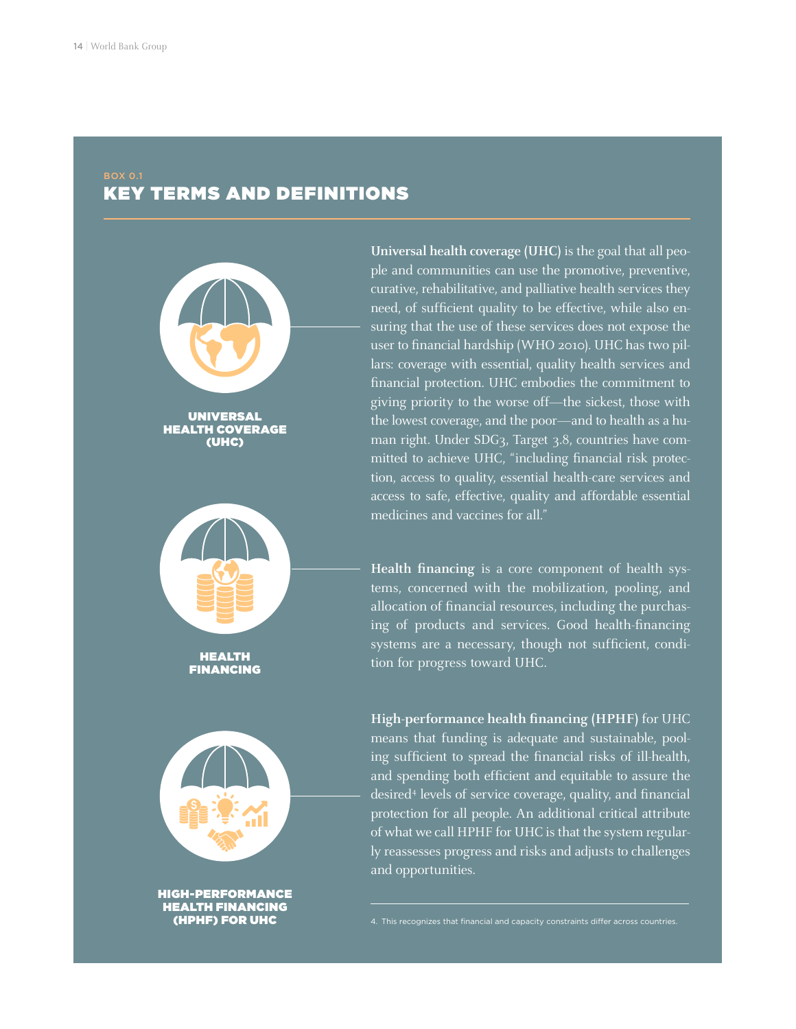BOX 0.1

## KEY TERMS AND DEFINITIONS

**UNIVERSAL HEALTH COVERAGE (UHC)**

**Universal health coverage (UHC)** is the goal that all people and communities can use the promotive, preventive, curative, rehabilitative, and palliative health services they need, of sufficient quality to be effective, while also ensuring that the use of these services does not expose the user to financial hardship (WHO 2010). UHC has two pillars: coverage with essential, quality health services and financial protection. UHC embodies the commitment to giving priority to the worse off—the sickest, those with the lowest coverage, and the poor—and to health as a human right. Under SDG3, Target 3.8, countries have committed to achieve UHC, "including financial risk protection, access to quality, essential health-care services and access to safe, effective, quality and affordable essential medicines and vaccines for all."

**HEALTH FINANCING**

**Health financing** is a core component of health systems, concerned with the mobilization, pooling, and allocation of financial resources, including the purchasing of products and services. Good health-financing systems are a necessary, though not sufficient, condition for progress toward UHC.

**HIGH-PERFORMANCE HEALTH FINANCING (HPHF) FOR UHC**

**High-performance health financing (HPHF)** for UHC means that funding is adequate and sustainable, pooling sufficient to spread the financial risks of ill-health, and spending both efficient and equitable to assure the desired[4] levels of service coverage, quality, and financial protection for all people. An additional critical attribute of what we call HPHF for UHC is that the system regularly reassesses progress and risks and adjusts to challenges and opportunities.

4. This recognizes that financial and capacity constraints differ across countries.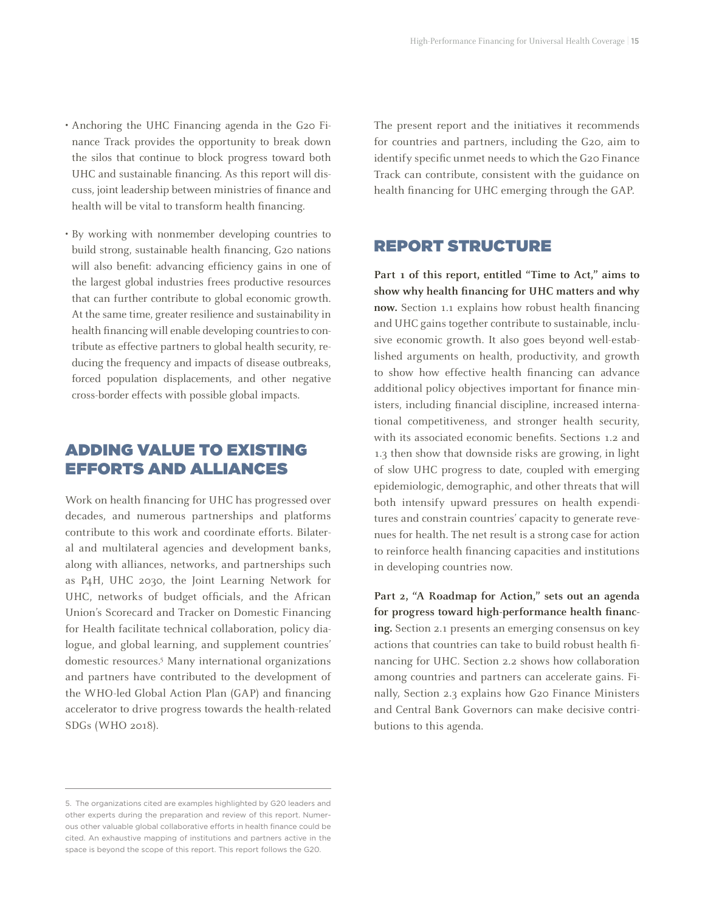- Anchoring the UHC Financing agenda in the G20 Finance Track provides the opportunity to break down the silos that continue to block progress toward both UHC and sustainable financing. As this report will discuss, joint leadership between ministries of finance and health will be vital to transform health financing.
- By working with nonmember developing countries to build strong, sustainable health financing, G20 nations will also benefit: advancing efficiency gains in one of the largest global industries frees productive resources that can further contribute to global economic growth. At the same time, greater resilience and sustainability in health financing will enable developing countries to contribute as effective partners to global health security, reducing the frequency and impacts of disease outbreaks, forced population displacements, and other negative cross-border effects with possible global impacts.

## ADDING VALUE TO EXISTING EFFORTS AND ALLIANCES

Work on health financing for UHC has progressed over decades, and numerous partnerships and platforms contribute to this work and coordinate efforts. Bilateral and multilateral agencies and development banks, along with alliances, networks, and partnerships such as P4H, UHC 2030, the Joint Learning Network for UHC, networks of budget officials, and the African Union's Scorecard and Tracker on Domestic Financing for Health facilitate technical collaboration, policy dialogue, and global learning, and supplement countries' domestic resources.[5] Many international organizations and partners have contributed to the development of the WHO-led Global Action Plan (GAP) and financing accelerator to drive progress towards the health-related SDGs (WHO 2018).

The present report and the initiatives it recommends for countries and partners, including the G20, aim to identify specific unmet needs to which the G20 Finance Track can contribute, consistent with the guidance on health financing for UHC emerging through the GAP.

## REPORT STRUCTURE

**Part 1 of this report, entitled "Time to Act," aims to show why health financing for UHC matters and why now.** Section 1.1 explains how robust health financing and UHC gains together contribute to sustainable, inclusive economic growth. It also goes beyond well-established arguments on health, productivity, and growth to show how effective health financing can advance additional policy objectives important for finance ministers, including financial discipline, increased international competitiveness, and stronger health security, with its associated economic benefits. Sections 1.2 and 1.3 then show that downside risks are growing, in light of slow UHC progress to date, coupled with emerging epidemiologic, demographic, and other threats that will both intensify upward pressures on health expenditures and constrain countries' capacity to generate revenues for health. The net result is a strong case for action to reinforce health financing capacities and institutions in developing countries now.

**Part 2, "A Roadmap for Action," sets out an agenda for progress toward high-performance health financing.** Section 2.1 presents an emerging consensus on key actions that countries can take to build robust health financing for UHC. Section 2.2 shows how collaboration among countries and partners can accelerate gains. Finally, Section 2.3 explains how G20 Finance Ministers and Central Bank Governors can make decisive contributions to this agenda.

---

5. The organizations cited are examples highlighted by G20 leaders and other experts during the preparation and review of this report. Numerous other valuable global collaborative efforts in health finance could be cited. An exhaustive mapping of institutions and partners active in the space is beyond the scope of this report. This report follows the G20.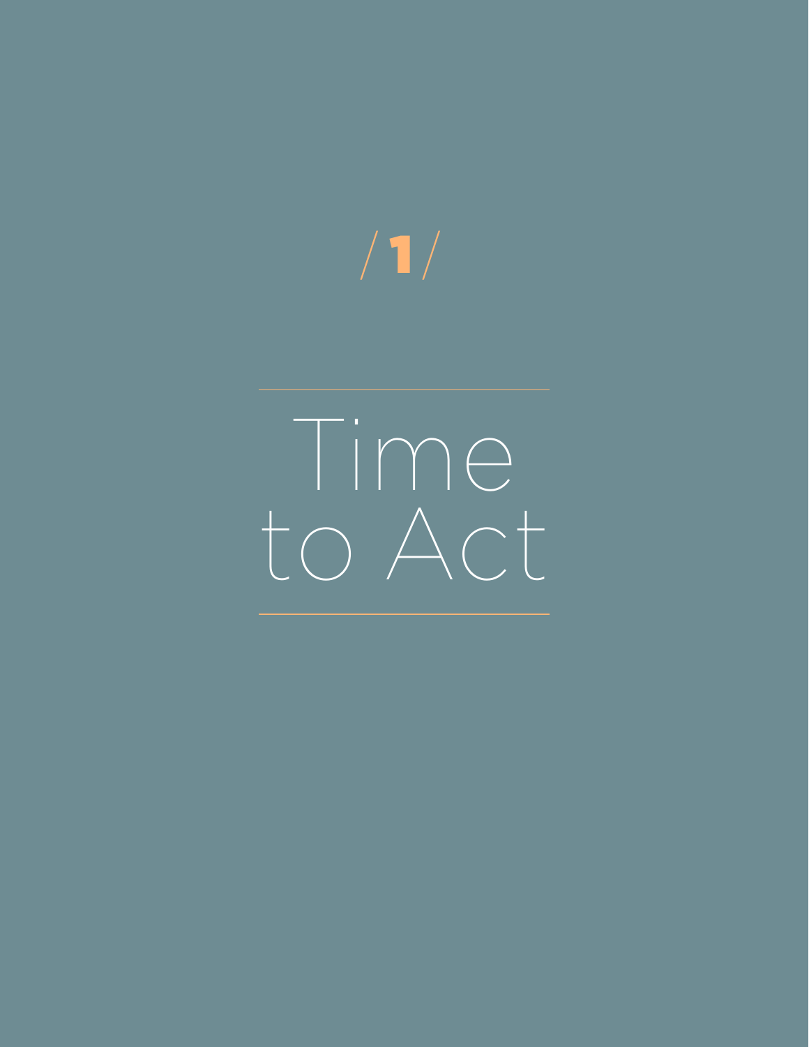/1/

# Time to Act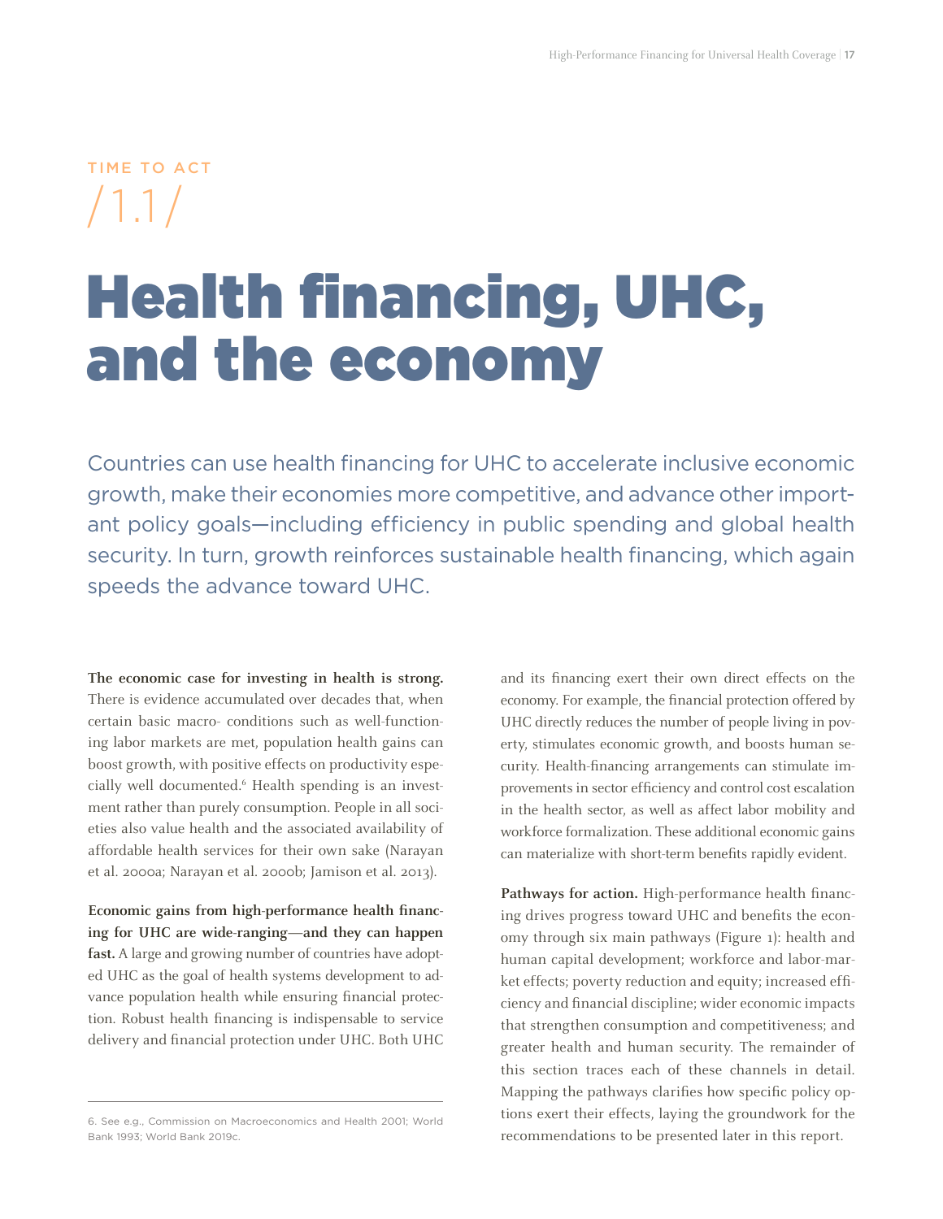TIME TO ACT

/1.1/

# Health financing, UHC, and the economy

Countries can use health financing for UHC to accelerate inclusive economic growth, make their economies more competitive, and advance other important policy goals—including efficiency in public spending and global health security. In turn, growth reinforces sustainable health financing, which again speeds the advance toward UHC.

**The economic case for investing in health is strong.** There is evidence accumulated over decades that, when certain basic macro- conditions such as well-functioning labor markets are met, population health gains can boost growth, with positive effects on productivity especially well documented.[6] Health spending is an investment rather than purely consumption. People in all societies also value health and the associated availability of affordable health services for their own sake (Narayan et al. 2000a; Narayan et al. 2000b; Jamison et al. 2013).

**Economic gains from high-performance health financing for UHC are wide-ranging—and they can happen fast.** A large and growing number of countries have adopted UHC as the goal of health systems development to advance population health while ensuring financial protection. Robust health financing is indispensable to service delivery and financial protection under UHC. Both UHC and its financing exert their own direct effects on the economy. For example, the financial protection offered by UHC directly reduces the number of people living in poverty, stimulates economic growth, and boosts human security. Health-financing arrangements can stimulate improvements in sector efficiency and control cost escalation in the health sector, as well as affect labor mobility and workforce formalization. These additional economic gains can materialize with short-term benefits rapidly evident.

**Pathways for action.** High-performance health financing drives progress toward UHC and benefits the economy through six main pathways (Figure 1): health and human capital development; workforce and labor-market effects; poverty reduction and equity; increased efficiency and financial discipline; wider economic impacts that strengthen consumption and competitiveness; and greater health and human security. The remainder of this section traces each of these channels in detail. Mapping the pathways clarifies how specific policy options exert their effects, laying the groundwork for the recommendations to be presented later in this report.

---

6. See e.g., Commission on Macroeconomics and Health 2001; World Bank 1993; World Bank 2019c.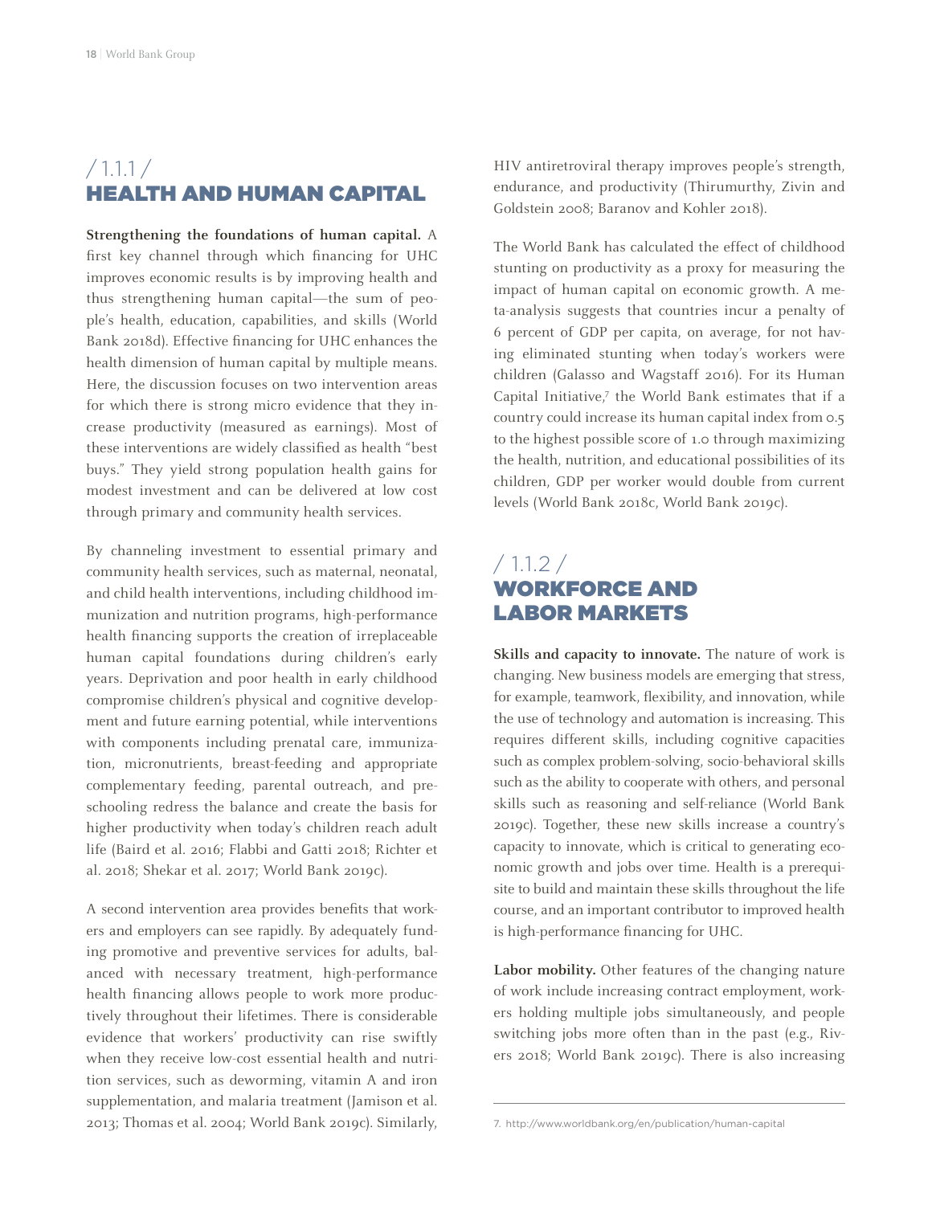## / 1.1.1 / HEALTH AND HUMAN CAPITAL

**Strengthening the foundations of human capital.** A first key channel through which financing for UHC improves economic results is by improving health and thus strengthening human capital—the sum of people's health, education, capabilities, and skills (World Bank 2018d). Effective financing for UHC enhances the health dimension of human capital by multiple means. Here, the discussion focuses on two intervention areas for which there is strong micro evidence that they increase productivity (measured as earnings). Most of these interventions are widely classified as health "best buys." They yield strong population health gains for modest investment and can be delivered at low cost through primary and community health services.

By channeling investment to essential primary and community health services, such as maternal, neonatal, and child health interventions, including childhood immunization and nutrition programs, high-performance health financing supports the creation of irreplaceable human capital foundations during children's early years. Deprivation and poor health in early childhood compromise children's physical and cognitive development and future earning potential, while interventions with components including prenatal care, immunization, micronutrients, breast-feeding and appropriate complementary feeding, parental outreach, and preschooling redress the balance and create the basis for higher productivity when today's children reach adult life (Baird et al. 2016; Flabbi and Gatti 2018; Richter et al. 2018; Shekar et al. 2017; World Bank 2019c).

A second intervention area provides benefits that workers and employers can see rapidly. By adequately funding promotive and preventive services for adults, balanced with necessary treatment, high-performance health financing allows people to work more productively throughout their lifetimes. There is considerable evidence that workers' productivity can rise swiftly when they receive low-cost essential health and nutrition services, such as deworming, vitamin A and iron supplementation, and malaria treatment (Jamison et al. 2013; Thomas et al. 2004; World Bank 2019c). Similarly, HIV antiretroviral therapy improves people's strength, endurance, and productivity (Thirumurthy, Zivin and Goldstein 2008; Baranov and Kohler 2018).

The World Bank has calculated the effect of childhood stunting on productivity as a proxy for measuring the impact of human capital on economic growth. A meta-analysis suggests that countries incur a penalty of 6 percent of GDP per capita, on average, for not having eliminated stunting when today's workers were children (Galasso and Wagstaff 2016). For its Human Capital Initiative,[7] the World Bank estimates that if a country could increase its human capital index from 0.5 to the highest possible score of 1.0 through maximizing the health, nutrition, and educational possibilities of its children, GDP per worker would double from current levels (World Bank 2018c, World Bank 2019c).

## / 1.1.2 / WORKFORCE AND LABOR MARKETS

**Skills and capacity to innovate.** The nature of work is changing. New business models are emerging that stress, for example, teamwork, flexibility, and innovation, while the use of technology and automation is increasing. This requires different skills, including cognitive capacities such as complex problem-solving, socio-behavioral skills such as the ability to cooperate with others, and personal skills such as reasoning and self-reliance (World Bank 2019c). Together, these new skills increase a country's capacity to innovate, which is critical to generating economic growth and jobs over time. Health is a prerequisite to build and maintain these skills throughout the life course, and an important contributor to improved health is high-performance financing for UHC.

**Labor mobility.** Other features of the changing nature of work include increasing contract employment, workers holding multiple jobs simultaneously, and people switching jobs more often than in the past (e.g., Rivers 2018; World Bank 2019c). There is also increasing

7. http://www.worldbank.org/en/publication/human-capital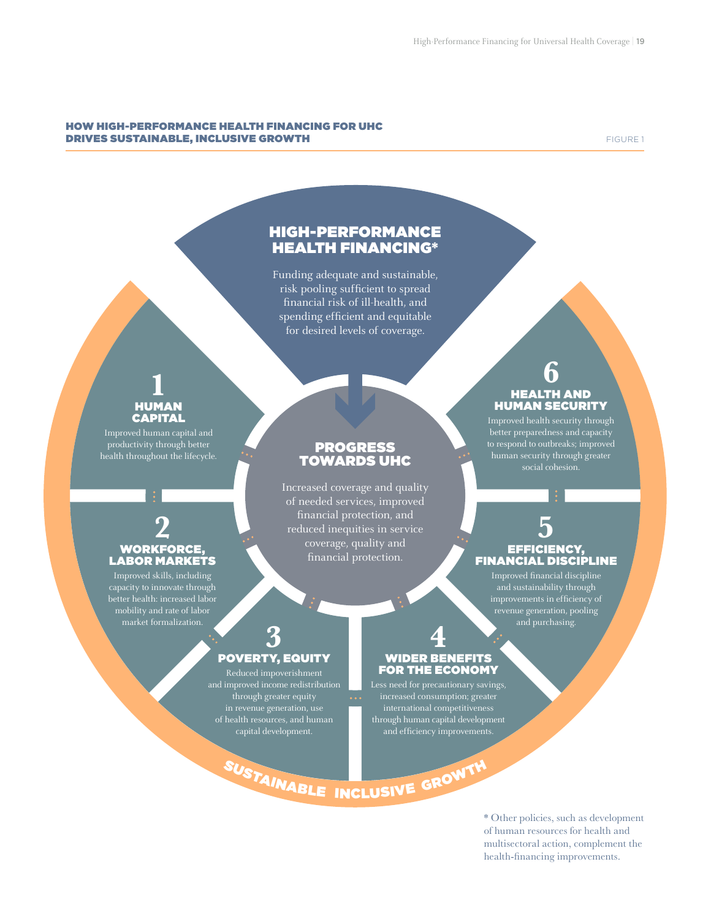## HOW HIGH-PERFORMANCE HEALTH FINANCING FOR UHC DRIVES SUSTAINABLE, INCLUSIVE GROWTH

FIGURE 1

### HIGH-PERFORMANCE HEALTH FINANCING*

Funding adequate and sustainable, risk pooling sufficient to spread financial risk of ill-health, and spending efficient and equitable for desired levels of coverage.

### PROGRESS TOWARDS UHC

Increased coverage and quality of needed services, improved financial protection, and reduced inequities in service coverage, quality and financial protection.

### 1 HUMAN CAPITAL

Improved human capital and productivity through better health throughout the lifecycle.

### 2 WORKFORCE, LABOR MARKETS

Improved skills, including capacity to innovate through better health: increased labor mobility and rate of labor market formalization.

### 3 POVERTY, EQUITY

Reduced impoverishment and improved income redistribution through greater equity in revenue generation, use of health resources, and human capital development.

### 4 WIDER BENEFITS FOR THE ECONOMY

Less need for precautionary savings, increased consumption; greater international competitiveness through human capital development and efficiency improvements.

### 5 EFFICIENCY, FINANCIAL DISCIPLINE

Improved financial discipline and sustainability through improvements in efficiency of revenue generation, pooling and purchasing.

### 6 HEALTH AND HUMAN SECURITY

Improved health security through better preparedness and capacity to respond to outbreaks; improved human security through greater social cohesion.

SUSTAINABLE INCLUSIVE GROWTH

* Other policies, such as development of human resources for health and multisectoral action, complement the health-financing improvements.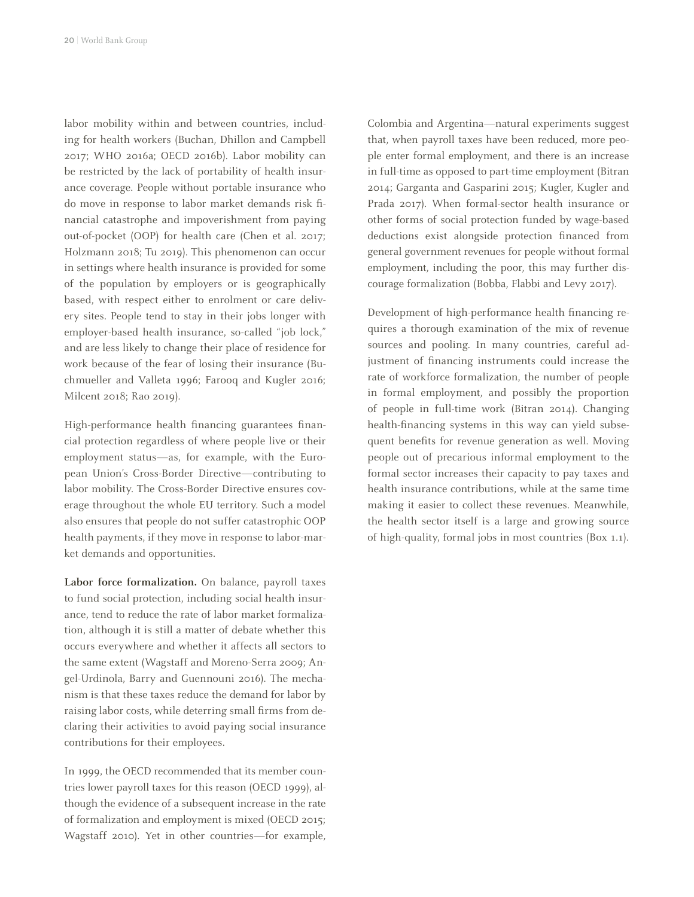labor mobility within and between countries, including for health workers (Buchan, Dhillon and Campbell 2017; WHO 2016a; OECD 2016b). Labor mobility can be restricted by the lack of portability of health insurance coverage. People without portable insurance who do move in response to labor market demands risk financial catastrophe and impoverishment from paying out-of-pocket (OOP) for health care (Chen et al. 2017; Holzmann 2018; Tu 2019). This phenomenon can occur in settings where health insurance is provided for some of the population by employers or is geographically based, with respect either to enrolment or care delivery sites. People tend to stay in their jobs longer with employer-based health insurance, so-called "job lock," and are less likely to change their place of residence for work because of the fear of losing their insurance (Buchmueller and Valleta 1996; Farooq and Kugler 2016; Milcent 2018; Rao 2019).

High-performance health financing guarantees financial protection regardless of where people live or their employment status—as, for example, with the European Union's Cross-Border Directive—contributing to labor mobility. The Cross-Border Directive ensures coverage throughout the whole EU territory. Such a model also ensures that people do not suffer catastrophic OOP health payments, if they move in response to labor-market demands and opportunities.

**Labor force formalization.** On balance, payroll taxes to fund social protection, including social health insurance, tend to reduce the rate of labor market formalization, although it is still a matter of debate whether this occurs everywhere and whether it affects all sectors to the same extent (Wagstaff and Moreno-Serra 2009; Angel-Urdinola, Barry and Guennouni 2016). The mechanism is that these taxes reduce the demand for labor by raising labor costs, while deterring small firms from declaring their activities to avoid paying social insurance contributions for their employees.

In 1999, the OECD recommended that its member countries lower payroll taxes for this reason (OECD 1999), although the evidence of a subsequent increase in the rate of formalization and employment is mixed (OECD 2015; Wagstaff 2010). Yet in other countries—for example, Colombia and Argentina—natural experiments suggest that, when payroll taxes have been reduced, more people enter formal employment, and there is an increase in full-time as opposed to part-time employment (Bitran 2014; Garganta and Gasparini 2015; Kugler, Kugler and Prada 2017). When formal-sector health insurance or other forms of social protection funded by wage-based deductions exist alongside protection financed from general government revenues for people without formal employment, including the poor, this may further discourage formalization (Bobba, Flabbi and Levy 2017).

Development of high-performance health financing requires a thorough examination of the mix of revenue sources and pooling. In many countries, careful adjustment of financing instruments could increase the rate of workforce formalization, the number of people in formal employment, and possibly the proportion of people in full-time work (Bitran 2014). Changing health-financing systems in this way can yield subsequent benefits for revenue generation as well. Moving people out of precarious informal employment to the formal sector increases their capacity to pay taxes and health insurance contributions, while at the same time making it easier to collect these revenues. Meanwhile, the health sector itself is a large and growing source of high-quality, formal jobs in most countries (Box 1.1).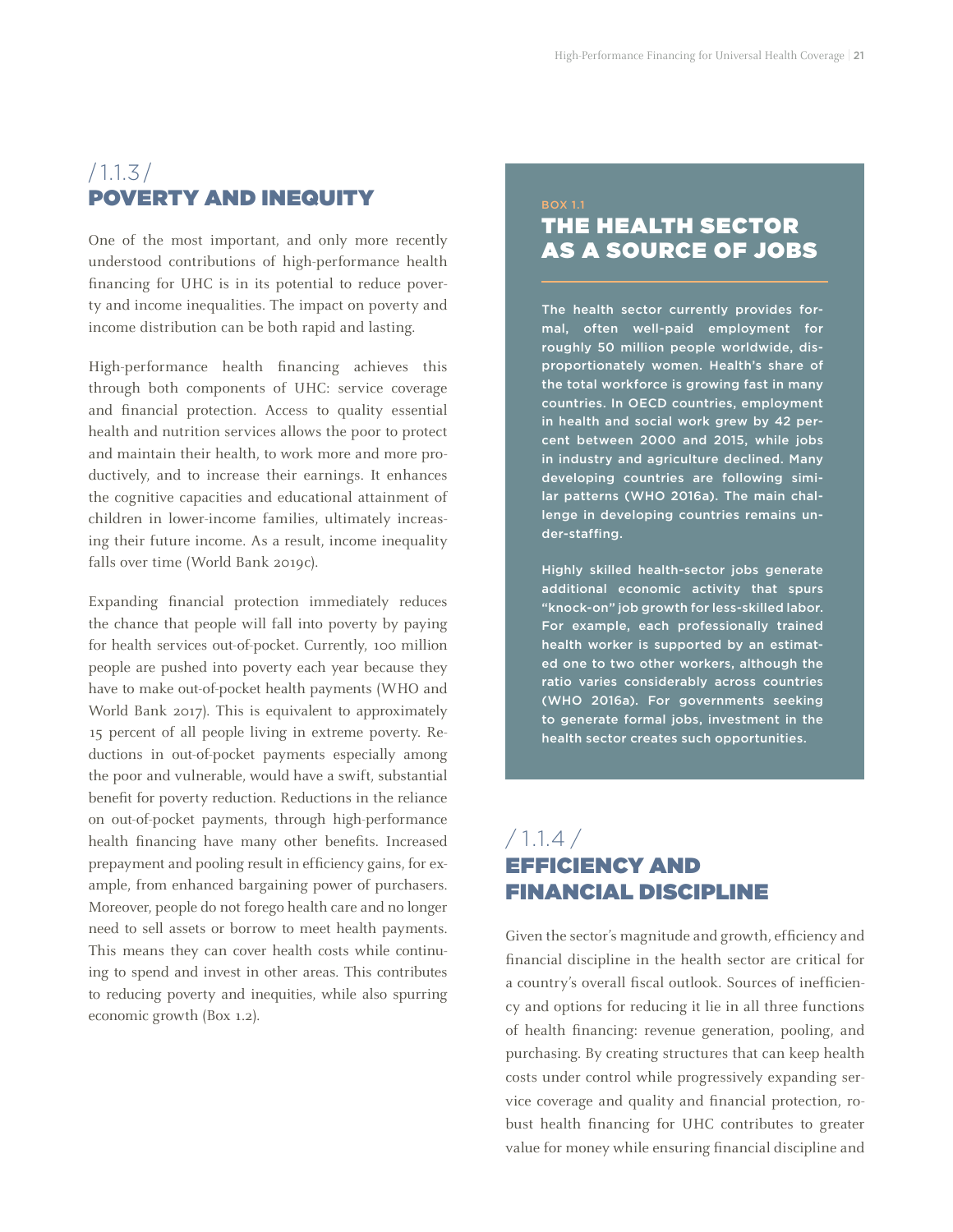## / 1.1.3 / POVERTY AND INEQUITY

One of the most important, and only more recently understood contributions of high-performance health financing for UHC is in its potential to reduce poverty and income inequalities. The impact on poverty and income distribution can be both rapid and lasting.

High-performance health financing achieves this through both components of UHC: service coverage and financial protection. Access to quality essential health and nutrition services allows the poor to protect and maintain their health, to work more and more productively, and to increase their earnings. It enhances the cognitive capacities and educational attainment of children in lower-income families, ultimately increasing their future income. As a result, income inequality falls over time (World Bank 2019c).

Expanding financial protection immediately reduces the chance that people will fall into poverty by paying for health services out-of-pocket. Currently, 100 million people are pushed into poverty each year because they have to make out-of-pocket health payments (WHO and World Bank 2017). This is equivalent to approximately 15 percent of all people living in extreme poverty. Reductions in out-of-pocket payments especially among the poor and vulnerable, would have a swift, substantial benefit for poverty reduction. Reductions in the reliance on out-of-pocket payments, through high-performance health financing have many other benefits. Increased prepayment and pooling result in efficiency gains, for example, from enhanced bargaining power of purchasers. Moreover, people do not forego health care and no longer need to sell assets or borrow to meet health payments. This means they can cover health costs while continuing to spend and invest in other areas. This contributes to reducing poverty and inequities, while also spurring economic growth (Box 1.2).

BOX 1.1

### THE HEALTH SECTOR AS A SOURCE OF JOBS

The health sector currently provides formal, often well-paid employment for roughly 50 million people worldwide, disproportionately women. Health's share of the total workforce is growing fast in many countries. In OECD countries, employment in health and social work grew by 42 percent between 2000 and 2015, while jobs in industry and agriculture declined. Many developing countries are following similar patterns (WHO 2016a). The main challenge in developing countries remains under-staffing.

Highly skilled health-sector jobs generate additional economic activity that spurs "knock-on" job growth for less-skilled labor. For example, each professionally trained health worker is supported by an estimated one to two other workers, although the ratio varies considerably across countries (WHO 2016a). For governments seeking to generate formal jobs, investment in the health sector creates such opportunities.

## / 1.1.4 / EFFICIENCY AND FINANCIAL DISCIPLINE

Given the sector's magnitude and growth, efficiency and financial discipline in the health sector are critical for a country's overall fiscal outlook. Sources of inefficiency and options for reducing it lie in all three functions of health financing: revenue generation, pooling, and purchasing. By creating structures that can keep health costs under control while progressively expanding service coverage and quality and financial protection, robust health financing for UHC contributes to greater value for money while ensuring financial discipline and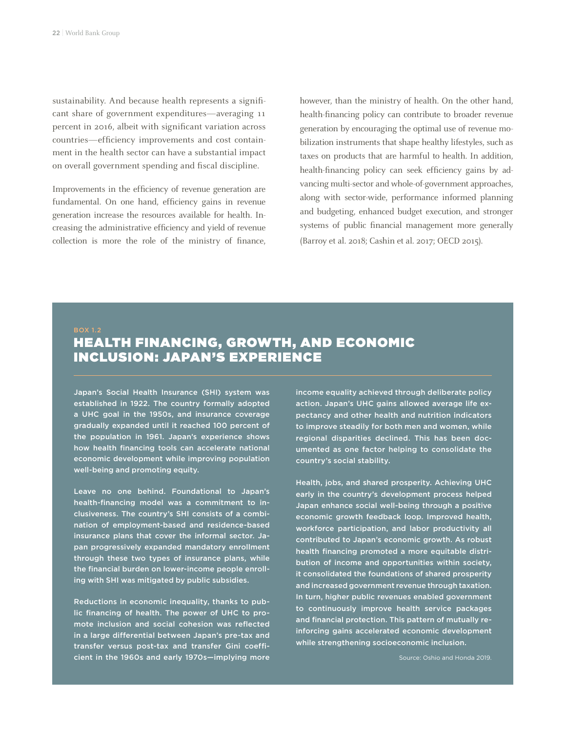sustainability. And because health represents a significant share of government expenditures—averaging 11 percent in 2016, albeit with significant variation across countries—efficiency improvements and cost containment in the health sector can have a substantial impact on overall government spending and fiscal discipline.

Improvements in the efficiency of revenue generation are fundamental. On one hand, efficiency gains in revenue generation increase the resources available for health. Increasing the administrative efficiency and yield of revenue collection is more the role of the ministry of finance, however, than the ministry of health. On the other hand, health-financing policy can contribute to broader revenue generation by encouraging the optimal use of revenue mobilization instruments that shape healthy lifestyles, such as taxes on products that are harmful to health. In addition, health-financing policy can seek efficiency gains by advancing multi-sector and whole-of-government approaches, along with sector-wide, performance informed planning and budgeting, enhanced budget execution, and stronger systems of public financial management more generally (Barroy et al. 2018; Cashin et al. 2017; OECD 2015).

BOX 1.2

## HEALTH FINANCING, GROWTH, AND ECONOMIC INCLUSION: JAPAN'S EXPERIENCE

Japan's Social Health Insurance (SHI) system was established in 1922. The country formally adopted a UHC goal in the 1950s, and insurance coverage gradually expanded until it reached 100 percent of the population in 1961. Japan's experience shows how health financing tools can accelerate national economic development while improving population well-being and promoting equity.

Leave no one behind. Foundational to Japan's health-financing model was a commitment to inclusiveness. The country's SHI consists of a combination of employment-based and residence-based insurance plans that cover the informal sector. Japan progressively expanded mandatory enrollment through these two types of insurance plans, while the financial burden on lower-income people enrolling with SHI was mitigated by public subsidies.

Reductions in economic inequality, thanks to public financing of health. The power of UHC to promote inclusion and social cohesion was reflected in a large differential between Japan's pre-tax and transfer versus post-tax and transfer Gini coefficient in the 1960s and early 1970s—implying more income equality achieved through deliberate policy action. Japan's UHC gains allowed average life expectancy and other health and nutrition indicators to improve steadily for both men and women, while regional disparities declined. This has been documented as one factor helping to consolidate the country's social stability.

Health, jobs, and shared prosperity. Achieving UHC early in the country's development process helped Japan enhance social well-being through a positive economic growth feedback loop. Improved health, workforce participation, and labor productivity all contributed to Japan's economic growth. As robust health financing promoted a more equitable distribution of income and opportunities within society, it consolidated the foundations of shared prosperity and increased government revenue through taxation. In turn, higher public revenues enabled government to continuously improve health service packages and financial protection. This pattern of mutually reinforcing gains accelerated economic development while strengthening socioeconomic inclusion.

Source: Oshio and Honda 2019.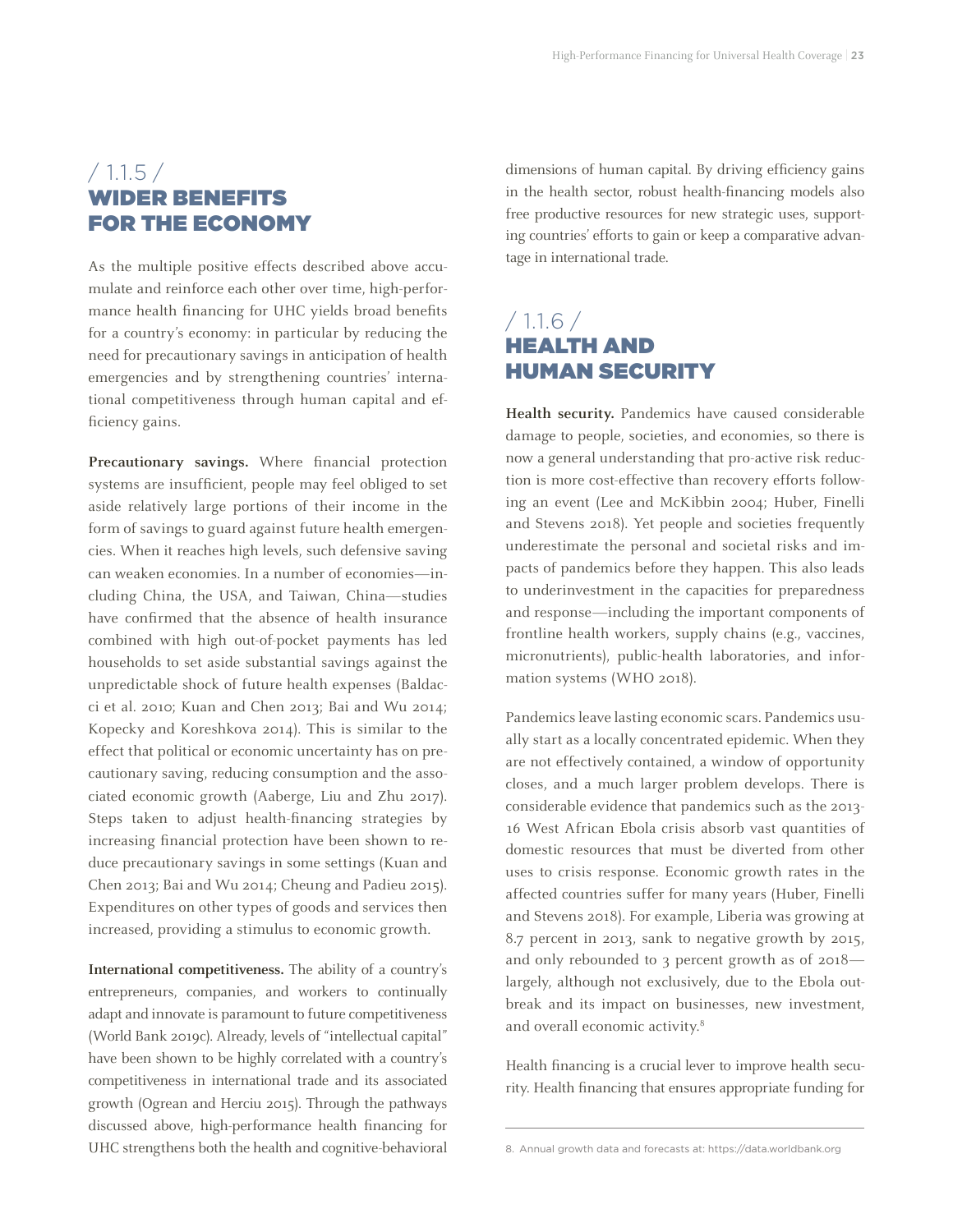## / 1.1.5 / WIDER BENEFITS FOR THE ECONOMY

As the multiple positive effects described above accumulate and reinforce each other over time, high-performance health financing for UHC yields broad benefits for a country's economy: in particular by reducing the need for precautionary savings in anticipation of health emergencies and by strengthening countries' international competitiveness through human capital and efficiency gains.

**Precautionary savings.** Where financial protection systems are insufficient, people may feel obliged to set aside relatively large portions of their income in the form of savings to guard against future health emergencies. When it reaches high levels, such defensive saving can weaken economies. In a number of economies—including China, the USA, and Taiwan, China—studies have confirmed that the absence of health insurance combined with high out-of-pocket payments has led households to set aside substantial savings against the unpredictable shock of future health expenses (Baldacci et al. 2010; Kuan and Chen 2013; Bai and Wu 2014; Kopecky and Koreshkova 2014). This is similar to the effect that political or economic uncertainty has on precautionary saving, reducing consumption and the associated economic growth (Aaberge, Liu and Zhu 2017). Steps taken to adjust health-financing strategies by increasing financial protection have been shown to reduce precautionary savings in some settings (Kuan and Chen 2013; Bai and Wu 2014; Cheung and Padieu 2015). Expenditures on other types of goods and services then increased, providing a stimulus to economic growth.

**International competitiveness.** The ability of a country's entrepreneurs, companies, and workers to continually adapt and innovate is paramount to future competitiveness (World Bank 2019c). Already, levels of "intellectual capital" have been shown to be highly correlated with a country's competitiveness in international trade and its associated growth (Ogrean and Herciu 2015). Through the pathways discussed above, high-performance health financing for UHC strengthens both the health and cognitive-behavioral dimensions of human capital. By driving efficiency gains in the health sector, robust health-financing models also free productive resources for new strategic uses, supporting countries' efforts to gain or keep a comparative advantage in international trade.

## / 1.1.6 / HEALTH AND HUMAN SECURITY

**Health security.** Pandemics have caused considerable damage to people, societies, and economies, so there is now a general understanding that pro-active risk reduction is more cost-effective than recovery efforts following an event (Lee and McKibbin 2004; Huber, Finelli and Stevens 2018). Yet people and societies frequently underestimate the personal and societal risks and impacts of pandemics before they happen. This also leads to underinvestment in the capacities for preparedness and response—including the important components of frontline health workers, supply chains (e.g., vaccines, micronutrients), public-health laboratories, and information systems (WHO 2018).

Pandemics leave lasting economic scars. Pandemics usually start as a locally concentrated epidemic. When they are not effectively contained, a window of opportunity closes, and a much larger problem develops. There is considerable evidence that pandemics such as the 2013-16 West African Ebola crisis absorb vast quantities of domestic resources that must be diverted from other uses to crisis response. Economic growth rates in the affected countries suffer for many years (Huber, Finelli and Stevens 2018). For example, Liberia was growing at 8.7 percent in 2013, sank to negative growth by 2015, and only rebounded to 3 percent growth as of 2018—largely, although not exclusively, due to the Ebola outbreak and its impact on businesses, new investment, and overall economic activity.[8]

Health financing is a crucial lever to improve health security. Health financing that ensures appropriate funding for

8. Annual growth data and forecasts at: https://data.worldbank.org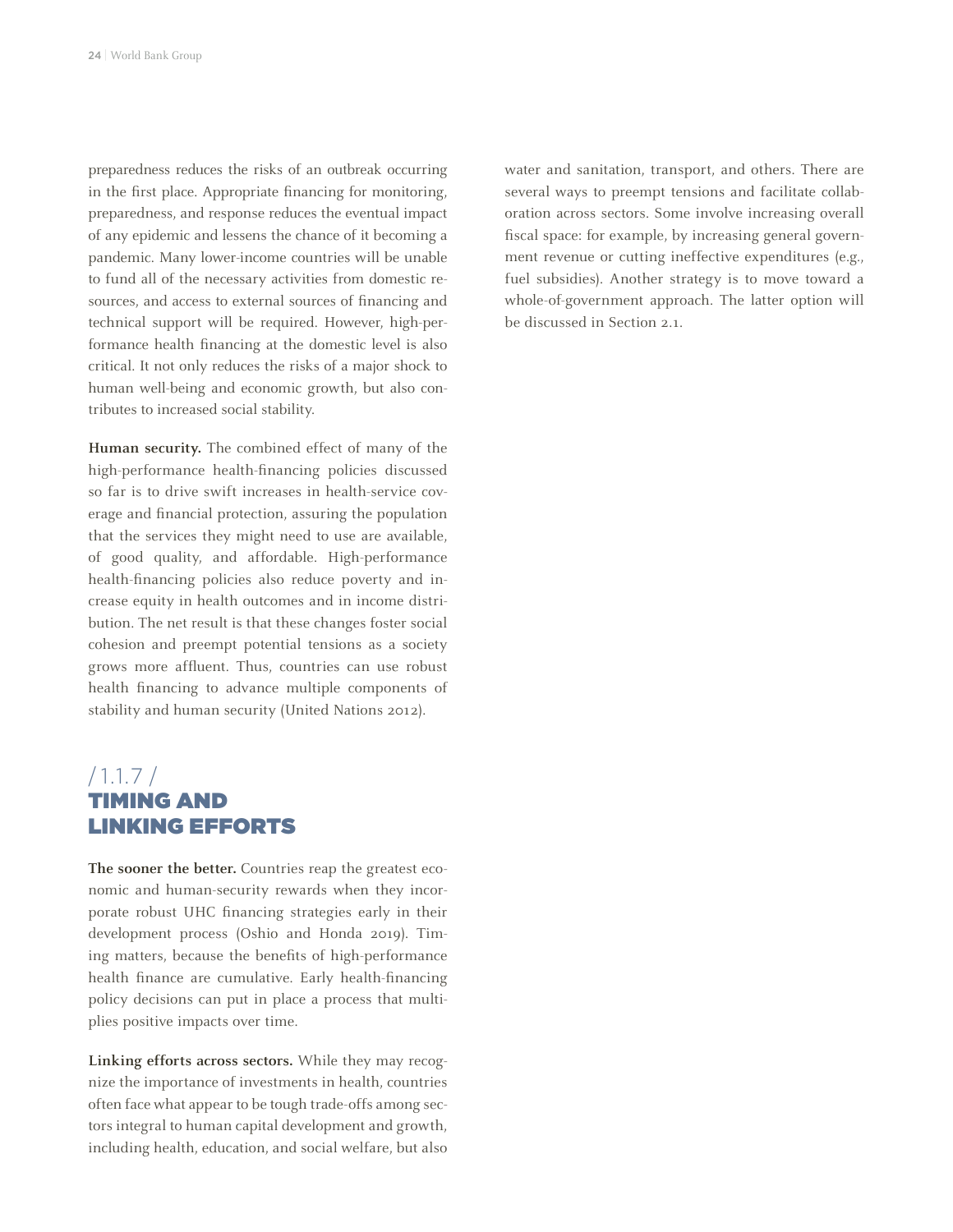preparedness reduces the risks of an outbreak occurring in the first place. Appropriate financing for monitoring, preparedness, and response reduces the eventual impact of any epidemic and lessens the chance of it becoming a pandemic. Many lower-income countries will be unable to fund all of the necessary activities from domestic resources, and access to external sources of financing and technical support will be required. However, high-performance health financing at the domestic level is also critical. It not only reduces the risks of a major shock to human well-being and economic growth, but also contributes to increased social stability.

**Human security.** The combined effect of many of the high-performance health-financing policies discussed so far is to drive swift increases in health-service coverage and financial protection, assuring the population that the services they might need to use are available, of good quality, and affordable. High-performance health-financing policies also reduce poverty and increase equity in health outcomes and in income distribution. The net result is that these changes foster social cohesion and preempt potential tensions as a society grows more affluent. Thus, countries can use robust health financing to advance multiple components of stability and human security (United Nations 2012).

## / 1.1.7 / TIMING AND LINKING EFFORTS

**The sooner the better.** Countries reap the greatest economic and human-security rewards when they incorporate robust UHC financing strategies early in their development process (Oshio and Honda 2019). Timing matters, because the benefits of high-performance health finance are cumulative. Early health-financing policy decisions can put in place a process that multiplies positive impacts over time.

**Linking efforts across sectors.** While they may recognize the importance of investments in health, countries often face what appear to be tough trade-offs among sectors integral to human capital development and growth, including health, education, and social welfare, but also water and sanitation, transport, and others. There are several ways to preempt tensions and facilitate collaboration across sectors. Some involve increasing overall fiscal space: for example, by increasing general government revenue or cutting ineffective expenditures (e.g., fuel subsidies). Another strategy is to move toward a whole-of-government approach. The latter option will be discussed in Section 2.1.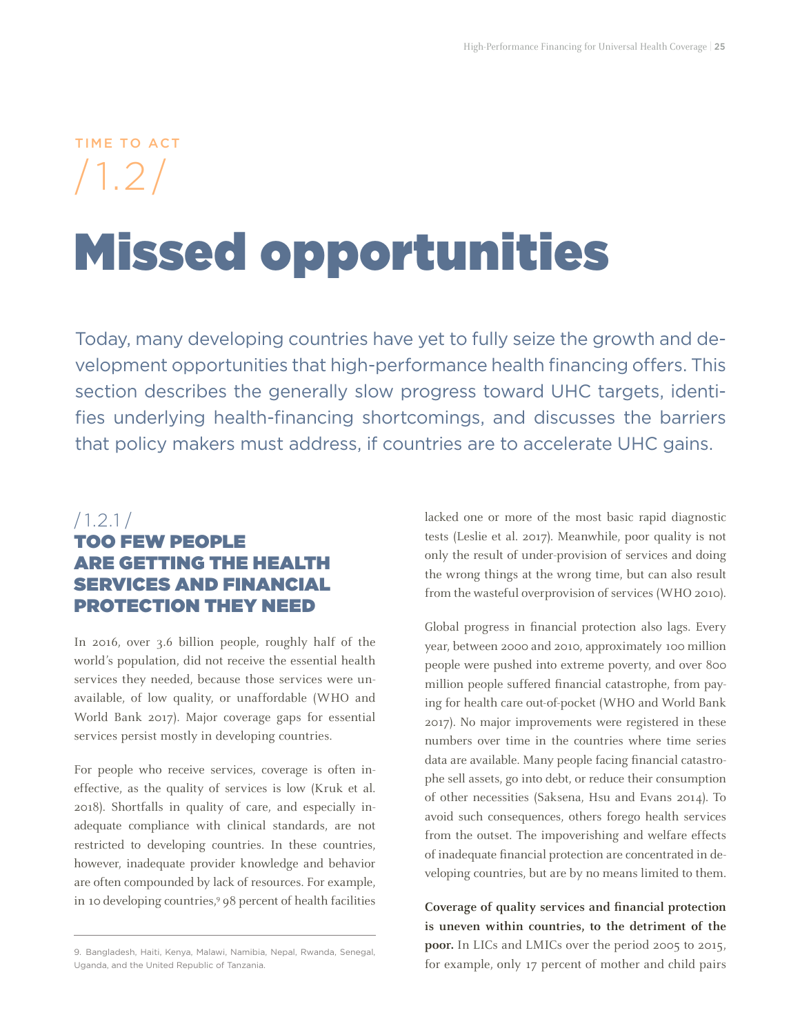TIME TO ACT

/1.2/

# Missed opportunities

Today, many developing countries have yet to fully seize the growth and development opportunities that high-performance health financing offers. This section describes the generally slow progress toward UHC targets, identifies underlying health-financing shortcomings, and discusses the barriers that policy makers must address, if countries are to accelerate UHC gains.

## /1.2.1/ TOO FEW PEOPLE ARE GETTING THE HEALTH SERVICES AND FINANCIAL PROTECTION THEY NEED

In 2016, over 3.6 billion people, roughly half of the world's population, did not receive the essential health services they needed, because those services were unavailable, of low quality, or unaffordable (WHO and World Bank 2017). Major coverage gaps for essential services persist mostly in developing countries.

For people who receive services, coverage is often ineffective, as the quality of services is low (Kruk et al. 2018). Shortfalls in quality of care, and especially inadequate compliance with clinical standards, are not restricted to developing countries. In these countries, however, inadequate provider knowledge and behavior are often compounded by lack of resources. For example, in 10 developing countries,[9] 98 percent of health facilities lacked one or more of the most basic rapid diagnostic tests (Leslie et al. 2017). Meanwhile, poor quality is not only the result of under-provision of services and doing the wrong things at the wrong time, but can also result from the wasteful overprovision of services (WHO 2010).

Global progress in financial protection also lags. Every year, between 2000 and 2010, approximately 100 million people were pushed into extreme poverty, and over 800 million people suffered financial catastrophe, from paying for health care out-of-pocket (WHO and World Bank 2017). No major improvements were registered in these numbers over time in the countries where time series data are available. Many people facing financial catastrophe sell assets, go into debt, or reduce their consumption of other necessities (Saksena, Hsu and Evans 2014). To avoid such consequences, others forego health services from the outset. The impoverishing and welfare effects of inadequate financial protection are concentrated in developing countries, but are by no means limited to them.

**Coverage of quality services and financial protection is uneven within countries, to the detriment of the poor.** In LICs and LMICs over the period 2005 to 2015, for example, only 17 percent of mother and child pairs

9. Bangladesh, Haiti, Kenya, Malawi, Namibia, Nepal, Rwanda, Senegal, Uganda, and the United Republic of Tanzania.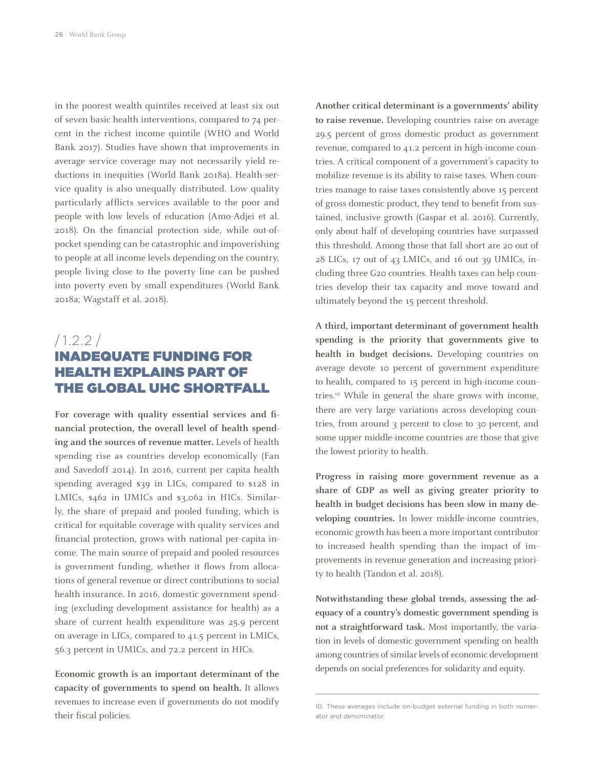in the poorest wealth quintiles received at least six out of seven basic health interventions, compared to 74 percent in the richest income quintile (WHO and World Bank 2017). Studies have shown that improvements in average service coverage may not necessarily yield reductions in inequities (World Bank 2018a). Health-service quality is also unequally distributed. Low quality particularly afflicts services available to the poor and people with low levels of education (Amo-Adjei et al. 2018). On the financial protection side, while out-of-pocket spending can be catastrophic and impoverishing to people at all income levels depending on the country, people living close to the poverty line can be pushed into poverty even by small expenditures (World Bank 2018a; Wagstaff et al. 2018).

## / 1.2.2 / INADEQUATE FUNDING FOR HEALTH EXPLAINS PART OF THE GLOBAL UHC SHORTFALL

**For coverage with quality essential services and financial protection, the overall level of health spending and the sources of revenue matter.** Levels of health spending rise as countries develop economically (Fan and Savedoff 2014). In 2016, current per capita health spending averaged \$39 in LICs, compared to \$128 in LMICs, \$462 in UMICs and \$3,062 in HICs. Similarly, the share of prepaid and pooled funding, which is critical for equitable coverage with quality services and financial protection, grows with national per-capita income. The main source of prepaid and pooled resources is government funding, whether it flows from allocations of general revenue or direct contributions to social health insurance. In 2016, domestic government spending (excluding development assistance for health) as a share of current health expenditure was 25.9 percent on average in LICs, compared to 41.5 percent in LMICs, 56.3 percent in UMICs, and 72.2 percent in HICs.

**Economic growth is an important determinant of the capacity of governments to spend on health.** It allows revenues to increase even if governments do not modify their fiscal policies.

**Another critical determinant is a governments' ability to raise revenue.** Developing countries raise on average 29.5 percent of gross domestic product as government revenue, compared to 41.2 percent in high-income countries. A critical component of a government's capacity to mobilize revenue is its ability to raise taxes. When countries manage to raise taxes consistently above 15 percent of gross domestic product, they tend to benefit from sustained, inclusive growth (Gaspar et al. 2016). Currently, only about half of developing countries have surpassed this threshold. Among those that fall short are 20 out of 28 LICs, 17 out of 43 LMICs, and 16 out 39 UMICs, including three G20 countries. Health taxes can help countries develop their tax capacity and move toward and ultimately beyond the 15 percent threshold.

**A third, important determinant of government health spending is the priority that governments give to health in budget decisions.** Developing countries on average devote 10 percent of government expenditure to health, compared to 15 percent in high-income countries.[10] While in general the share grows with income, there are very large variations across developing countries, from around 3 percent to close to 30 percent, and some upper middle-income countries are those that give the lowest priority to health.

**Progress in raising more government revenue as a share of GDP as well as giving greater priority to health in budget decisions has been slow in many developing countries.** In lower middle-income countries, economic growth has been a more important contributor to increased health spending than the impact of improvements in revenue generation and increasing priority to health (Tandon et al. 2018).

**Notwithstanding these global trends, assessing the adequacy of a country's domestic government spending is not a straightforward task.** Most importantly, the variation in levels of domestic government spending on health among countries of similar levels of economic development depends on social preferences for solidarity and equity.

---

10. These averages include on-budget external funding in both numerator and denominator.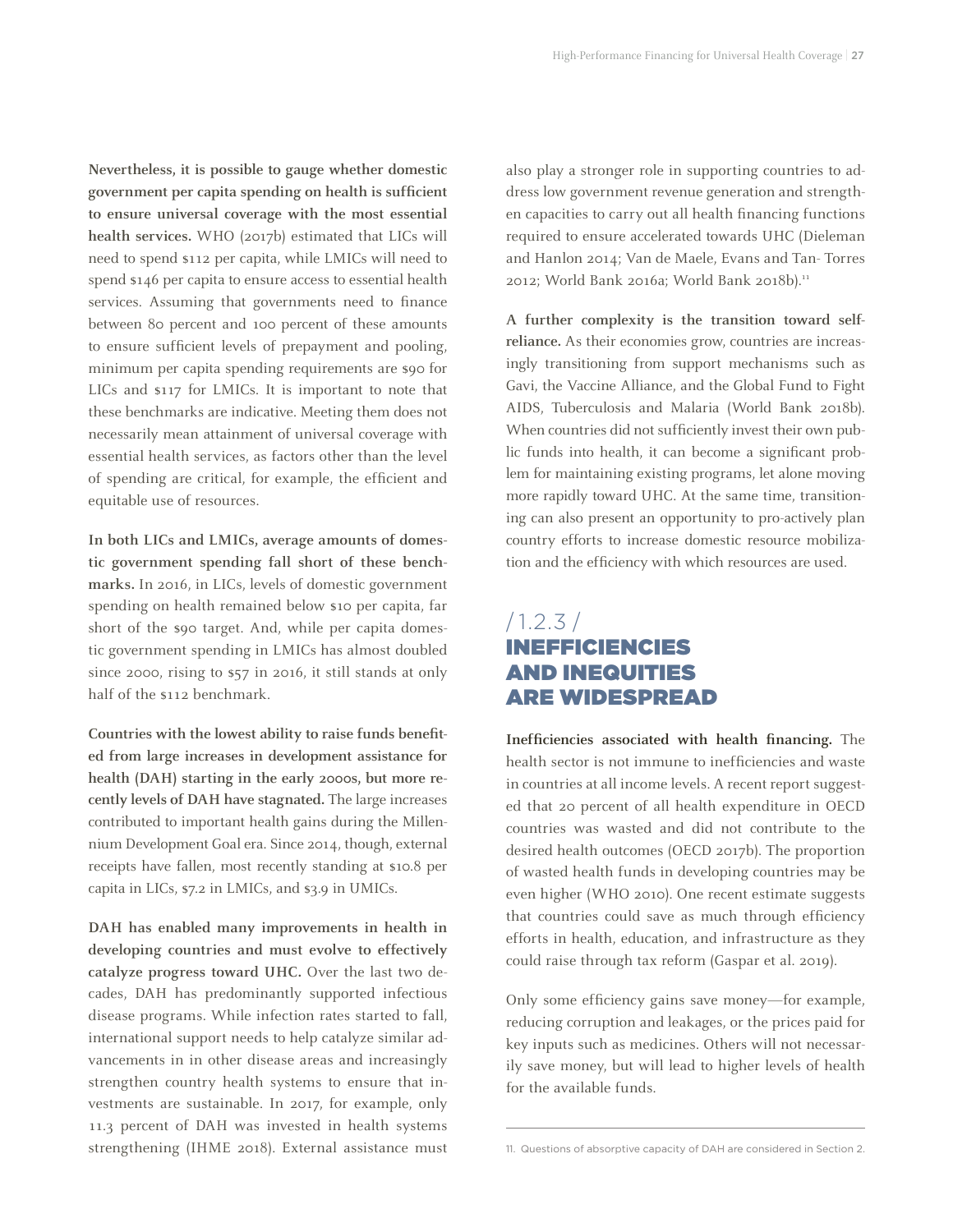**Nevertheless, it is possible to gauge whether domestic government per capita spending on health is sufficient to ensure universal coverage with the most essential health services.** WHO (2017b) estimated that LICs will need to spend $112 per capita, while LMICs will need to spend $146 per capita to ensure access to essential health services. Assuming that governments need to finance between 80 percent and 100 percent of these amounts to ensure sufficient levels of prepayment and pooling, minimum per capita spending requirements are $90 for LICs and $117 for LMICs. It is important to note that these benchmarks are indicative. Meeting them does not necessarily mean attainment of universal coverage with essential health services, as factors other than the level of spending are critical, for example, the efficient and equitable use of resources.

**In both LICs and LMICs, average amounts of domestic government spending fall short of these benchmarks.** In 2016, in LICs, levels of domestic government spending on health remained below $10 per capita, far short of the $90 target. And, while per capita domestic government spending in LMICs has almost doubled since 2000, rising to $57 in 2016, it still stands at only half of the $112 benchmark.

**Countries with the lowest ability to raise funds benefited from large increases in development assistance for health (DAH) starting in the early 2000s, but more recently levels of DAH have stagnated.** The large increases contributed to important health gains during the Millennium Development Goal era. Since 2014, though, external receipts have fallen, most recently standing at $10.8 per capita in LICs, $7.2 in LMICs, and $3.9 in UMICs.

**DAH has enabled many improvements in health in developing countries and must evolve to effectively catalyze progress toward UHC.** Over the last two decades, DAH has predominantly supported infectious disease programs. While infection rates started to fall, international support needs to help catalyze similar advancements in in other disease areas and increasingly strengthen country health systems to ensure that investments are sustainable. In 2017, for example, only 11.3 percent of DAH was invested in health systems strengthening (IHME 2018). External assistance must also play a stronger role in supporting countries to address low government revenue generation and strengthen capacities to carry out all health financing functions required to ensure accelerated towards UHC (Dieleman and Hanlon 2014; Van de Maele, Evans and Tan- Torres 2012; World Bank 2016a; World Bank 2018b).[11]

**A further complexity is the transition toward self-reliance.** As their economies grow, countries are increasingly transitioning from support mechanisms such as Gavi, the Vaccine Alliance, and the Global Fund to Fight AIDS, Tuberculosis and Malaria (World Bank 2018b). When countries did not sufficiently invest their own public funds into health, it can become a significant problem for maintaining existing programs, let alone moving more rapidly toward UHC. At the same time, transitioning can also present an opportunity to pro-actively plan country efforts to increase domestic resource mobilization and the efficiency with which resources are used.

## /1.2.3/ INEFFICIENCIES AND INEQUITIES ARE WIDESPREAD

**Inefficiencies associated with health financing.** The health sector is not immune to inefficiencies and waste in countries at all income levels. A recent report suggested that 20 percent of all health expenditure in OECD countries was wasted and did not contribute to the desired health outcomes (OECD 2017b). The proportion of wasted health funds in developing countries may be even higher (WHO 2010). One recent estimate suggests that countries could save as much through efficiency efforts in health, education, and infrastructure as they could raise through tax reform (Gaspar et al. 2019).

Only some efficiency gains save money—for example, reducing corruption and leakages, or the prices paid for key inputs such as medicines. Others will not necessarily save money, but will lead to higher levels of health for the available funds.

---

11. Questions of absorptive capacity of DAH are considered in Section 2.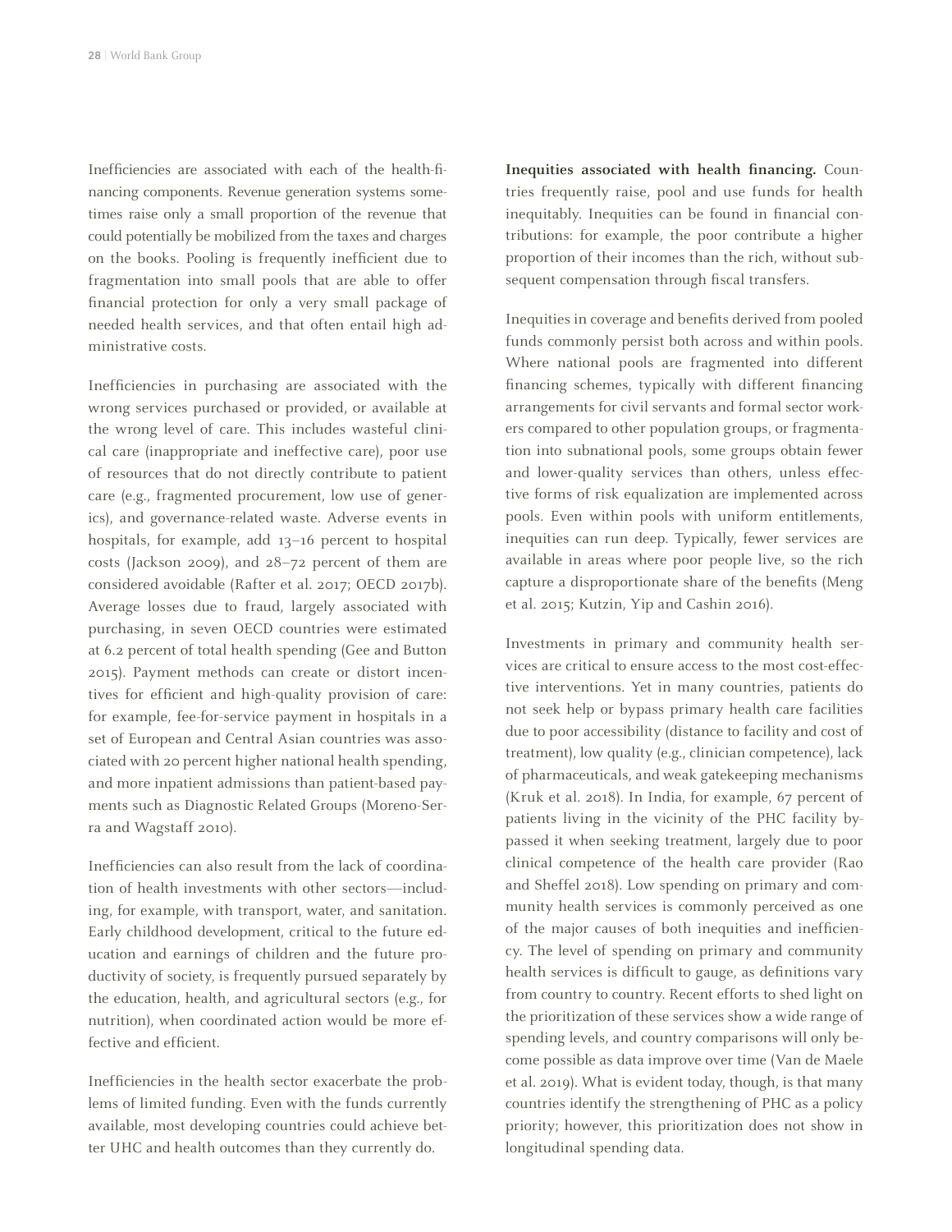Inefficiencies are associated with each of the health-financing components. Revenue generation systems sometimes raise only a small proportion of the revenue that could potentially be mobilized from the taxes and charges on the books. Pooling is frequently inefficient due to fragmentation into small pools that are able to offer financial protection for only a very small package of needed health services, and that often entail high administrative costs.

Inefficiencies in purchasing are associated with the wrong services purchased or provided, or available at the wrong level of care. This includes wasteful clinical care (inappropriate and ineffective care), poor use of resources that do not directly contribute to patient care (e.g., fragmented procurement, low use of generics), and governance-related waste. Adverse events in hospitals, for example, add 13–16 percent to hospital costs (Jackson 2009), and 28–72 percent of them are considered avoidable (Rafter et al. 2017; OECD 2017b). Average losses due to fraud, largely associated with purchasing, in seven OECD countries were estimated at 6.2 percent of total health spending (Gee and Button 2015). Payment methods can create or distort incentives for efficient and high-quality provision of care: for example, fee-for-service payment in hospitals in a set of European and Central Asian countries was associated with 20 percent higher national health spending, and more inpatient admissions than patient-based payments such as Diagnostic Related Groups (Moreno-Serra and Wagstaff 2010).

Inefficiencies can also result from the lack of coordination of health investments with other sectors—including, for example, with transport, water, and sanitation. Early childhood development, critical to the future education and earnings of children and the future productivity of society, is frequently pursued separately by the education, health, and agricultural sectors (e.g., for nutrition), when coordinated action would be more effective and efficient.

Inefficiencies in the health sector exacerbate the problems of limited funding. Even with the funds currently available, most developing countries could achieve better UHC and health outcomes than they currently do.

**Inequities associated with health financing.** Countries frequently raise, pool and use funds for health inequitably. Inequities can be found in financial contributions: for example, the poor contribute a higher proportion of their incomes than the rich, without subsequent compensation through fiscal transfers.

Inequities in coverage and benefits derived from pooled funds commonly persist both across and within pools. Where national pools are fragmented into different financing schemes, typically with different financing arrangements for civil servants and formal sector workers compared to other population groups, or fragmentation into subnational pools, some groups obtain fewer and lower-quality services than others, unless effective forms of risk equalization are implemented across pools. Even within pools with uniform entitlements, inequities can run deep. Typically, fewer services are available in areas where poor people live, so the rich capture a disproportionate share of the benefits (Meng et al. 2015; Kutzin, Yip and Cashin 2016).

Investments in primary and community health services are critical to ensure access to the most cost-effective interventions. Yet in many countries, patients do not seek help or bypass primary health care facilities due to poor accessibility (distance to facility and cost of treatment), low quality (e.g., clinician competence), lack of pharmaceuticals, and weak gatekeeping mechanisms (Kruk et al. 2018). In India, for example, 67 percent of patients living in the vicinity of the PHC facility bypassed it when seeking treatment, largely due to poor clinical competence of the health care provider (Rao and Sheffel 2018). Low spending on primary and community health services is commonly perceived as one of the major causes of both inequities and inefficiency. The level of spending on primary and community health services is difficult to gauge, as definitions vary from country to country. Recent efforts to shed light on the prioritization of these services show a wide range of spending levels, and country comparisons will only become possible as data improve over time (Van de Maele et al. 2019). What is evident today, though, is that many countries identify the strengthening of PHC as a policy priority; however, this prioritization does not show in longitudinal spending data.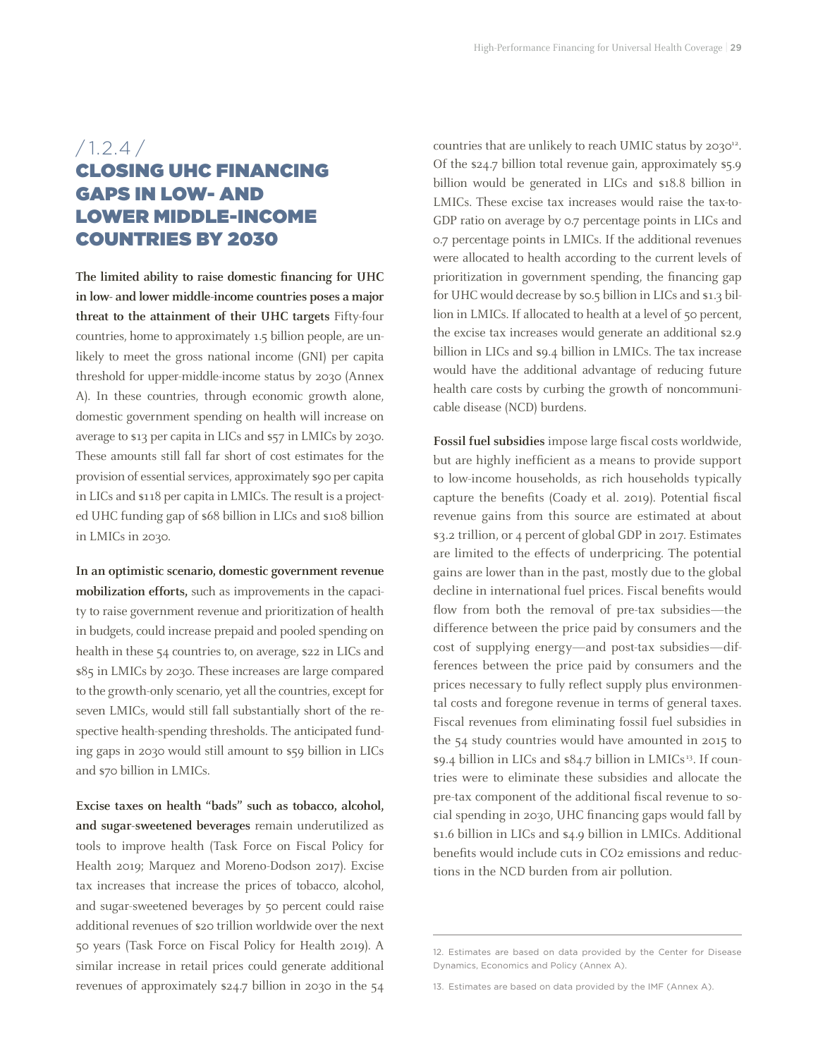## / 1.2.4 /

## CLOSING UHC FINANCING GAPS IN LOW- AND LOWER MIDDLE-INCOME COUNTRIES BY 2030

**The limited ability to raise domestic financing for UHC in low- and lower middle-income countries poses a major threat to the attainment of their UHC targets** Fifty-four countries, home to approximately 1.5 billion people, are unlikely to meet the gross national income (GNI) per capita threshold for upper-middle-income status by 2030 (Annex A). In these countries, through economic growth alone, domestic government spending on health will increase on average to $13 per capita in LICs and $57 in LMICs by 2030. These amounts still fall far short of cost estimates for the provision of essential services, approximately $90 per capita in LICs and $118 per capita in LMICs. The result is a projected UHC funding gap of $68 billion in LICs and $108 billion in LMICs in 2030.

**In an optimistic scenario, domestic government revenue mobilization efforts,** such as improvements in the capacity to raise government revenue and prioritization of health in budgets, could increase prepaid and pooled spending on health in these 54 countries to, on average, $22 in LICs and $85 in LMICs by 2030. These increases are large compared to the growth-only scenario, yet all the countries, except for seven LMICs, would still fall substantially short of the respective health-spending thresholds. The anticipated funding gaps in 2030 would still amount to $59 billion in LICs and $70 billion in LMICs.

**Excise taxes on health "bads" such as tobacco, alcohol, and sugar-sweetened beverages** remain underutilized as tools to improve health (Task Force on Fiscal Policy for Health 2019; Marquez and Moreno-Dodson 2017). Excise tax increases that increase the prices of tobacco, alcohol, and sugar-sweetened beverages by 50 percent could raise additional revenues of $20 trillion worldwide over the next 50 years (Task Force on Fiscal Policy for Health 2019). A similar increase in retail prices could generate additional revenues of approximately $24.7 billion in 2030 in the 54 countries that are unlikely to reach UMIC status by 2030[12]. Of the $24.7 billion total revenue gain, approximately $5.9 billion would be generated in LICs and $18.8 billion in LMICs. These excise tax increases would raise the tax-to-GDP ratio on average by 0.7 percentage points in LICs and 0.7 percentage points in LMICs. If the additional revenues were allocated to health according to the current levels of prioritization in government spending, the financing gap for UHC would decrease by $0.5 billion in LICs and $1.3 billion in LMICs. If allocated to health at a level of 50 percent, the excise tax increases would generate an additional $2.9 billion in LICs and $9.4 billion in LMICs. The tax increase would have the additional advantage of reducing future health care costs by curbing the growth of noncommunicable disease (NCD) burdens.

**Fossil fuel subsidies** impose large fiscal costs worldwide, but are highly inefficient as a means to provide support to low-income households, as rich households typically capture the benefits (Coady et al. 2019). Potential fiscal revenue gains from this source are estimated at about $3.2 trillion, or 4 percent of global GDP in 2017. Estimates are limited to the effects of underpricing. The potential gains are lower than in the past, mostly due to the global decline in international fuel prices. Fiscal benefits would flow from both the removal of pre-tax subsidies—the difference between the price paid by consumers and the cost of supplying energy—and post-tax subsidies—differences between the price paid by consumers and the prices necessary to fully reflect supply plus environmental costs and foregone revenue in terms of general taxes. Fiscal revenues from eliminating fossil fuel subsidies in the 54 study countries would have amounted in 2015 to $9.4 billion in LICs and $84.7 billion in LMICs[13]. If countries were to eliminate these subsidies and allocate the pre-tax component of the additional fiscal revenue to social spending in 2030, UHC financing gaps would fall by $1.6 billion in LICs and $4.9 billion in LMICs. Additional benefits would include cuts in $CO_2$ emissions and reductions in the NCD burden from air pollution.

---

12. Estimates are based on data provided by the Center for Disease Dynamics, Economics and Policy (Annex A).

13. Estimates are based on data provided by the IMF (Annex A).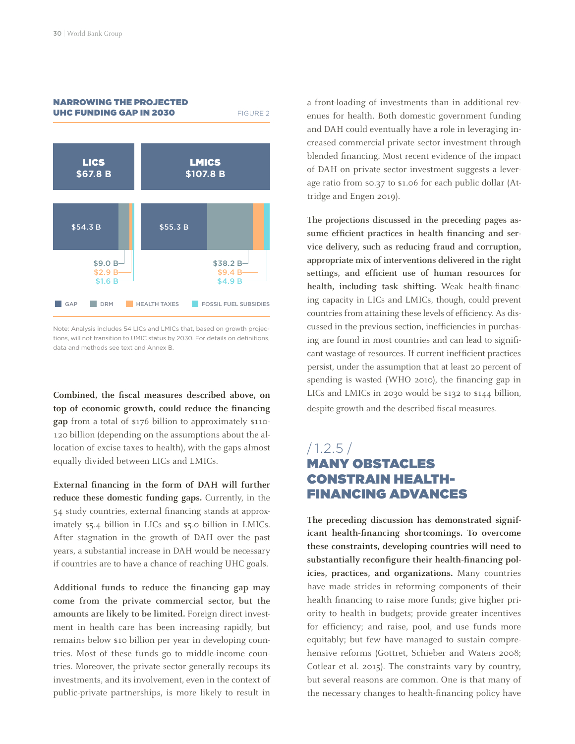**NARROWING THE PROJECTED UHC FUNDING GAP IN 2030** FIGURE 2

| | LICS | LMICS |
|---|---|---|
| Total | $67.8 B | $107.8 B |
| GAP | $54.3 B | $55.3 B |
| DRM | $9.0 B | $38.2 B |
| HEALTH TAXES | $2.9 B | $9.4 B |
| FOSSIL FUEL SUBSIDIES | $1.6 B | $4.9 B |

Note: Analysis includes 54 LICs and LMICs that, based on growth projections, will not transition to UMIC status by 2030. For details on definitions, data and methods see text and Annex B.

**Combined, the fiscal measures described above, on top of economic growth, could reduce the financing gap** from a total of $176 billion to approximately $110-120 billion (depending on the assumptions about the allocation of excise taxes to health), with the gaps almost equally divided between LICs and LMICs.

**External financing in the form of DAH will further reduce these domestic funding gaps.** Currently, in the 54 study countries, external financing stands at approximately $5.4 billion in LICs and $5.0 billion in LMICs. After stagnation in the growth of DAH over the past years, a substantial increase in DAH would be necessary if countries are to have a chance of reaching UHC goals.

**Additional funds to reduce the financing gap may come from the private commercial sector, but the amounts are likely to be limited.** Foreign direct investment in health care has been increasing rapidly, but remains below $10 billion per year in developing countries. Most of these funds go to middle-income countries. Moreover, the private sector generally recoups its investments, and its involvement, even in the context of public-private partnerships, is more likely to result in a front-loading of investments than in additional revenues for health. Both domestic government funding and DAH could eventually have a role in leveraging increased commercial private sector investment through blended financing. Most recent evidence of the impact of DAH on private sector investment suggests a leverage ratio from $0.37 to $1.06 for each public dollar (Attridge and Engen 2019).

**The projections discussed in the preceding pages assume efficient practices in health financing and service delivery, such as reducing fraud and corruption, appropriate mix of interventions delivered in the right settings, and efficient use of human resources for health, including task shifting.** Weak health-financing capacity in LICs and LMICs, though, could prevent countries from attaining these levels of efficiency. As discussed in the previous section, inefficiencies in purchasing are found in most countries and can lead to significant wastage of resources. If current inefficient practices persist, under the assumption that at least 20 percent of spending is wasted (WHO 2010), the financing gap in LICs and LMICs in 2030 would be $132 to $144 billion, despite growth and the described fiscal measures.

## /1.2.5/ MANY OBSTACLES CONSTRAIN HEALTH-FINANCING ADVANCES

**The preceding discussion has demonstrated significant health-financing shortcomings. To overcome these constraints, developing countries will need to substantially reconfigure their health-financing policies, practices, and organizations.** Many countries have made strides in reforming components of their health financing to raise more funds; give higher priority to health in budgets; provide greater incentives for efficiency; and raise, pool, and use funds more equitably; but few have managed to sustain comprehensive reforms (Gottret, Schieber and Waters 2008; Cotlear et al. 2015). The constraints vary by country, but several reasons are common. One is that many of the necessary changes to health-financing policy have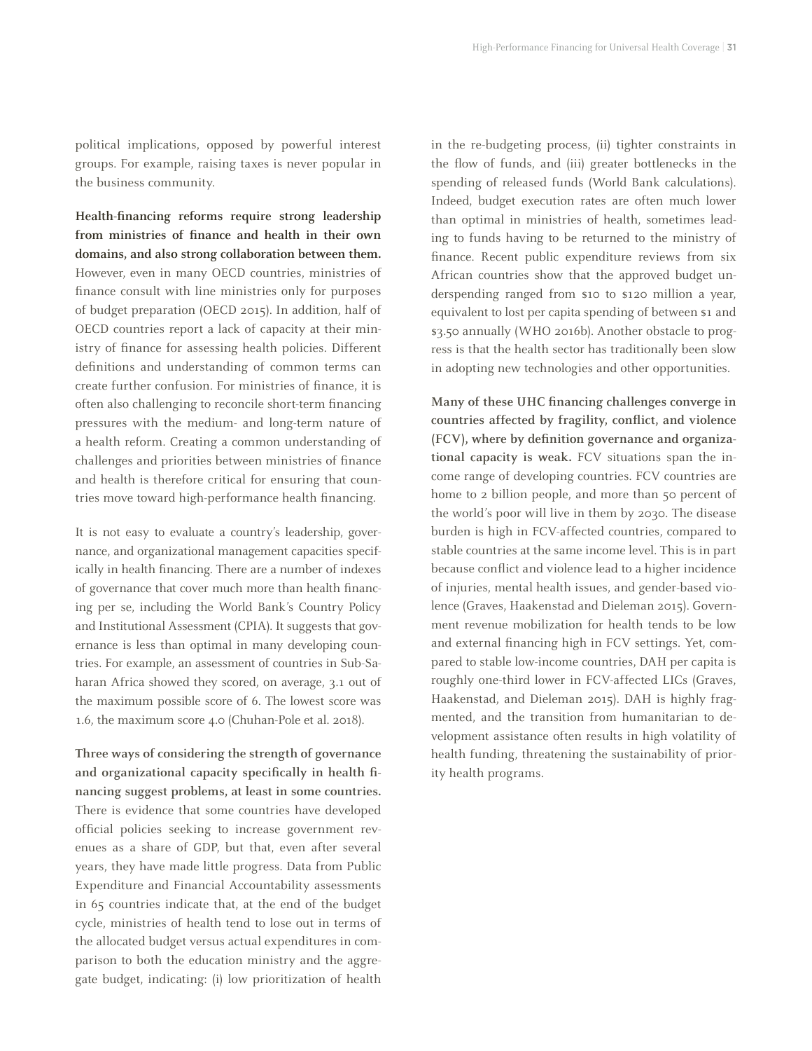political implications, opposed by powerful interest groups. For example, raising taxes is never popular in the business community.

**Health-financing reforms require strong leadership from ministries of finance and health in their own domains, and also strong collaboration between them.** However, even in many OECD countries, ministries of finance consult with line ministries only for purposes of budget preparation (OECD 2015). In addition, half of OECD countries report a lack of capacity at their ministry of finance for assessing health policies. Different definitions and understanding of common terms can create further confusion. For ministries of finance, it is often also challenging to reconcile short-term financing pressures with the medium- and long-term nature of a health reform. Creating a common understanding of challenges and priorities between ministries of finance and health is therefore critical for ensuring that countries move toward high-performance health financing.

It is not easy to evaluate a country's leadership, governance, and organizational management capacities specifically in health financing. There are a number of indexes of governance that cover much more than health financing per se, including the World Bank's Country Policy and Institutional Assessment (CPIA). It suggests that governance is less than optimal in many developing countries. For example, an assessment of countries in Sub-Saharan Africa showed they scored, on average, 3.1 out of the maximum possible score of 6. The lowest score was 1.6, the maximum score 4.0 (Chuhan-Pole et al. 2018).

**Three ways of considering the strength of governance and organizational capacity specifically in health financing suggest problems, at least in some countries.** There is evidence that some countries have developed official policies seeking to increase government revenues as a share of GDP, but that, even after several years, they have made little progress. Data from Public Expenditure and Financial Accountability assessments in 65 countries indicate that, at the end of the budget cycle, ministries of health tend to lose out in terms of the allocated budget versus actual expenditures in comparison to both the education ministry and the aggregate budget, indicating: (i) low prioritization of health in the re-budgeting process, (ii) tighter constraints in the flow of funds, and (iii) greater bottlenecks in the spending of released funds (World Bank calculations). Indeed, budget execution rates are often much lower than optimal in ministries of health, sometimes leading to funds having to be returned to the ministry of finance. Recent public expenditure reviews from six African countries show that the approved budget underspending ranged from $10 to $120 million a year, equivalent to lost per capita spending of between $1 and $3.50 annually (WHO 2016b). Another obstacle to progress is that the health sector has traditionally been slow in adopting new technologies and other opportunities.

**Many of these UHC financing challenges converge in countries affected by fragility, conflict, and violence (FCV), where by definition governance and organizational capacity is weak.** FCV situations span the income range of developing countries. FCV countries are home to 2 billion people, and more than 50 percent of the world's poor will live in them by 2030. The disease burden is high in FCV-affected countries, compared to stable countries at the same income level. This is in part because conflict and violence lead to a higher incidence of injuries, mental health issues, and gender-based violence (Graves, Haakenstad and Dieleman 2015). Government revenue mobilization for health tends to be low and external financing high in FCV settings. Yet, compared to stable low-income countries, DAH per capita is roughly one-third lower in FCV-affected LICs (Graves, Haakenstad, and Dieleman 2015). DAH is highly fragmented, and the transition from humanitarian to development assistance often results in high volatility of health funding, threatening the sustainability of priority health programs.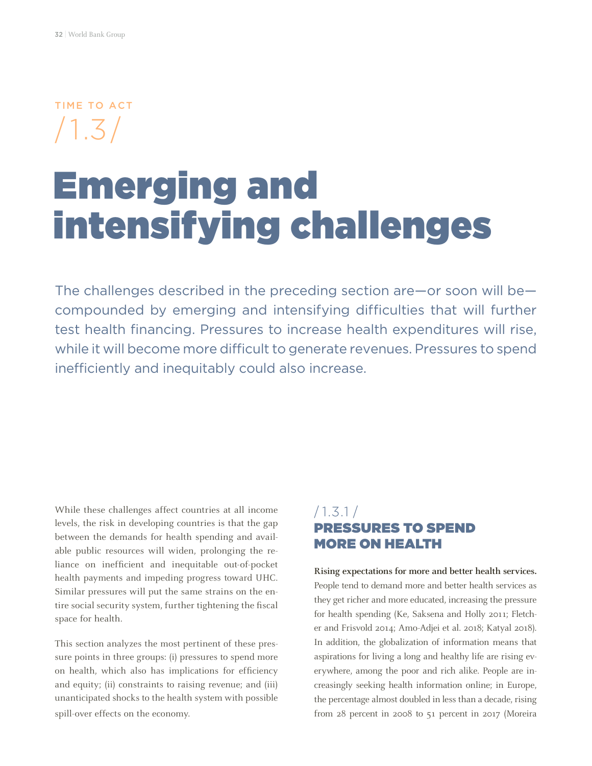TIME TO ACT

/1.3/

# Emerging and intensifying challenges

The challenges described in the preceding section are—or soon will be—compounded by emerging and intensifying difficulties that will further test health financing. Pressures to increase health expenditures will rise, while it will become more difficult to generate revenues. Pressures to spend inefficiently and inequitably could also increase.

While these challenges affect countries at all income levels, the risk in developing countries is that the gap between the demands for health spending and available public resources will widen, prolonging the reliance on inefficient and inequitable out-of-pocket health payments and impeding progress toward UHC. Similar pressures will put the same strains on the entire social security system, further tightening the fiscal space for health.

This section analyzes the most pertinent of these pressure points in three groups: (i) pressures to spend more on health, which also has implications for efficiency and equity; (ii) constraints to raising revenue; and (iii) unanticipated shocks to the health system with possible spill-over effects on the economy.

## /1.3.1/ PRESSURES TO SPEND MORE ON HEALTH

**Rising expectations for more and better health services.** People tend to demand more and better health services as they get richer and more educated, increasing the pressure for health spending (Ke, Saksena and Holly 2011; Fletcher and Frisvold 2014; Amo-Adjei et al. 2018; Katyal 2018). In addition, the globalization of information means that aspirations for living a long and healthy life are rising everywhere, among the poor and rich alike. People are increasingly seeking health information online; in Europe, the percentage almost doubled in less than a decade, rising from 28 percent in 2008 to 51 percent in 2017 (Moreira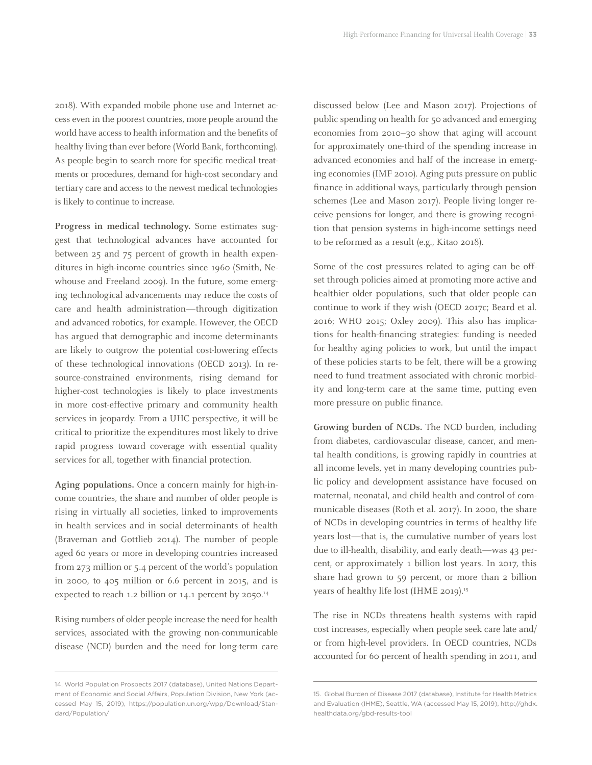2018). With expanded mobile phone use and Internet access even in the poorest countries, more people around the world have access to health information and the benefits of healthy living than ever before (World Bank, forthcoming). As people begin to search more for specific medical treatments or procedures, demand for high-cost secondary and tertiary care and access to the newest medical technologies is likely to continue to increase.

**Progress in medical technology.** Some estimates suggest that technological advances have accounted for between 25 and 75 percent of growth in health expenditures in high-income countries since 1960 (Smith, Newhouse and Freeland 2009). In the future, some emerging technological advancements may reduce the costs of care and health administration—through digitization and advanced robotics, for example. However, the OECD has argued that demographic and income determinants are likely to outgrow the potential cost-lowering effects of these technological innovations (OECD 2013). In resource-constrained environments, rising demand for higher-cost technologies is likely to place investments in more cost-effective primary and community health services in jeopardy. From a UHC perspective, it will be critical to prioritize the expenditures most likely to drive rapid progress toward coverage with essential quality services for all, together with financial protection.

**Aging populations.** Once a concern mainly for high-income countries, the share and number of older people is rising in virtually all societies, linked to improvements in health services and in social determinants of health (Braveman and Gottlieb 2014). The number of people aged 60 years or more in developing countries increased from 273 million or 5.4 percent of the world's population in 2000, to 405 million or 6.6 percent in 2015, and is expected to reach 1.2 billion or 14.1 percent by 2050.[14]

Rising numbers of older people increase the need for health services, associated with the growing non-communicable disease (NCD) burden and the need for long-term care discussed below (Lee and Mason 2017). Projections of public spending on health for 50 advanced and emerging economies from 2010–30 show that aging will account for approximately one-third of the spending increase in advanced economies and half of the increase in emerging economies (IMF 2010). Aging puts pressure on public finance in additional ways, particularly through pension schemes (Lee and Mason 2017). People living longer receive pensions for longer, and there is growing recognition that pension systems in high-income settings need to be reformed as a result (e.g., Kitao 2018).

Some of the cost pressures related to aging can be offset through policies aimed at promoting more active and healthier older populations, such that older people can continue to work if they wish (OECD 2017c; Beard et al. 2016; WHO 2015; Oxley 2009). This also has implications for health-financing strategies: funding is needed for healthy aging policies to work, but until the impact of these policies starts to be felt, there will be a growing need to fund treatment associated with chronic morbidity and long-term care at the same time, putting even more pressure on public finance.

**Growing burden of NCDs.** The NCD burden, including from diabetes, cardiovascular disease, cancer, and mental health conditions, is growing rapidly in countries at all income levels, yet in many developing countries public policy and development assistance have focused on maternal, neonatal, and child health and control of communicable diseases (Roth et al. 2017). In 2000, the share of NCDs in developing countries in terms of healthy life years lost—that is, the cumulative number of years lost due to ill-health, disability, and early death—was 43 percent, or approximately 1 billion lost years. In 2017, this share had grown to 59 percent, or more than 2 billion years of healthy life lost (IHME 2019).[15]

The rise in NCDs threatens health systems with rapid cost increases, especially when people seek care late and/or from high-level providers. In OECD countries, NCDs accounted for 60 percent of health spending in 2011, and

---

14. World Population Prospects 2017 (database), United Nations Department of Economic and Social Affairs, Population Division, New York (accessed May 15, 2019), https://population.un.org/wpp/Download/Standard/Population/

15. Global Burden of Disease 2017 (database), Institute for Health Metrics and Evaluation (IHME), Seattle, WA (accessed May 15, 2019), http://ghdx.healthdata.org/gbd-results-tool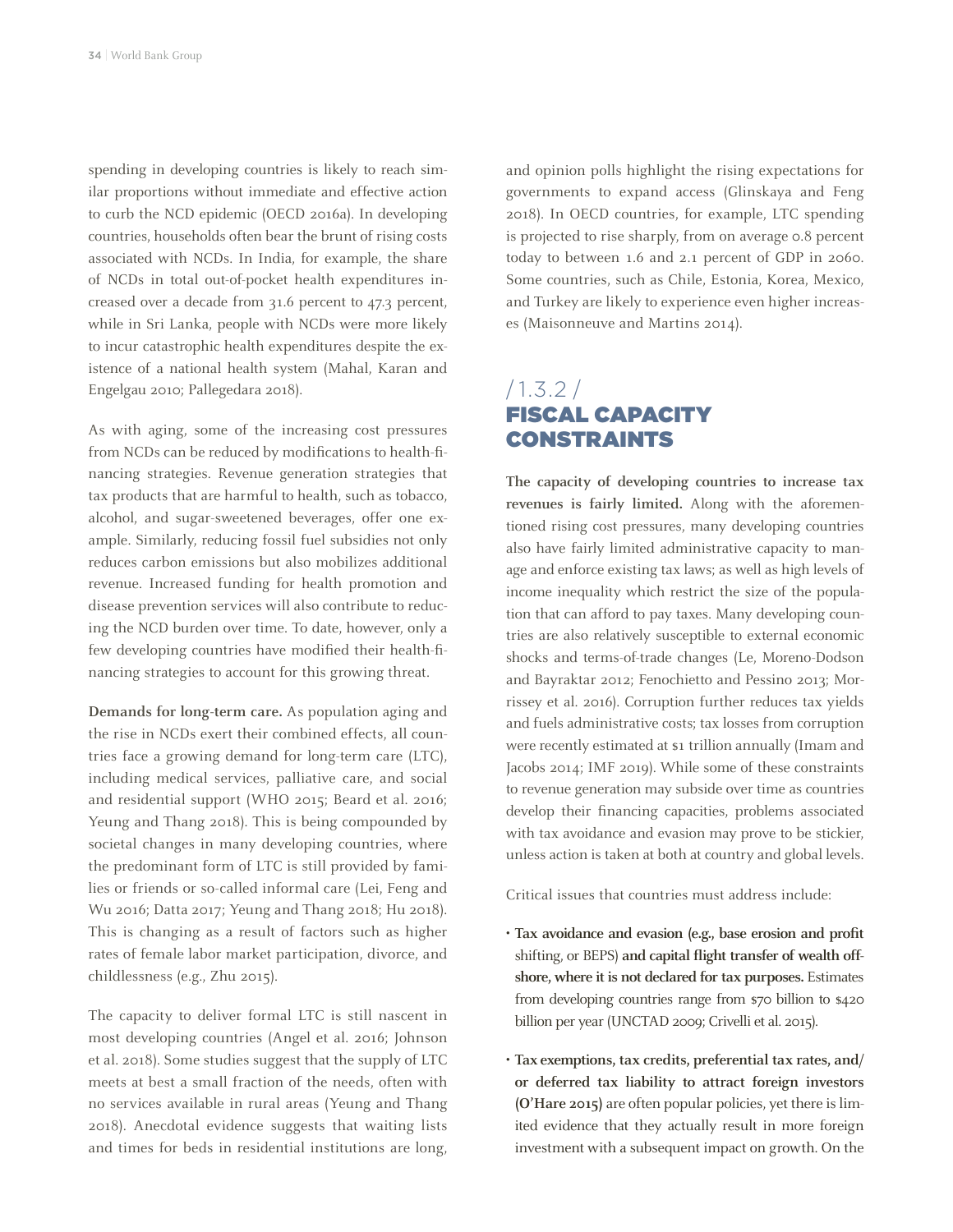spending in developing countries is likely to reach similar proportions without immediate and effective action to curb the NCD epidemic (OECD 2016a). In developing countries, households often bear the brunt of rising costs associated with NCDs. In India, for example, the share of NCDs in total out-of-pocket health expenditures increased over a decade from 31.6 percent to 47.3 percent, while in Sri Lanka, people with NCDs were more likely to incur catastrophic health expenditures despite the existence of a national health system (Mahal, Karan and Engelgau 2010; Pallegedara 2018).

As with aging, some of the increasing cost pressures from NCDs can be reduced by modifications to health-financing strategies. Revenue generation strategies that tax products that are harmful to health, such as tobacco, alcohol, and sugar-sweetened beverages, offer one example. Similarly, reducing fossil fuel subsidies not only reduces carbon emissions but also mobilizes additional revenue. Increased funding for health promotion and disease prevention services will also contribute to reducing the NCD burden over time. To date, however, only a few developing countries have modified their health-financing strategies to account for this growing threat.

**Demands for long-term care.** As population aging and the rise in NCDs exert their combined effects, all countries face a growing demand for long-term care (LTC), including medical services, palliative care, and social and residential support (WHO 2015; Beard et al. 2016; Yeung and Thang 2018). This is being compounded by societal changes in many developing countries, where the predominant form of LTC is still provided by families or friends or so-called informal care (Lei, Feng and Wu 2016; Datta 2017; Yeung and Thang 2018; Hu 2018). This is changing as a result of factors such as higher rates of female labor market participation, divorce, and childlessness (e.g., Zhu 2015).

The capacity to deliver formal LTC is still nascent in most developing countries (Angel et al. 2016; Johnson et al. 2018). Some studies suggest that the supply of LTC meets at best a small fraction of the needs, often with no services available in rural areas (Yeung and Thang 2018). Anecdotal evidence suggests that waiting lists and times for beds in residential institutions are long, and opinion polls highlight the rising expectations for governments to expand access (Glinskaya and Feng 2018). In OECD countries, for example, LTC spending is projected to rise sharply, from on average 0.8 percent today to between 1.6 and 2.1 percent of GDP in 2060. Some countries, such as Chile, Estonia, Korea, Mexico, and Turkey are likely to experience even higher increases (Maisonneuve and Martins 2014).

## /1.3.2/ FISCAL CAPACITY CONSTRAINTS

**The capacity of developing countries to increase tax revenues is fairly limited.** Along with the aforementioned rising cost pressures, many developing countries also have fairly limited administrative capacity to manage and enforce existing tax laws; as well as high levels of income inequality which restrict the size of the population that can afford to pay taxes. Many developing countries are also relatively susceptible to external economic shocks and terms-of-trade changes (Le, Moreno-Dodson and Bayraktar 2012; Fenochietto and Pessino 2013; Morrissey et al. 2016). Corruption further reduces tax yields and fuels administrative costs; tax losses from corruption were recently estimated at $1 trillion annually (Imam and Jacobs 2014; IMF 2019). While some of these constraints to revenue generation may subside over time as countries develop their financing capacities, problems associated with tax avoidance and evasion may prove to be stickier, unless action is taken at both at country and global levels.

Critical issues that countries must address include:

- **Tax avoidance and evasion (e.g., base erosion and profit** shifting, or BEPS) **and capital flight transfer of wealth offshore, where it is not declared for tax purposes.** Estimates from developing countries range from $70 billion to $420 billion per year (UNCTAD 2009; Crivelli et al. 2015).
- **Tax exemptions, tax credits, preferential tax rates, and/or deferred tax liability to attract foreign investors (O'Hare 2015)** are often popular policies, yet there is limited evidence that they actually result in more foreign investment with a subsequent impact on growth. On the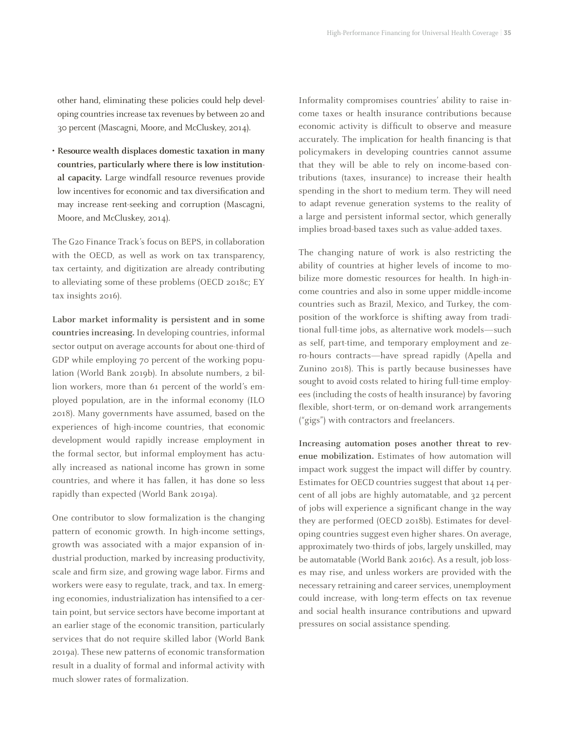other hand, eliminating these policies could help developing countries increase tax revenues by between 20 and 30 percent (Mascagni, Moore, and McCluskey, 2014).

- **Resource wealth displaces domestic taxation in many countries, particularly where there is low institutional capacity.** Large windfall resource revenues provide low incentives for economic and tax diversification and may increase rent-seeking and corruption (Mascagni, Moore, and McCluskey, 2014).

The G20 Finance Track's focus on BEPS, in collaboration with the OECD, as well as work on tax transparency, tax certainty, and digitization are already contributing to alleviating some of these problems (OECD 2018c; EY tax insights 2016).

**Labor market informality is persistent and in some countries increasing.** In developing countries, informal sector output on average accounts for about one-third of GDP while employing 70 percent of the working population (World Bank 2019b). In absolute numbers, 2 billion workers, more than 61 percent of the world's employed population, are in the informal economy (ILO 2018). Many governments have assumed, based on the experiences of high-income countries, that economic development would rapidly increase employment in the formal sector, but informal employment has actually increased as national income has grown in some countries, and where it has fallen, it has done so less rapidly than expected (World Bank 2019a).

One contributor to slow formalization is the changing pattern of economic growth. In high-income settings, growth was associated with a major expansion of industrial production, marked by increasing productivity, scale and firm size, and growing wage labor. Firms and workers were easy to regulate, track, and tax. In emerging economies, industrialization has intensified to a certain point, but service sectors have become important at an earlier stage of the economic transition, particularly services that do not require skilled labor (World Bank 2019a). These new patterns of economic transformation result in a duality of formal and informal activity with much slower rates of formalization.

Informality compromises countries' ability to raise income taxes or health insurance contributions because economic activity is difficult to observe and measure accurately. The implication for health financing is that policymakers in developing countries cannot assume that they will be able to rely on income-based contributions (taxes, insurance) to increase their health spending in the short to medium term. They will need to adapt revenue generation systems to the reality of a large and persistent informal sector, which generally implies broad-based taxes such as value-added taxes.

The changing nature of work is also restricting the ability of countries at higher levels of income to mobilize more domestic resources for health. In high-income countries and also in some upper middle-income countries such as Brazil, Mexico, and Turkey, the composition of the workforce is shifting away from traditional full-time jobs, as alternative work models—such as self, part-time, and temporary employment and zero-hours contracts—have spread rapidly (Apella and Zunino 2018). This is partly because businesses have sought to avoid costs related to hiring full-time employees (including the costs of health insurance) by favoring flexible, short-term, or on-demand work arrangements ("gigs") with contractors and freelancers.

**Increasing automation poses another threat to revenue mobilization.** Estimates of how automation will impact work suggest the impact will differ by country. Estimates for OECD countries suggest that about 14 percent of all jobs are highly automatable, and 32 percent of jobs will experience a significant change in the way they are performed (OECD 2018b). Estimates for developing countries suggest even higher shares. On average, approximately two-thirds of jobs, largely unskilled, may be automatable (World Bank 2016c). As a result, job losses may rise, and unless workers are provided with the necessary retraining and career services, unemployment could increase, with long-term effects on tax revenue and social health insurance contributions and upward pressures on social assistance spending.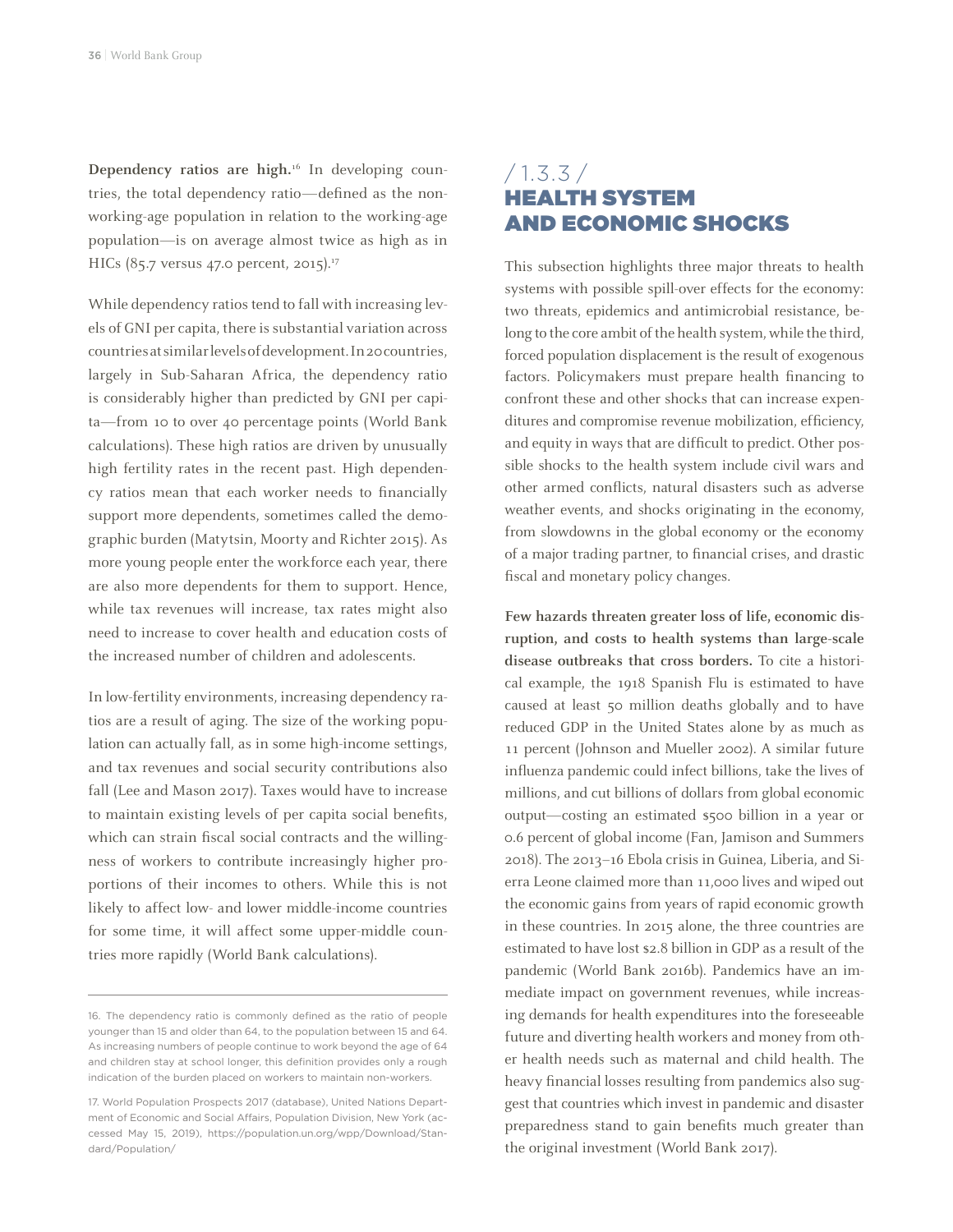**Dependency ratios are high.**[16] In developing countries, the total dependency ratio—defined as the non-working-age population in relation to the working-age population—is on average almost twice as high as in HICs (85.7 versus 47.0 percent, 2015).[17]

While dependency ratios tend to fall with increasing levels of GNI per capita, there is substantial variation across countries at similar levels of development. In 20 countries, largely in Sub-Saharan Africa, the dependency ratio is considerably higher than predicted by GNI per capita—from 10 to over 40 percentage points (World Bank calculations). These high ratios are driven by unusually high fertility rates in the recent past. High dependency ratios mean that each worker needs to financially support more dependents, sometimes called the demographic burden (Matytsin, Moorty and Richter 2015). As more young people enter the workforce each year, there are also more dependents for them to support. Hence, while tax revenues will increase, tax rates might also need to increase to cover health and education costs of the increased number of children and adolescents.

In low-fertility environments, increasing dependency ratios are a result of aging. The size of the working population can actually fall, as in some high-income settings, and tax revenues and social security contributions also fall (Lee and Mason 2017). Taxes would have to increase to maintain existing levels of per capita social benefits, which can strain fiscal social contracts and the willingness of workers to contribute increasingly higher proportions of their incomes to others. While this is not likely to affect low- and lower middle-income countries for some time, it will affect some upper-middle countries more rapidly (World Bank calculations).

16. The dependency ratio is commonly defined as the ratio of people younger than 15 and older than 64, to the population between 15 and 64. As increasing numbers of people continue to work beyond the age of 64 and children stay at school longer, this definition provides only a rough indication of the burden placed on workers to maintain non-workers.

17. World Population Prospects 2017 (database), United Nations Department of Economic and Social Affairs, Population Division, New York (accessed May 15, 2019), https://population.un.org/wpp/Download/Standard/Population/

## / 1.3.3 / HEALTH SYSTEM AND ECONOMIC SHOCKS

This subsection highlights three major threats to health systems with possible spill-over effects for the economy: two threats, epidemics and antimicrobial resistance, belong to the core ambit of the health system, while the third, forced population displacement is the result of exogenous factors. Policymakers must prepare health financing to confront these and other shocks that can increase expenditures and compromise revenue mobilization, efficiency, and equity in ways that are difficult to predict. Other possible shocks to the health system include civil wars and other armed conflicts, natural disasters such as adverse weather events, and shocks originating in the economy, from slowdowns in the global economy or the economy of a major trading partner, to financial crises, and drastic fiscal and monetary policy changes.

**Few hazards threaten greater loss of life, economic disruption, and costs to health systems than large-scale disease outbreaks that cross borders.** To cite a historical example, the 1918 Spanish Flu is estimated to have caused at least 50 million deaths globally and to have reduced GDP in the United States alone by as much as 11 percent (Johnson and Mueller 2002). A similar future influenza pandemic could infect billions, take the lives of millions, and cut billions of dollars from global economic output—costing an estimated $500 billion in a year or 0.6 percent of global income (Fan, Jamison and Summers 2018). The 2013–16 Ebola crisis in Guinea, Liberia, and Sierra Leone claimed more than 11,000 lives and wiped out the economic gains from years of rapid economic growth in these countries. In 2015 alone, the three countries are estimated to have lost $2.8 billion in GDP as a result of the pandemic (World Bank 2016b). Pandemics have an immediate impact on government revenues, while increasing demands for health expenditures into the foreseeable future and diverting health workers and money from other health needs such as maternal and child health. The heavy financial losses resulting from pandemics also suggest that countries which invest in pandemic and disaster preparedness stand to gain benefits much greater than the original investment (World Bank 2017).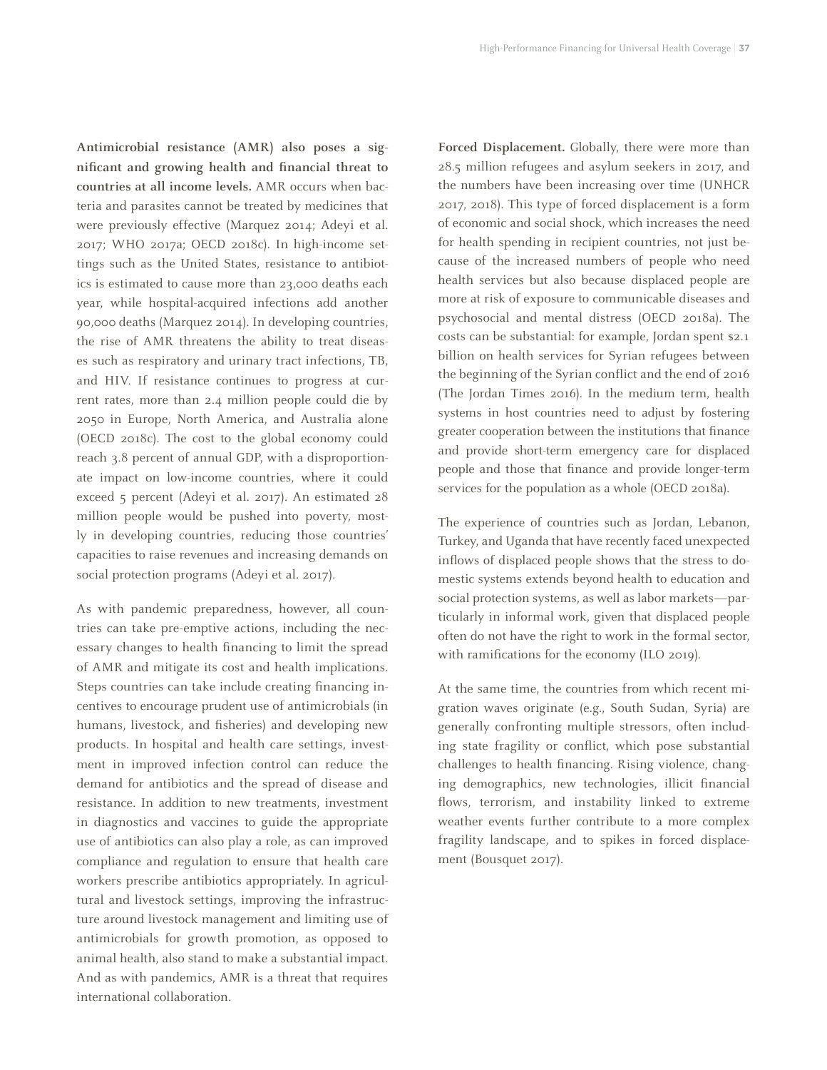**Antimicrobial resistance (AMR) also poses a significant and growing health and financial threat to countries at all income levels.** AMR occurs when bacteria and parasites cannot be treated by medicines that were previously effective (Marquez 2014; Adeyi et al. 2017; WHO 2017a; OECD 2018c). In high-income settings such as the United States, resistance to antibiotics is estimated to cause more than 23,000 deaths each year, while hospital-acquired infections add another 90,000 deaths (Marquez 2014). In developing countries, the rise of AMR threatens the ability to treat diseases such as respiratory and urinary tract infections, TB, and HIV. If resistance continues to progress at current rates, more than 2.4 million people could die by 2050 in Europe, North America, and Australia alone (OECD 2018c). The cost to the global economy could reach 3.8 percent of annual GDP, with a disproportionate impact on low-income countries, where it could exceed 5 percent (Adeyi et al. 2017). An estimated 28 million people would be pushed into poverty, mostly in developing countries, reducing those countries' capacities to raise revenues and increasing demands on social protection programs (Adeyi et al. 2017).

As with pandemic preparedness, however, all countries can take pre-emptive actions, including the necessary changes to health financing to limit the spread of AMR and mitigate its cost and health implications. Steps countries can take include creating financing incentives to encourage prudent use of antimicrobials (in humans, livestock, and fisheries) and developing new products. In hospital and health care settings, investment in improved infection control can reduce the demand for antibiotics and the spread of disease and resistance. In addition to new treatments, investment in diagnostics and vaccines to guide the appropriate use of antibiotics can also play a role, as can improved compliance and regulation to ensure that health care workers prescribe antibiotics appropriately. In agricultural and livestock settings, improving the infrastructure around livestock management and limiting use of antimicrobials for growth promotion, as opposed to animal health, also stand to make a substantial impact. And as with pandemics, AMR is a threat that requires international collaboration.

**Forced Displacement.** Globally, there were more than 28.5 million refugees and asylum seekers in 2017, and the numbers have been increasing over time (UNHCR 2017, 2018). This type of forced displacement is a form of economic and social shock, which increases the need for health spending in recipient countries, not just because of the increased numbers of people who need health services but also because displaced people are more at risk of exposure to communicable diseases and psychosocial and mental distress (OECD 2018a). The costs can be substantial: for example, Jordan spent $2.1 billion on health services for Syrian refugees between the beginning of the Syrian conflict and the end of 2016 (The Jordan Times 2016). In the medium term, health systems in host countries need to adjust by fostering greater cooperation between the institutions that finance and provide short-term emergency care for displaced people and those that finance and provide longer-term services for the population as a whole (OECD 2018a).

The experience of countries such as Jordan, Lebanon, Turkey, and Uganda that have recently faced unexpected inflows of displaced people shows that the stress to domestic systems extends beyond health to education and social protection systems, as well as labor markets—particularly in informal work, given that displaced people often do not have the right to work in the formal sector, with ramifications for the economy (ILO 2019).

At the same time, the countries from which recent migration waves originate (e.g., South Sudan, Syria) are generally confronting multiple stressors, often including state fragility or conflict, which pose substantial challenges to health financing. Rising violence, changing demographics, new technologies, illicit financial flows, terrorism, and instability linked to extreme weather events further contribute to a more complex fragility landscape, and to spikes in forced displacement (Bousquet 2017).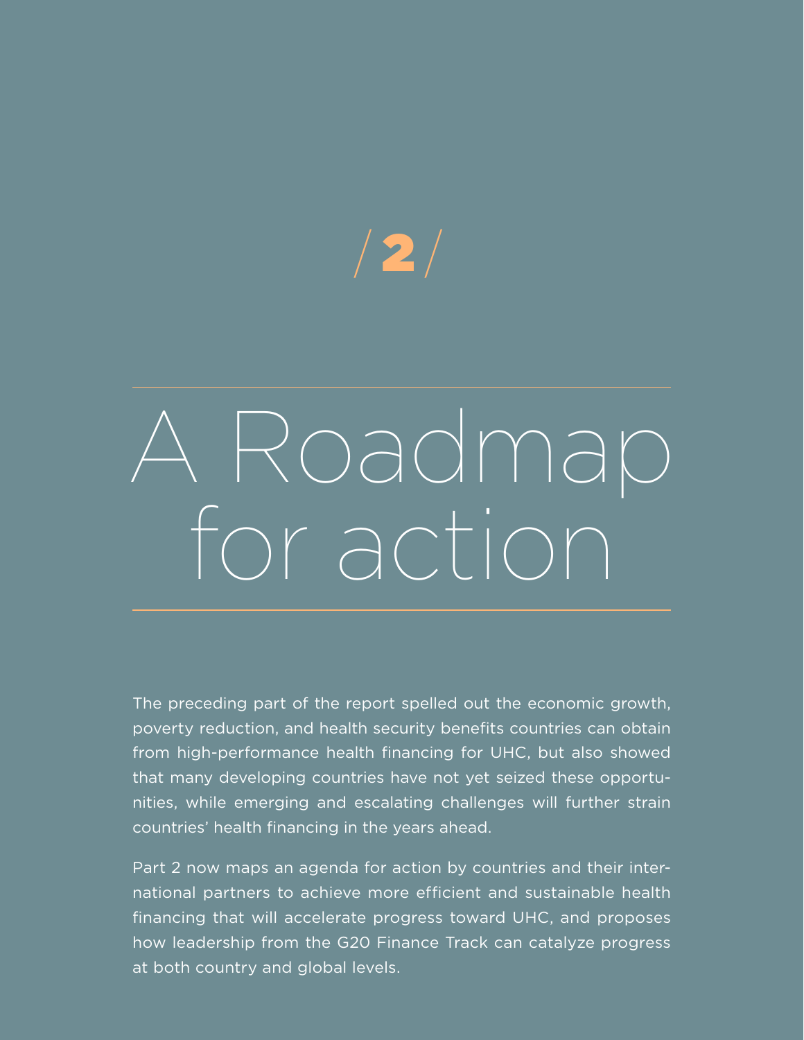/2/

# A Roadmap for action

The preceding part of the report spelled out the economic growth, poverty reduction, and health security benefits countries can obtain from high-performance health financing for UHC, but also showed that many developing countries have not yet seized these opportunities, while emerging and escalating challenges will further strain countries' health financing in the years ahead.

Part 2 now maps an agenda for action by countries and their international partners to achieve more efficient and sustainable health financing that will accelerate progress toward UHC, and proposes how leadership from the G20 Finance Track can catalyze progress at both country and global levels.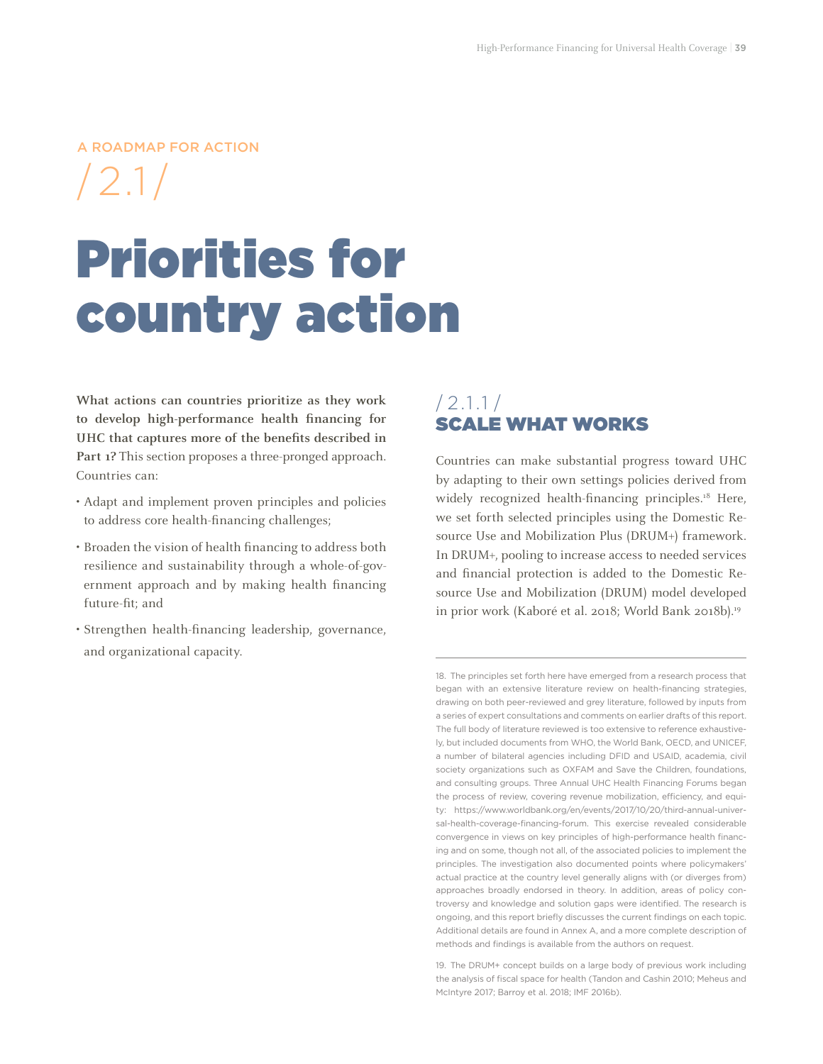A ROADMAP FOR ACTION

/ 2.1 /

# Priorities for country action

**What actions can countries prioritize as they work to develop high-performance health financing for UHC that captures more of the benefits described in Part 1?** This section proposes a three-pronged approach. Countries can:

- Adapt and implement proven principles and policies to address core health-financing challenges;
- Broaden the vision of health financing to address both resilience and sustainability through a whole-of-government approach and by making health financing future-fit; and
- Strengthen health-financing leadership, governance, and organizational capacity.

## / 2.1.1 / SCALE WHAT WORKS

Countries can make substantial progress toward UHC by adapting to their own settings policies derived from widely recognized health-financing principles.[18] Here, we set forth selected principles using the Domestic Resource Use and Mobilization Plus (DRUM+) framework. In DRUM+, pooling to increase access to needed services and financial protection is added to the Domestic Resource Use and Mobilization (DRUM) model developed in prior work (Kaboré et al. 2018; World Bank 2018b).[19]

---

18. The principles set forth here have emerged from a research process that began with an extensive literature review on health-financing strategies, drawing on both peer-reviewed and grey literature, followed by inputs from a series of expert consultations and comments on earlier drafts of this report. The full body of literature reviewed is too extensive to reference exhaustively, but included documents from WHO, the World Bank, OECD, and UNICEF, a number of bilateral agencies including DFID and USAID, academia, civil society organizations such as OXFAM and Save the Children, foundations, and consulting groups. Three Annual UHC Health Financing Forums began the process of review, covering revenue mobilization, efficiency, and equity: https://www.worldbank.org/en/events/2017/10/20/third-annual-universal-health-coverage-financing-forum. This exercise revealed considerable convergence in views on key principles of high-performance health financing and on some, though not all, of the associated policies to implement the principles. The investigation also documented points where policymakers' actual practice at the country level generally aligns with (or diverges from) approaches broadly endorsed in theory. In addition, areas of policy controversy and knowledge and solution gaps were identified. The research is ongoing, and this report briefly discusses the current findings on each topic. Additional details are found in Annex A, and a more complete description of methods and findings is available from the authors on request.

19. The DRUM+ concept builds on a large body of previous work including the analysis of fiscal space for health (Tandon and Cashin 2010; Meheus and McIntyre 2017; Barroy et al. 2018; IMF 2016b).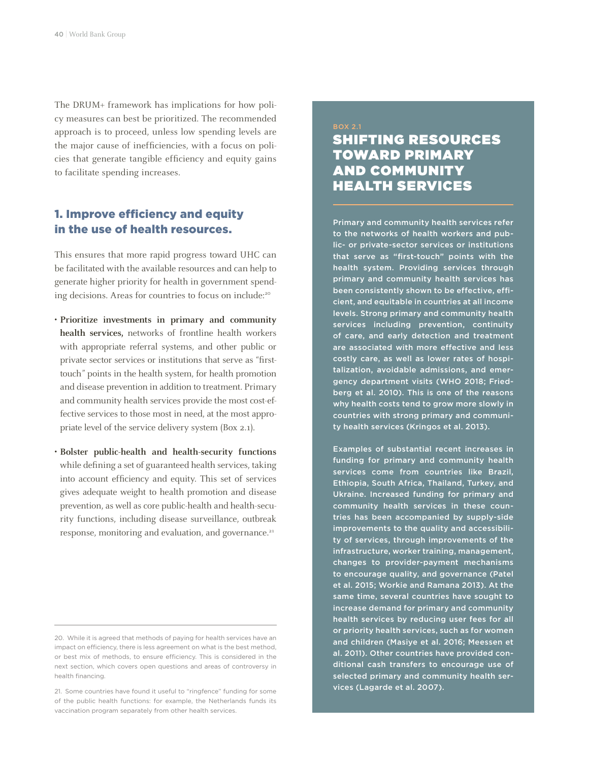The DRUM+ framework has implications for how policy measures can best be prioritized. The recommended approach is to proceed, unless low spending levels are the major cause of inefficiencies, with a focus on policies that generate tangible efficiency and equity gains to facilitate spending increases.

## 1. Improve efficiency and equity in the use of health resources.

This ensures that more rapid progress toward UHC can be facilitated with the available resources and can help to generate higher priority for health in government spending decisions. Areas for countries to focus on include:[20]

- **Prioritize investments in primary and community health services,** networks of frontline health workers with appropriate referral systems, and other public or private sector services or institutions that serve as "first-touch" points in the health system, for health promotion and disease prevention in addition to treatment. Primary and community health services provide the most cost-effective services to those most in need, at the most appropriate level of the service delivery system (Box 2.1).

- **Bolster public-health and health-security functions** while defining a set of guaranteed health services, taking into account efficiency and equity. This set of services gives adequate weight to health promotion and disease prevention, as well as core public-health and health-security functions, including disease surveillance, outbreak response, monitoring and evaluation, and governance.[21]

20. While it is agreed that methods of paying for health services have an impact on efficiency, there is less agreement on what is the best method, or best mix of methods, to ensure efficiency. This is considered in the next section, which covers open questions and areas of controversy in health financing.

21. Some countries have found it useful to "ringfence" funding for some of the public health functions: for example, the Netherlands funds its vaccination program separately from other health services.

### BOX 2.1

### SHIFTING RESOURCES TOWARD PRIMARY AND COMMUNITY HEALTH SERVICES

Primary and community health services refer to the networks of health workers and public- or private-sector services or institutions that serve as "first-touch" points with the health system. Providing services through primary and community health services has been consistently shown to be effective, efficient, and equitable in countries at all income levels. Strong primary and community health services including prevention, continuity of care, and early detection and treatment are associated with more effective and less costly care, as well as lower rates of hospitalization, avoidable admissions, and emergency department visits (WHO 2018; Friedberg et al. 2010). This is one of the reasons why health costs tend to grow more slowly in countries with strong primary and community health services (Kringos et al. 2013).

Examples of substantial recent increases in funding for primary and community health services come from countries like Brazil, Ethiopia, South Africa, Thailand, Turkey, and Ukraine. Increased funding for primary and community health services in these countries has been accompanied by supply-side improvements to the quality and accessibility of services, through improvements of the infrastructure, worker training, management, changes to provider-payment mechanisms to encourage quality, and governance (Patel et al. 2015; Workie and Ramana 2013). At the same time, several countries have sought to increase demand for primary and community health services by reducing user fees for all or priority health services, such as for women and children (Masiye et al. 2016; Meessen et al. 2011). Other countries have provided conditional cash transfers to encourage use of selected primary and community health services (Lagarde et al. 2007).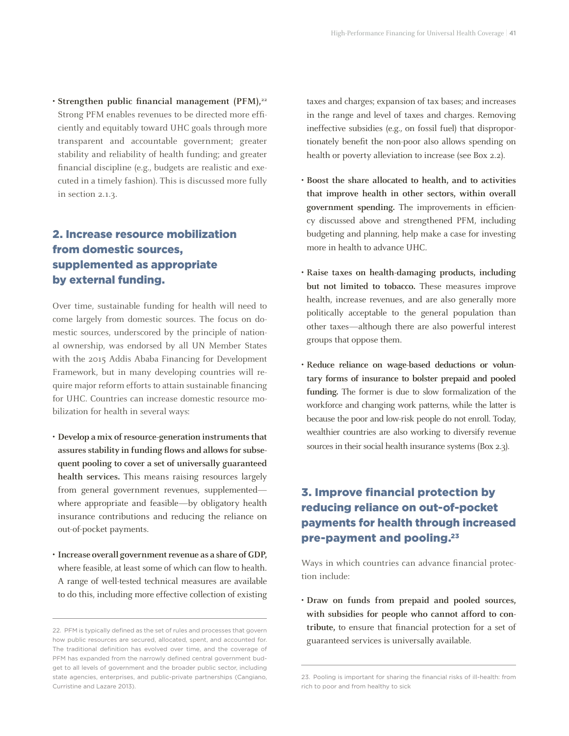- **Strengthen public financial management (PFM),**[22] Strong PFM enables revenues to be directed more efficiently and equitably toward UHC goals through more transparent and accountable government; greater stability and reliability of health funding; and greater financial discipline (e.g., budgets are realistic and executed in a timely fashion). This is discussed more fully in section 2.1.3.

## 2. Increase resource mobilization from domestic sources, supplemented as appropriate by external funding.

Over time, sustainable funding for health will need to come largely from domestic sources. The focus on domestic sources, underscored by the principle of national ownership, was endorsed by all UN Member States with the 2015 Addis Ababa Financing for Development Framework, but in many developing countries will require major reform efforts to attain sustainable financing for UHC. Countries can increase domestic resource mobilization for health in several ways:

- **Develop a mix of resource-generation instruments that assures stability in funding flows and allows for subsequent pooling to cover a set of universally guaranteed health services.** This means raising resources largely from general government revenues, supplemented—where appropriate and feasible—by obligatory health insurance contributions and reducing the reliance on out-of-pocket payments.

- **Increase overall government revenue as a share of GDP,** where feasible, at least some of which can flow to health. A range of well-tested technical measures are available to do this, including more effective collection of existing taxes and charges; expansion of tax bases; and increases in the range and level of taxes and charges. Removing ineffective subsidies (e.g., on fossil fuel) that disproportionately benefit the non-poor also allows spending on health or poverty alleviation to increase (see Box 2.2).

- **Boost the share allocated to health, and to activities that improve health in other sectors, within overall government spending.** The improvements in efficiency discussed above and strengthened PFM, including budgeting and planning, help make a case for investing more in health to advance UHC.

- **Raise taxes on health-damaging products, including but not limited to tobacco.** These measures improve health, increase revenues, and are also generally more politically acceptable to the general population than other taxes—although there are also powerful interest groups that oppose them.

- **Reduce reliance on wage-based deductions or voluntary forms of insurance to bolster prepaid and pooled funding.** The former is due to slow formalization of the workforce and changing work patterns, while the latter is because the poor and low-risk people do not enroll. Today, wealthier countries are also working to diversify revenue sources in their social health insurance systems (Box 2.3).

## 3. Improve financial protection by reducing reliance on out-of-pocket payments for health through increased pre-payment and pooling.[23]

Ways in which countries can advance financial protection include:

- **Draw on funds from prepaid and pooled sources, with subsidies for people who cannot afford to contribute,** to ensure that financial protection for a set of guaranteed services is universally available.

---

22. PFM is typically defined as the set of rules and processes that govern how public resources are secured, allocated, spent, and accounted for. The traditional definition has evolved over time, and the coverage of PFM has expanded from the narrowly defined central government budget to all levels of government and the broader public sector, including state agencies, enterprises, and public-private partnerships (Cangiano, Curristine and Lazare 2013).

23. Pooling is important for sharing the financial risks of ill-health: from rich to poor and from healthy to sick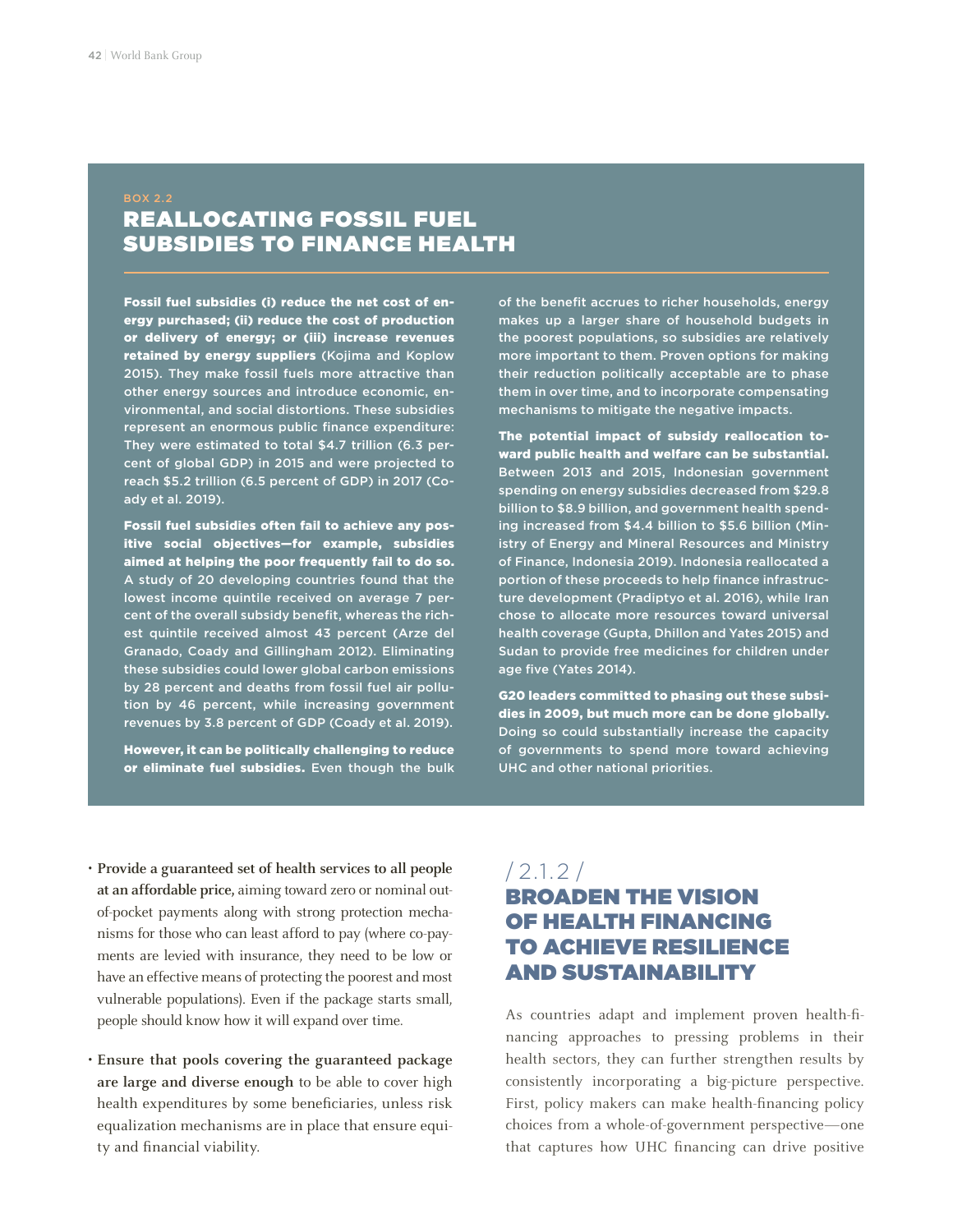## BOX 2.2

## REALLOCATING FOSSIL FUEL SUBSIDIES TO FINANCE HEALTH

**Fossil fuel subsidies (i) reduce the net cost of energy purchased; (ii) reduce the cost of production or delivery of energy; or (iii) increase revenues retained by energy suppliers** (Kojima and Koplow 2015). They make fossil fuels more attractive than other energy sources and introduce economic, environmental, and social distortions. These subsidies represent an enormous public finance expenditure: They were estimated to total $4.7 trillion (6.3 percent of global GDP) in 2015 and were projected to reach $5.2 trillion (6.5 percent of GDP) in 2017 (Coady et al. 2019).

**Fossil fuel subsidies often fail to achieve any positive social objectives—for example, subsidies aimed at helping the poor frequently fail to do so.** A study of 20 developing countries found that the lowest income quintile received on average 7 percent of the overall subsidy benefit, whereas the richest quintile received almost 43 percent (Arze del Granado, Coady and Gillingham 2012). Eliminating these subsidies could lower global carbon emissions by 28 percent and deaths from fossil fuel air pollution by 46 percent, while increasing government revenues by 3.8 percent of GDP (Coady et al. 2019).

**However, it can be politically challenging to reduce or eliminate fuel subsidies.** Even though the bulk of the benefit accrues to richer households, energy makes up a larger share of household budgets in the poorest populations, so subsidies are relatively more important to them. Proven options for making their reduction politically acceptable are to phase them in over time, and to incorporate compensating mechanisms to mitigate the negative impacts.

**The potential impact of subsidy reallocation toward public health and welfare can be substantial.** Between 2013 and 2015, Indonesian government spending on energy subsidies decreased from $29.8 billion to $8.9 billion, and government health spending increased from $4.4 billion to $5.6 billion (Ministry of Energy and Mineral Resources and Ministry of Finance, Indonesia 2019). Indonesia reallocated a portion of these proceeds to help finance infrastructure development (Pradiptyo et al. 2016), while Iran chose to allocate more resources toward universal health coverage (Gupta, Dhillon and Yates 2015) and Sudan to provide free medicines for children under age five (Yates 2014).

**G20 leaders committed to phasing out these subsidies in 2009, but much more can be done globally.** Doing so could substantially increase the capacity of governments to spend more toward achieving UHC and other national priorities.

- **Provide a guaranteed set of health services to all people at an affordable price,** aiming toward zero or nominal out-of-pocket payments along with strong protection mechanisms for those who can least afford to pay (where co-payments are levied with insurance, they need to be low or have an effective means of protecting the poorest and most vulnerable populations). Even if the package starts small, people should know how it will expand over time.
- **Ensure that pools covering the guaranteed package are large and diverse enough** to be able to cover high health expenditures by some beneficiaries, unless risk equalization mechanisms are in place that ensure equity and financial viability.

## / 2.1.2 / BROADEN THE VISION OF HEALTH FINANCING TO ACHIEVE RESILIENCE AND SUSTAINABILITY

As countries adapt and implement proven health-financing approaches to pressing problems in their health sectors, they can further strengthen results by consistently incorporating a big-picture perspective. First, policy makers can make health-financing policy choices from a whole-of-government perspective—one that captures how UHC financing can drive positive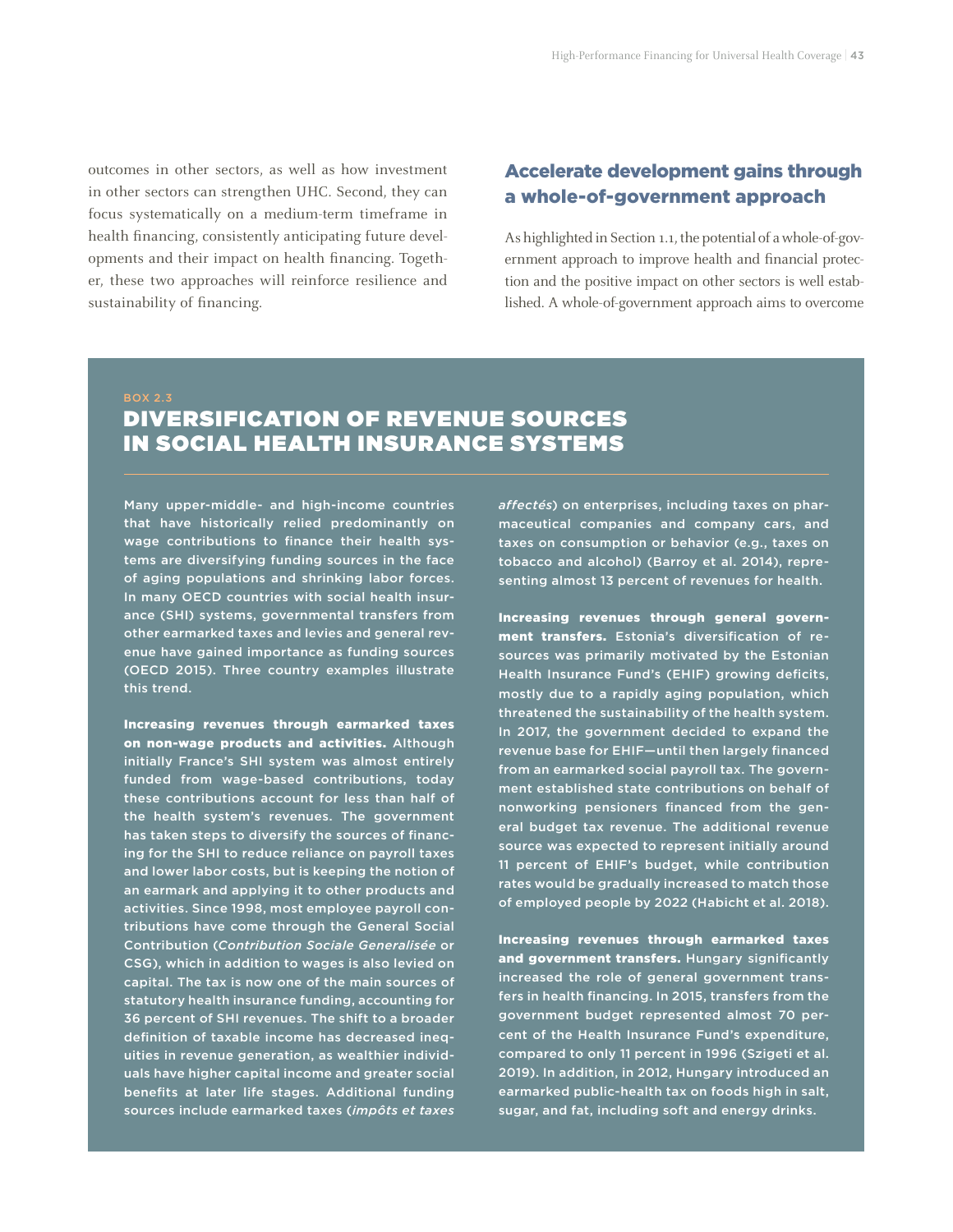outcomes in other sectors, as well as how investment in other sectors can strengthen UHC. Second, they can focus systematically on a medium-term timeframe in health financing, consistently anticipating future developments and their impact on health financing. Together, these two approaches will reinforce resilience and sustainability of financing.

## Accelerate development gains through a whole-of-government approach

As highlighted in Section 1.1, the potential of a whole-of-government approach to improve health and financial protection and the positive impact on other sectors is well established. A whole-of-government approach aims to overcome

BOX 2.3

### DIVERSIFICATION OF REVENUE SOURCES IN SOCIAL HEALTH INSURANCE SYSTEMS

Many upper-middle- and high-income countries that have historically relied predominantly on wage contributions to finance their health systems are diversifying funding sources in the face of aging populations and shrinking labor forces. In many OECD countries with social health insurance (SHI) systems, governmental transfers from other earmarked taxes and levies and general revenue have gained importance as funding sources (OECD 2015). Three country examples illustrate this trend.

**Increasing revenues through earmarked taxes on non-wage products and activities.** Although initially France's SHI system was almost entirely funded from wage-based contributions, today these contributions account for less than half of the health system's revenues. The government has taken steps to diversify the sources of financing for the SHI to reduce reliance on payroll taxes and lower labor costs, but is keeping the notion of an earmark and applying it to other products and activities. Since 1998, most employee payroll contributions have come through the General Social Contribution (*Contribution Sociale Generalisée* or CSG), which in addition to wages is also levied on capital. The tax is now one of the main sources of statutory health insurance funding, accounting for 36 percent of SHI revenues. The shift to a broader definition of taxable income has decreased inequities in revenue generation, as wealthier individuals have higher capital income and greater social benefits at later life stages. Additional funding sources include earmarked taxes (*impôts et taxes affectés*) on enterprises, including taxes on pharmaceutical companies and company cars, and taxes on consumption or behavior (e.g., taxes on tobacco and alcohol) (Barroy et al. 2014), representing almost 13 percent of revenues for health.

**Increasing revenues through general government transfers.** Estonia's diversification of resources was primarily motivated by the Estonian Health Insurance Fund's (EHIF) growing deficits, mostly due to a rapidly aging population, which threatened the sustainability of the health system. In 2017, the government decided to expand the revenue base for EHIF—until then largely financed from an earmarked social payroll tax. The government established state contributions on behalf of nonworking pensioners financed from the general budget tax revenue. The additional revenue source was expected to represent initially around 11 percent of EHIF's budget, while contribution rates would be gradually increased to match those of employed people by 2022 (Habicht et al. 2018).

**Increasing revenues through earmarked taxes and government transfers.** Hungary significantly increased the role of general government transfers in health financing. In 2015, transfers from the government budget represented almost 70 percent of the Health Insurance Fund's expenditure, compared to only 11 percent in 1996 (Szigeti et al. 2019). In addition, in 2012, Hungary introduced an earmarked public-health tax on foods high in salt, sugar, and fat, including soft and energy drinks.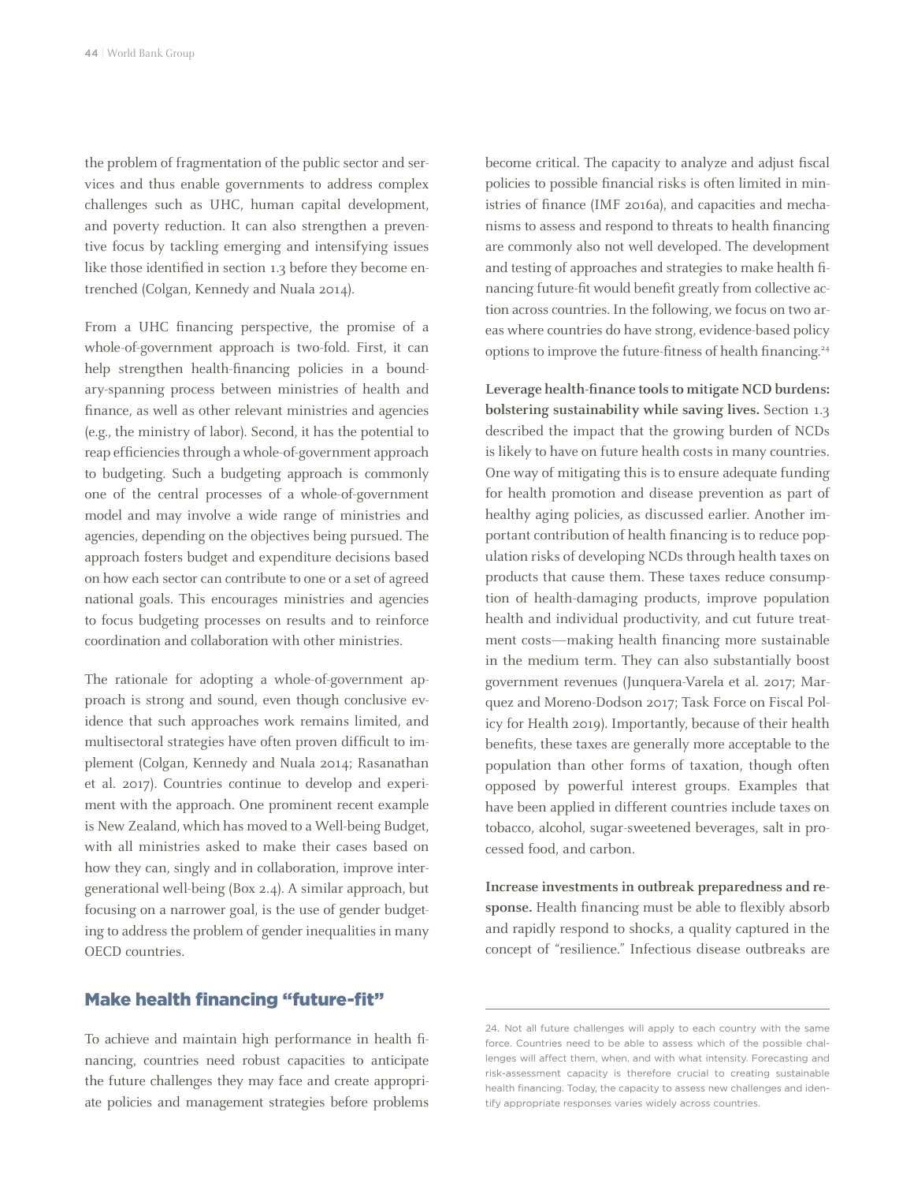the problem of fragmentation of the public sector and services and thus enable governments to address complex challenges such as UHC, human capital development, and poverty reduction. It can also strengthen a preventive focus by tackling emerging and intensifying issues like those identified in section 1.3 before they become entrenched (Colgan, Kennedy and Nuala 2014).

From a UHC financing perspective, the promise of a whole-of-government approach is two-fold. First, it can help strengthen health-financing policies in a boundary-spanning process between ministries of health and finance, as well as other relevant ministries and agencies (e.g., the ministry of labor). Second, it has the potential to reap efficiencies through a whole-of-government approach to budgeting. Such a budgeting approach is commonly one of the central processes of a whole-of-government model and may involve a wide range of ministries and agencies, depending on the objectives being pursued. The approach fosters budget and expenditure decisions based on how each sector can contribute to one or a set of agreed national goals. This encourages ministries and agencies to focus budgeting processes on results and to reinforce coordination and collaboration with other ministries.

The rationale for adopting a whole-of-government approach is strong and sound, even though conclusive evidence that such approaches work remains limited, and multisectoral strategies have often proven difficult to implement (Colgan, Kennedy and Nuala 2014; Rasanathan et al. 2017). Countries continue to develop and experiment with the approach. One prominent recent example is New Zealand, which has moved to a Well-being Budget, with all ministries asked to make their cases based on how they can, singly and in collaboration, improve intergenerational well-being (Box 2.4). A similar approach, but focusing on a narrower goal, is the use of gender budgeting to address the problem of gender inequalities in many OECD countries.

## Make health financing "future-fit"

To achieve and maintain high performance in health financing, countries need robust capacities to anticipate the future challenges they may face and create appropriate policies and management strategies before problems become critical. The capacity to analyze and adjust fiscal policies to possible financial risks is often limited in ministries of finance (IMF 2016a), and capacities and mechanisms to assess and respond to threats to health financing are commonly also not well developed. The development and testing of approaches and strategies to make health financing future-fit would benefit greatly from collective action across countries. In the following, we focus on two areas where countries do have strong, evidence-based policy options to improve the future-fitness of health financing.[24]

**Leverage health-finance tools to mitigate NCD burdens: bolstering sustainability while saving lives.** Section 1.3 described the impact that the growing burden of NCDs is likely to have on future health costs in many countries. One way of mitigating this is to ensure adequate funding for health promotion and disease prevention as part of healthy aging policies, as discussed earlier. Another important contribution of health financing is to reduce population risks of developing NCDs through health taxes on products that cause them. These taxes reduce consumption of health-damaging products, improve population health and individual productivity, and cut future treatment costs—making health financing more sustainable in the medium term. They can also substantially boost government revenues (Junquera-Varela et al. 2017; Marquez and Moreno-Dodson 2017; Task Force on Fiscal Policy for Health 2019). Importantly, because of their health benefits, these taxes are generally more acceptable to the population than other forms of taxation, though often opposed by powerful interest groups. Examples that have been applied in different countries include taxes on tobacco, alcohol, sugar-sweetened beverages, salt in processed food, and carbon.

**Increase investments in outbreak preparedness and response.** Health financing must be able to flexibly absorb and rapidly respond to shocks, a quality captured in the concept of "resilience." Infectious disease outbreaks are

---

24. Not all future challenges will apply to each country with the same force. Countries need to be able to assess which of the possible challenges will affect them, when, and with what intensity. Forecasting and risk-assessment capacity is therefore crucial to creating sustainable health financing. Today, the capacity to assess new challenges and identify appropriate responses varies widely across countries.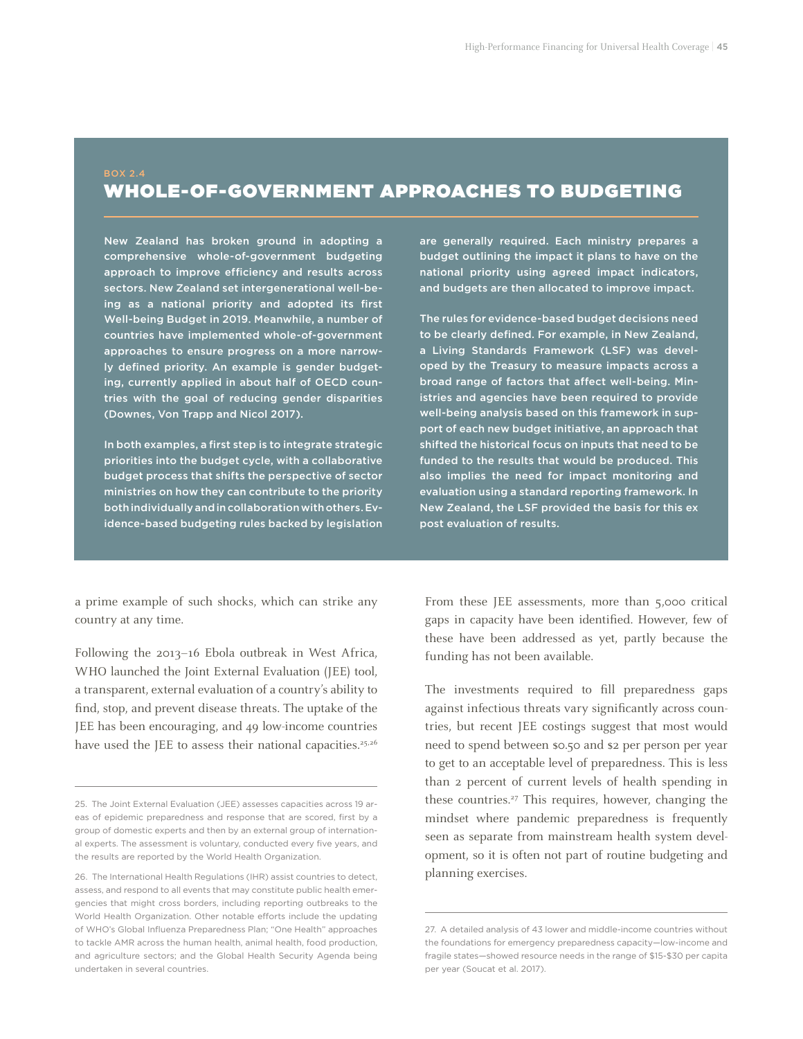BOX 2.4

## WHOLE-OF-GOVERNMENT APPROACHES TO BUDGETING

New Zealand has broken ground in adopting a comprehensive whole-of-government budgeting approach to improve efficiency and results across sectors. New Zealand set intergenerational well-being as a national priority and adopted its first Well-being Budget in 2019. Meanwhile, a number of countries have implemented whole-of-government approaches to ensure progress on a more narrowly defined priority. An example is gender budgeting, currently applied in about half of OECD countries with the goal of reducing gender disparities (Downes, Von Trapp and Nicol 2017).

In both examples, a first step is to integrate strategic priorities into the budget cycle, with a collaborative budget process that shifts the perspective of sector ministries on how they can contribute to the priority both individually and in collaboration with others. Evidence-based budgeting rules backed by legislation are generally required. Each ministry prepares a budget outlining the impact it plans to have on the national priority using agreed impact indicators, and budgets are then allocated to improve impact.

The rules for evidence-based budget decisions need to be clearly defined. For example, in New Zealand, a Living Standards Framework (LSF) was developed by the Treasury to measure impacts across a broad range of factors that affect well-being. Ministries and agencies have been required to provide well-being analysis based on this framework in support of each new budget initiative, an approach that shifted the historical focus on inputs that need to be funded to the results that would be produced. This also implies the need for impact monitoring and evaluation using a standard reporting framework. In New Zealand, the LSF provided the basis for this ex post evaluation of results.

a prime example of such shocks, which can strike any country at any time.

Following the 2013–16 Ebola outbreak in West Africa, WHO launched the Joint External Evaluation (JEE) tool, a transparent, external evaluation of a country's ability to find, stop, and prevent disease threats. The uptake of the JEE has been encouraging, and 49 low-income countries have used the JEE to assess their national capacities.[25,26]

From these JEE assessments, more than 5,000 critical gaps in capacity have been identified. However, few of these have been addressed as yet, partly because the funding has not been available.

The investments required to fill preparedness gaps against infectious threats vary significantly across countries, but recent JEE costings suggest that most would need to spend between $0.50 and $2 per person per year to get to an acceptable level of preparedness. This is less than 2 percent of current levels of health spending in these countries.[27] This requires, however, changing the mindset where pandemic preparedness is frequently seen as separate from mainstream health system development, so it is often not part of routine budgeting and planning exercises.

---

25. The Joint External Evaluation (JEE) assesses capacities across 19 areas of epidemic preparedness and response that are scored, first by a group of domestic experts and then by an external group of international experts. The assessment is voluntary, conducted every five years, and the results are reported by the World Health Organization.

26. The International Health Regulations (IHR) assist countries to detect, assess, and respond to all events that may constitute public health emergencies that might cross borders, including reporting outbreaks to the World Health Organization. Other notable efforts include the updating of WHO's Global Influenza Preparedness Plan; "One Health" approaches to tackle AMR across the human health, animal health, food production, and agriculture sectors; and the Global Health Security Agenda being undertaken in several countries.

27. A detailed analysis of 43 lower and middle-income countries without the foundations for emergency preparedness capacity—low-income and fragile states—showed resource needs in the range of $15-$30 per capita per year (Soucat et al. 2017).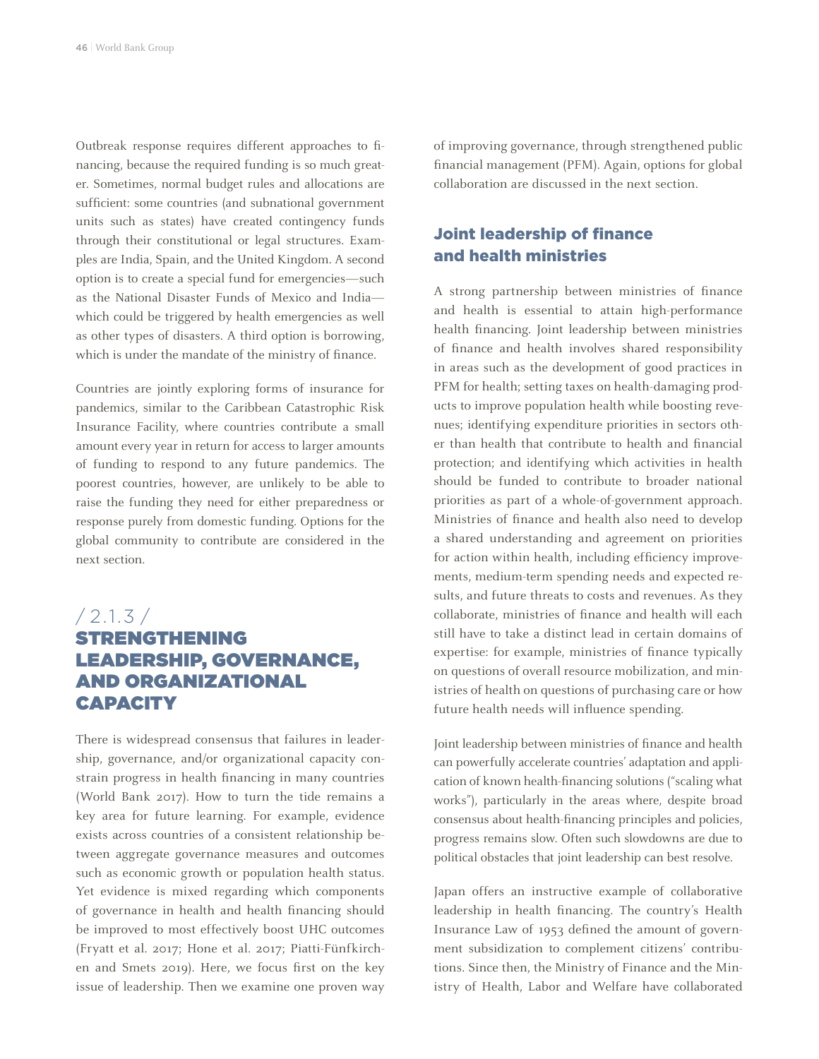Outbreak response requires different approaches to financing, because the required funding is so much greater. Sometimes, normal budget rules and allocations are sufficient: some countries (and subnational government units such as states) have created contingency funds through their constitutional or legal structures. Examples are India, Spain, and the United Kingdom. A second option is to create a special fund for emergencies—such as the National Disaster Funds of Mexico and India—which could be triggered by health emergencies as well as other types of disasters. A third option is borrowing, which is under the mandate of the ministry of finance.

Countries are jointly exploring forms of insurance for pandemics, similar to the Caribbean Catastrophic Risk Insurance Facility, where countries contribute a small amount every year in return for access to larger amounts of funding to respond to any future pandemics. The poorest countries, however, are unlikely to be able to raise the funding they need for either preparedness or response purely from domestic funding. Options for the global community to contribute are considered in the next section.

## / 2.1.3 / STRENGTHENING LEADERSHIP, GOVERNANCE, AND ORGANIZATIONAL CAPACITY

There is widespread consensus that failures in leadership, governance, and/or organizational capacity constrain progress in health financing in many countries (World Bank 2017). How to turn the tide remains a key area for future learning. For example, evidence exists across countries of a consistent relationship between aggregate governance measures and outcomes such as economic growth or population health status. Yet evidence is mixed regarding which components of governance in health and health financing should be improved to most effectively boost UHC outcomes (Fryatt et al. 2017; Hone et al. 2017; Piatti-Fünfkirchen and Smets 2019). Here, we focus first on the key issue of leadership. Then we examine one proven way of improving governance, through strengthened public financial management (PFM). Again, options for global collaboration are discussed in the next section.

### Joint leadership of finance and health ministries

A strong partnership between ministries of finance and health is essential to attain high-performance health financing. Joint leadership between ministries of finance and health involves shared responsibility in areas such as the development of good practices in PFM for health; setting taxes on health-damaging products to improve population health while boosting revenues; identifying expenditure priorities in sectors other than health that contribute to health and financial protection; and identifying which activities in health should be funded to contribute to broader national priorities as part of a whole-of-government approach. Ministries of finance and health also need to develop a shared understanding and agreement on priorities for action within health, including efficiency improvements, medium-term spending needs and expected results, and future threats to costs and revenues. As they collaborate, ministries of finance and health will each still have to take a distinct lead in certain domains of expertise: for example, ministries of finance typically on questions of overall resource mobilization, and ministries of health on questions of purchasing care or how future health needs will influence spending.

Joint leadership between ministries of finance and health can powerfully accelerate countries' adaptation and application of known health-financing solutions ("scaling what works"), particularly in the areas where, despite broad consensus about health-financing principles and policies, progress remains slow. Often such slowdowns are due to political obstacles that joint leadership can best resolve.

Japan offers an instructive example of collaborative leadership in health financing. The country's Health Insurance Law of 1953 defined the amount of government subsidization to complement citizens' contributions. Since then, the Ministry of Finance and the Ministry of Health, Labor and Welfare have collaborated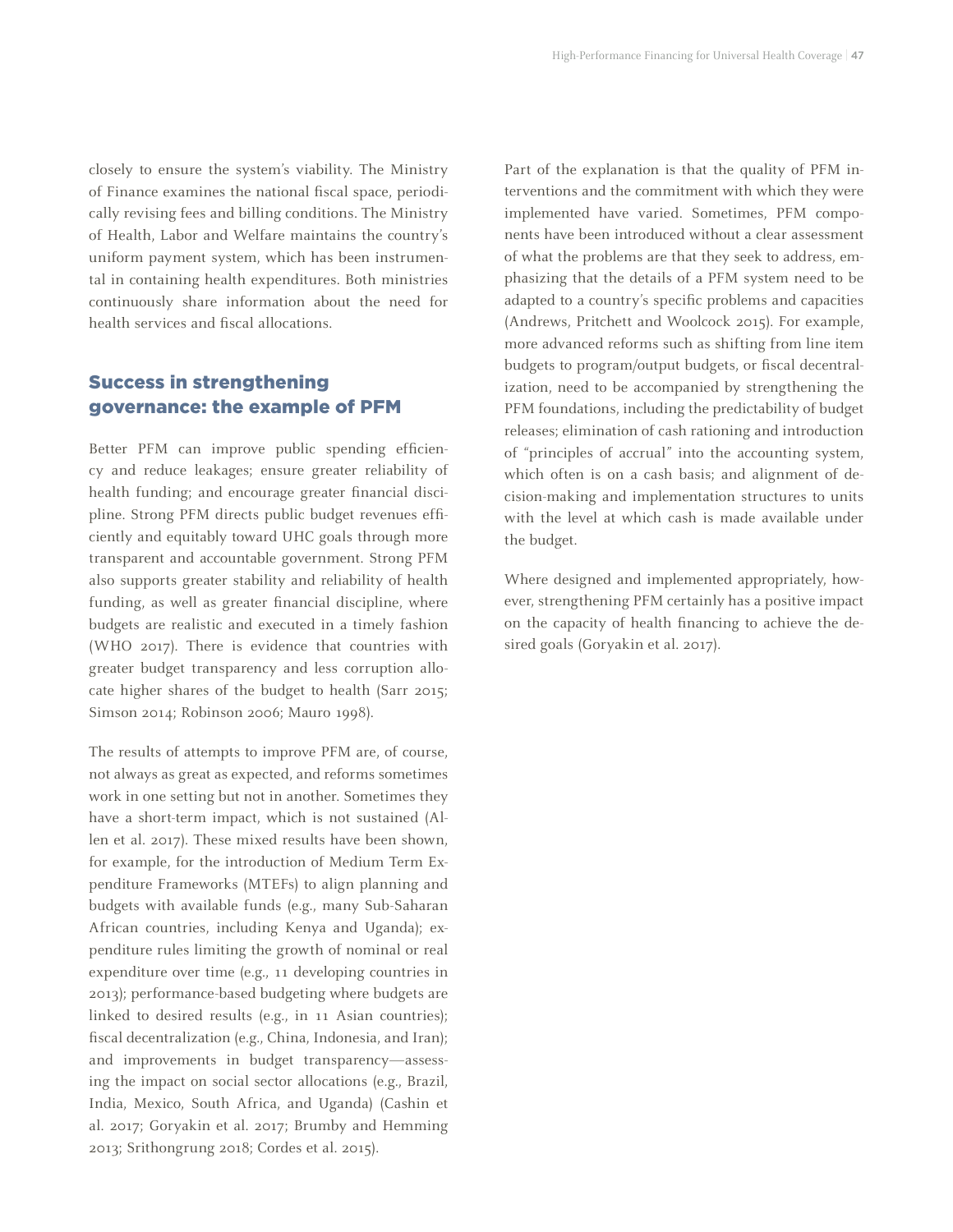closely to ensure the system's viability. The Ministry of Finance examines the national fiscal space, periodically revising fees and billing conditions. The Ministry of Health, Labor and Welfare maintains the country's uniform payment system, which has been instrumental in containing health expenditures. Both ministries continuously share information about the need for health services and fiscal allocations.

## Success in strengthening governance: the example of PFM

Better PFM can improve public spending efficiency and reduce leakages; ensure greater reliability of health funding; and encourage greater financial discipline. Strong PFM directs public budget revenues efficiently and equitably toward UHC goals through more transparent and accountable government. Strong PFM also supports greater stability and reliability of health funding, as well as greater financial discipline, where budgets are realistic and executed in a timely fashion (WHO 2017). There is evidence that countries with greater budget transparency and less corruption allocate higher shares of the budget to health (Sarr 2015; Simson 2014; Robinson 2006; Mauro 1998).

The results of attempts to improve PFM are, of course, not always as great as expected, and reforms sometimes work in one setting but not in another. Sometimes they have a short-term impact, which is not sustained (Allen et al. 2017). These mixed results have been shown, for example, for the introduction of Medium Term Expenditure Frameworks (MTEFs) to align planning and budgets with available funds (e.g., many Sub-Saharan African countries, including Kenya and Uganda); expenditure rules limiting the growth of nominal or real expenditure over time (e.g., 11 developing countries in 2013); performance-based budgeting where budgets are linked to desired results (e.g., in 11 Asian countries); fiscal decentralization (e.g., China, Indonesia, and Iran); and improvements in budget transparency—assessing the impact on social sector allocations (e.g., Brazil, India, Mexico, South Africa, and Uganda) (Cashin et al. 2017; Goryakin et al. 2017; Brumby and Hemming 2013; Srithongrung 2018; Cordes et al. 2015).

Part of the explanation is that the quality of PFM interventions and the commitment with which they were implemented have varied. Sometimes, PFM components have been introduced without a clear assessment of what the problems are that they seek to address, emphasizing that the details of a PFM system need to be adapted to a country's specific problems and capacities (Andrews, Pritchett and Woolcock 2015). For example, more advanced reforms such as shifting from line item budgets to program/output budgets, or fiscal decentralization, need to be accompanied by strengthening the PFM foundations, including the predictability of budget releases; elimination of cash rationing and introduction of "principles of accrual" into the accounting system, which often is on a cash basis; and alignment of decision-making and implementation structures to units with the level at which cash is made available under the budget.

Where designed and implemented appropriately, however, strengthening PFM certainly has a positive impact on the capacity of health financing to achieve the desired goals (Goryakin et al. 2017).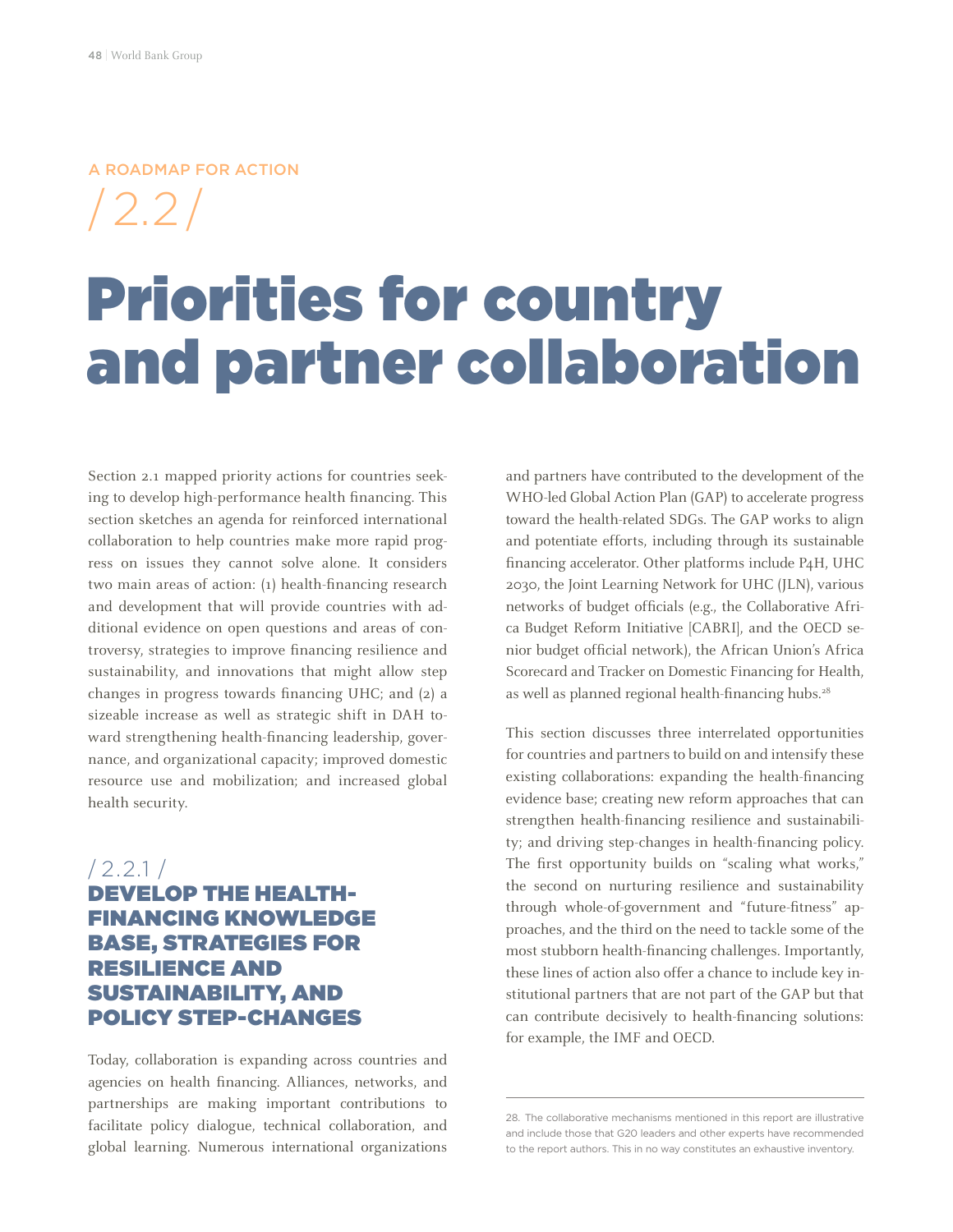A ROADMAP FOR ACTION

/ 2.2 /

# Priorities for country and partner collaboration

Section 2.1 mapped priority actions for countries seeking to develop high-performance health financing. This section sketches an agenda for reinforced international collaboration to help countries make more rapid progress on issues they cannot solve alone. It considers two main areas of action: (1) health-financing research and development that will provide countries with additional evidence on open questions and areas of controversy, strategies to improve financing resilience and sustainability, and innovations that might allow step changes in progress towards financing UHC; and (2) a sizeable increase as well as strategic shift in DAH toward strengthening health-financing leadership, governance, and organizational capacity; improved domestic resource use and mobilization; and increased global health security.

## / 2.2.1 / DEVELOP THE HEALTH-FINANCING KNOWLEDGE BASE, STRATEGIES FOR RESILIENCE AND SUSTAINABILITY, AND POLICY STEP-CHANGES

Today, collaboration is expanding across countries and agencies on health financing. Alliances, networks, and partnerships are making important contributions to facilitate policy dialogue, technical collaboration, and global learning. Numerous international organizations and partners have contributed to the development of the WHO-led Global Action Plan (GAP) to accelerate progress toward the health-related SDGs. The GAP works to align and potentiate efforts, including through its sustainable financing accelerator. Other platforms include P4H, UHC 2030, the Joint Learning Network for UHC (JLN), various networks of budget officials (e.g., the Collaborative Africa Budget Reform Initiative [CABRI], and the OECD senior budget official network), the African Union's Africa Scorecard and Tracker on Domestic Financing for Health, as well as planned regional health-financing hubs.[28]

This section discusses three interrelated opportunities for countries and partners to build on and intensify these existing collaborations: expanding the health-financing evidence base; creating new reform approaches that can strengthen health-financing resilience and sustainability; and driving step-changes in health-financing policy. The first opportunity builds on "scaling what works," the second on nurturing resilience and sustainability through whole-of-government and "future-fitness" approaches, and the third on the need to tackle some of the most stubborn health-financing challenges. Importantly, these lines of action also offer a chance to include key institutional partners that are not part of the GAP but that can contribute decisively to health-financing solutions: for example, the IMF and OECD.

28. The collaborative mechanisms mentioned in this report are illustrative and include those that G20 leaders and other experts have recommended to the report authors. This in no way constitutes an exhaustive inventory.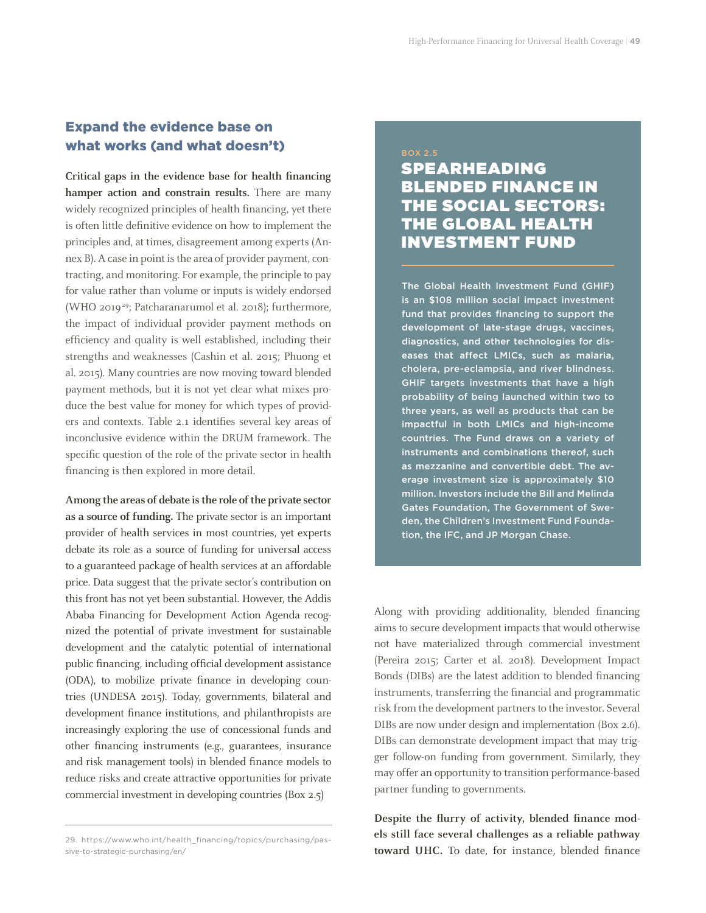## Expand the evidence base on what works (and what doesn't)

**Critical gaps in the evidence base for health financing hamper action and constrain results.** There are many widely recognized principles of health financing, yet there is often little definitive evidence on how to implement the principles and, at times, disagreement among experts (Annex B). A case in point is the area of provider payment, contracting, and monitoring. For example, the principle to pay for value rather than volume or inputs is widely endorsed (WHO 2019[29]; Patcharanarumol et al. 2018); furthermore, the impact of individual provider payment methods on efficiency and quality is well established, including their strengths and weaknesses (Cashin et al. 2015; Phuong et al. 2015). Many countries are now moving toward blended payment methods, but it is not yet clear what mixes produce the best value for money for which types of providers and contexts. Table 2.1 identifies several key areas of inconclusive evidence within the DRUM framework. The specific question of the role of the private sector in health financing is then explored in more detail.

**Among the areas of debate is the role of the private sector as a source of funding.** The private sector is an important provider of health services in most countries, yet experts debate its role as a source of funding for universal access to a guaranteed package of health services at an affordable price. Data suggest that the private sector's contribution on this front has not yet been substantial. However, the Addis Ababa Financing for Development Action Agenda recognized the potential of private investment for sustainable development and the catalytic potential of international public financing, including official development assistance (ODA), to mobilize private finance in developing countries (UNDESA 2015). Today, governments, bilateral and development finance institutions, and philanthropists are increasingly exploring the use of concessional funds and other financing instruments (e.g., guarantees, insurance and risk management tools) in blended finance models to reduce risks and create attractive opportunities for private commercial investment in developing countries (Box 2.5)

29. https://www.who.int/health_financing/topics/purchasing/passive-to-strategic-purchasing/en/

> BOX 2.5
>
> ### SPEARHEADING BLENDED FINANCE IN THE SOCIAL SECTORS: THE GLOBAL HEALTH INVESTMENT FUND
>
> The Global Health Investment Fund (GHIF) is an $108 million social impact investment fund that provides financing to support the development of late-stage drugs, vaccines, diagnostics, and other technologies for diseases that affect LMICs, such as malaria, cholera, pre-eclampsia, and river blindness. GHIF targets investments that have a high probability of being launched within two to three years, as well as products that can be impactful in both LMICs and high-income countries. The Fund draws on a variety of instruments and combinations thereof, such as mezzanine and convertible debt. The average investment size is approximately $10 million. Investors include the Bill and Melinda Gates Foundation, The Government of Sweden, the Children's Investment Fund Foundation, the IFC, and JP Morgan Chase.

Along with providing additionality, blended financing aims to secure development impacts that would otherwise not have materialized through commercial investment (Pereira 2015; Carter et al. 2018). Development Impact Bonds (DIBs) are the latest addition to blended financing instruments, transferring the financial and programmatic risk from the development partners to the investor. Several DIBs are now under design and implementation (Box 2.6). DIBs can demonstrate development impact that may trigger follow-on funding from government. Similarly, they may offer an opportunity to transition performance-based partner funding to governments.

**Despite the flurry of activity, blended finance models still face several challenges as a reliable pathway toward UHC.** To date, for instance, blended finance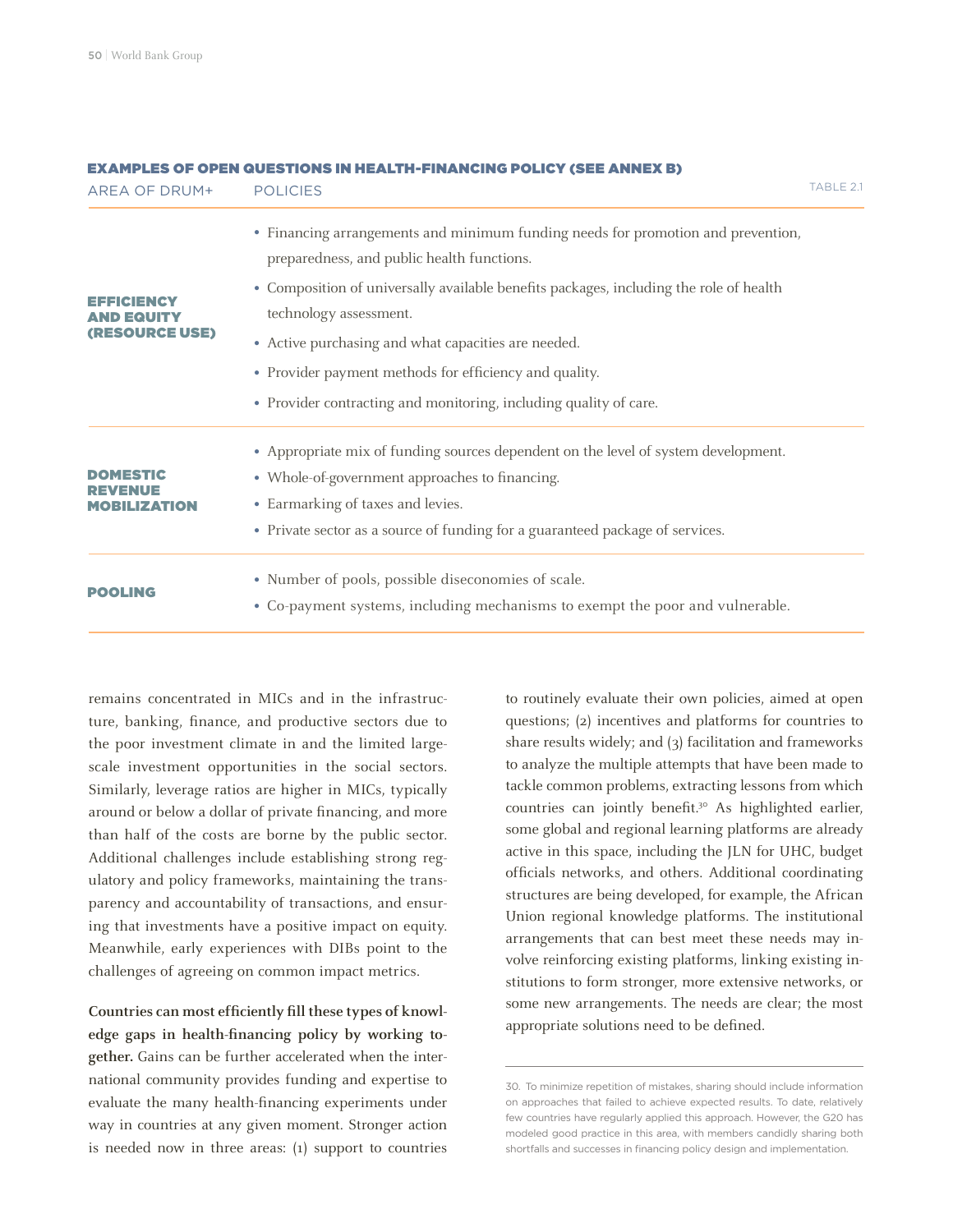**EXAMPLES OF OPEN QUESTIONS IN HEALTH-FINANCING POLICY (SEE ANNEX B)**

TABLE 2.1

| AREA OF DRUM+ | POLICIES |
|---|---|
| **EFFICIENCY AND EQUITY (RESOURCE USE)** | • Financing arrangements and minimum funding needs for promotion and prevention, preparedness, and public health functions.<br>• Composition of universally available benefits packages, including the role of health technology assessment.<br>• Active purchasing and what capacities are needed.<br>• Provider payment methods for efficiency and quality.<br>• Provider contracting and monitoring, including quality of care. |
| **DOMESTIC REVENUE MOBILIZATION** | • Appropriate mix of funding sources dependent on the level of system development.<br>• Whole-of-government approaches to financing.<br>• Earmarking of taxes and levies.<br>• Private sector as a source of funding for a guaranteed package of services. |
| **POOLING** | • Number of pools, possible diseconomies of scale.<br>• Co-payment systems, including mechanisms to exempt the poor and vulnerable. |

remains concentrated in MICs and in the infrastructure, banking, finance, and productive sectors due to the poor investment climate in and the limited large-scale investment opportunities in the social sectors. Similarly, leverage ratios are higher in MICs, typically around or below a dollar of private financing, and more than half of the costs are borne by the public sector. Additional challenges include establishing strong regulatory and policy frameworks, maintaining the transparency and accountability of transactions, and ensuring that investments have a positive impact on equity. Meanwhile, early experiences with DIBs point to the challenges of agreeing on common impact metrics.

**Countries can most efficiently fill these types of knowledge gaps in health-financing policy by working together.** Gains can be further accelerated when the international community provides funding and expertise to evaluate the many health-financing experiments under way in countries at any given moment. Stronger action is needed now in three areas: (1) support to countries to routinely evaluate their own policies, aimed at open questions; (2) incentives and platforms for countries to share results widely; and (3) facilitation and frameworks to analyze the multiple attempts that have been made to tackle common problems, extracting lessons from which countries can jointly benefit.[30] As highlighted earlier, some global and regional learning platforms are already active in this space, including the JLN for UHC, budget officials networks, and others. Additional coordinating structures are being developed, for example, the African Union regional knowledge platforms. The institutional arrangements that can best meet these needs may involve reinforcing existing platforms, linking existing institutions to form stronger, more extensive networks, or some new arrangements. The needs are clear; the most appropriate solutions need to be defined.

30. To minimize repetition of mistakes, sharing should include information on approaches that failed to achieve expected results. To date, relatively few countries have regularly applied this approach. However, the G20 has modeled good practice in this area, with members candidly sharing both shortfalls and successes in financing policy design and implementation.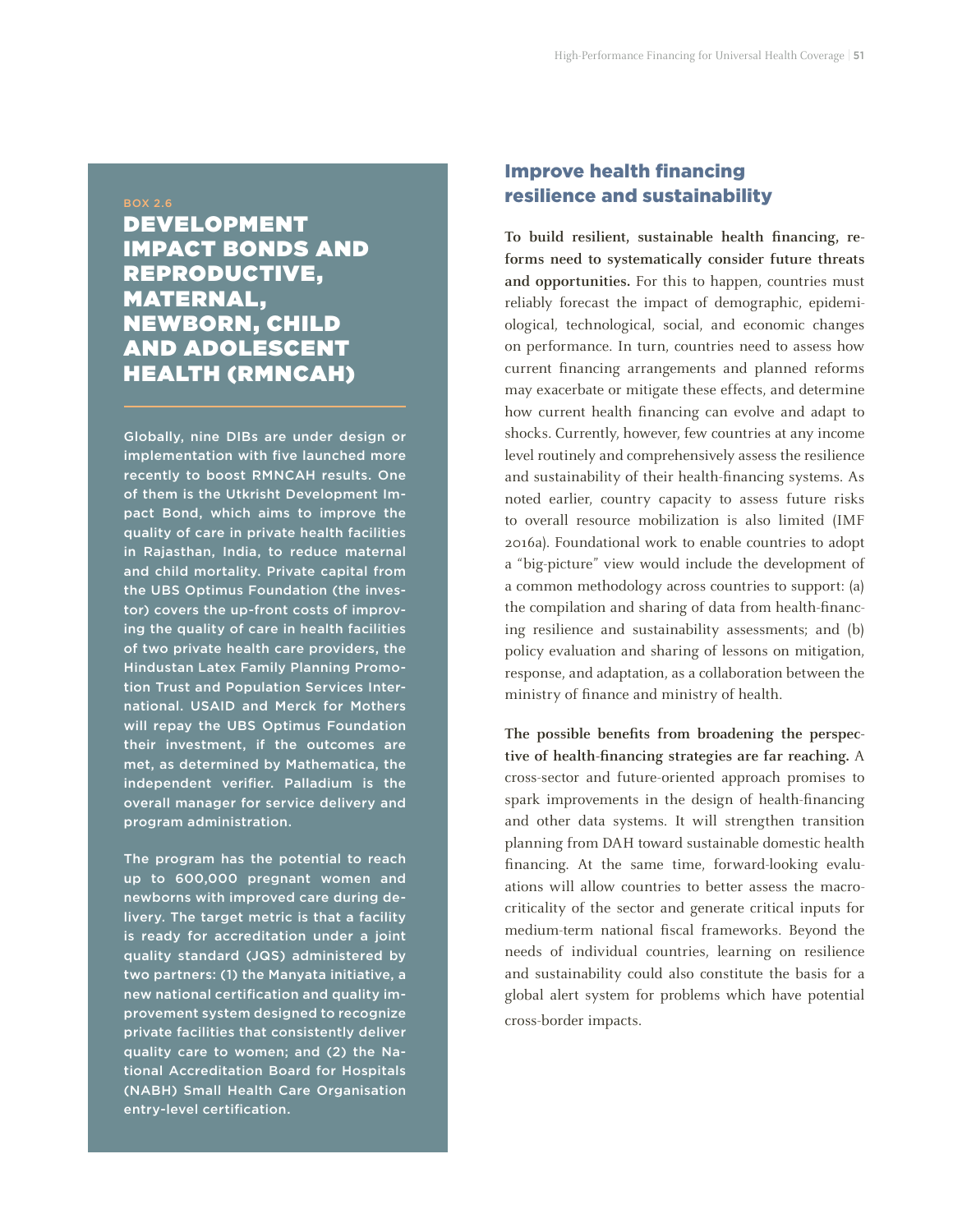BOX 2.6

### DEVELOPMENT IMPACT BONDS AND REPRODUCTIVE, MATERNAL, NEWBORN, CHILD AND ADOLESCENT HEALTH (RMNCAH)

Globally, nine DIBs are under design or implementation with five launched more recently to boost RMNCAH results. One of them is the Utkrisht Development Impact Bond, which aims to improve the quality of care in private health facilities in Rajasthan, India, to reduce maternal and child mortality. Private capital from the UBS Optimus Foundation (the investor) covers the up-front costs of improving the quality of care in health facilities of two private health care providers, the Hindustan Latex Family Planning Promotion Trust and Population Services International. USAID and Merck for Mothers will repay the UBS Optimus Foundation their investment, if the outcomes are met, as determined by Mathematica, the independent verifier. Palladium is the overall manager for service delivery and program administration.

The program has the potential to reach up to 600,000 pregnant women and newborns with improved care during delivery. The target metric is that a facility is ready for accreditation under a joint quality standard (JQS) administered by two partners: (1) the Manyata initiative, a new national certification and quality improvement system designed to recognize private facilities that consistently deliver quality care to women; and (2) the National Accreditation Board for Hospitals (NABH) Small Health Care Organisation entry-level certification.

## Improve health financing resilience and sustainability

**To build resilient, sustainable health financing, reforms need to systematically consider future threats and opportunities.** For this to happen, countries must reliably forecast the impact of demographic, epidemiological, technological, social, and economic changes on performance. In turn, countries need to assess how current financing arrangements and planned reforms may exacerbate or mitigate these effects, and determine how current health financing can evolve and adapt to shocks. Currently, however, few countries at any income level routinely and comprehensively assess the resilience and sustainability of their health-financing systems. As noted earlier, country capacity to assess future risks to overall resource mobilization is also limited (IMF 2016a). Foundational work to enable countries to adopt a "big-picture" view would include the development of a common methodology across countries to support: (a) the compilation and sharing of data from health-financing resilience and sustainability assessments; and (b) policy evaluation and sharing of lessons on mitigation, response, and adaptation, as a collaboration between the ministry of finance and ministry of health.

**The possible benefits from broadening the perspective of health-financing strategies are far reaching.** A cross-sector and future-oriented approach promises to spark improvements in the design of health-financing and other data systems. It will strengthen transition planning from DAH toward sustainable domestic health financing. At the same time, forward-looking evaluations will allow countries to better assess the macro-criticality of the sector and generate critical inputs for medium-term national fiscal frameworks. Beyond the needs of individual countries, learning on resilience and sustainability could also constitute the basis for a global alert system for problems which have potential cross-border impacts.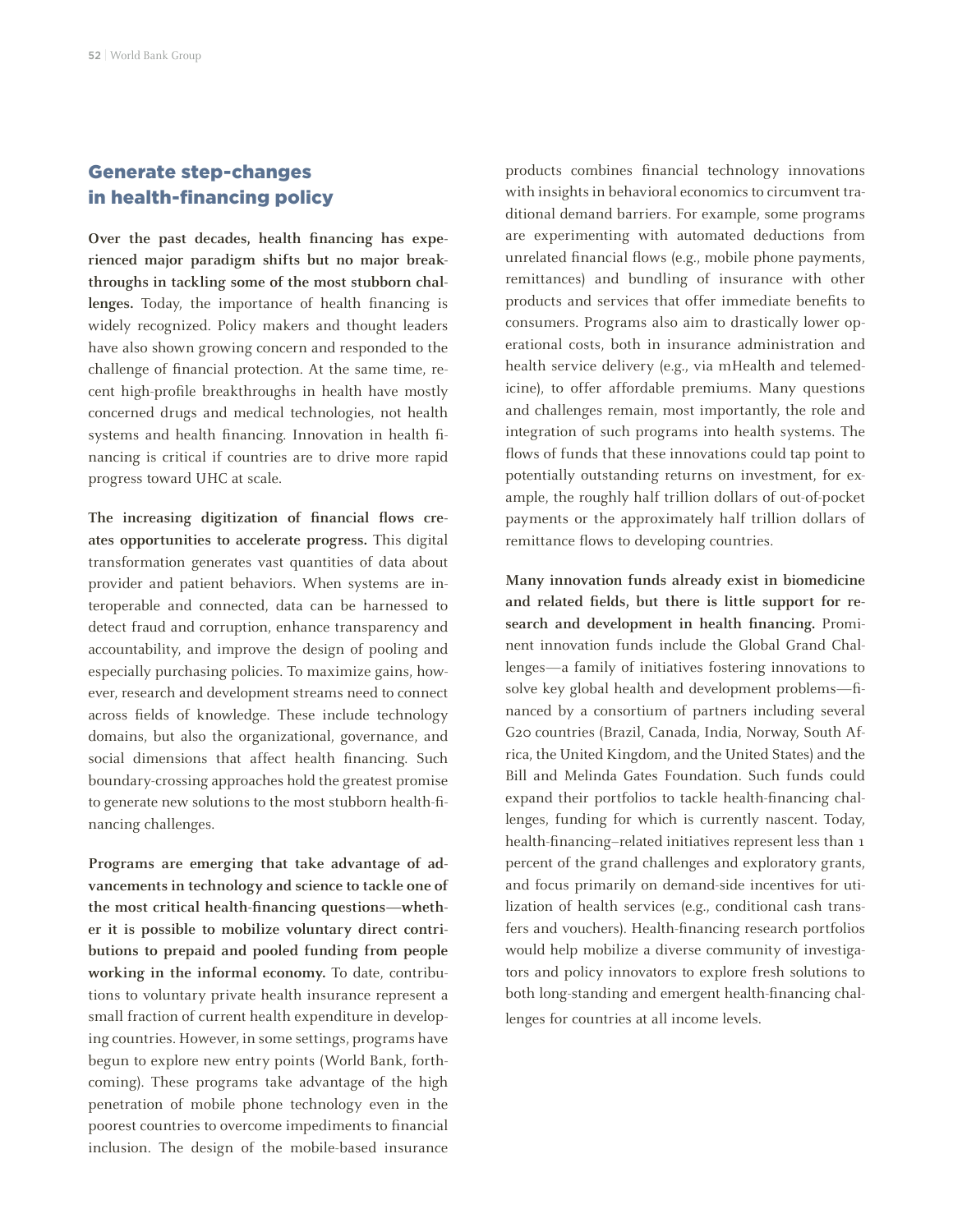## Generate step-changes in health-financing policy

**Over the past decades, health financing has experienced major paradigm shifts but no major breakthroughs in tackling some of the most stubborn challenges.** Today, the importance of health financing is widely recognized. Policy makers and thought leaders have also shown growing concern and responded to the challenge of financial protection. At the same time, recent high-profile breakthroughs in health have mostly concerned drugs and medical technologies, not health systems and health financing. Innovation in health financing is critical if countries are to drive more rapid progress toward UHC at scale.

**The increasing digitization of financial flows creates opportunities to accelerate progress.** This digital transformation generates vast quantities of data about provider and patient behaviors. When systems are interoperable and connected, data can be harnessed to detect fraud and corruption, enhance transparency and accountability, and improve the design of pooling and especially purchasing policies. To maximize gains, however, research and development streams need to connect across fields of knowledge. These include technology domains, but also the organizational, governance, and social dimensions that affect health financing. Such boundary-crossing approaches hold the greatest promise to generate new solutions to the most stubborn health-financing challenges.

**Programs are emerging that take advantage of advancements in technology and science to tackle one of the most critical health-financing questions—whether it is possible to mobilize voluntary direct contributions to prepaid and pooled funding from people working in the informal economy.** To date, contributions to voluntary private health insurance represent a small fraction of current health expenditure in developing countries. However, in some settings, programs have begun to explore new entry points (World Bank, forthcoming). These programs take advantage of the high penetration of mobile phone technology even in the poorest countries to overcome impediments to financial inclusion. The design of the mobile-based insurance products combines financial technology innovations with insights in behavioral economics to circumvent traditional demand barriers. For example, some programs are experimenting with automated deductions from unrelated financial flows (e.g., mobile phone payments, remittances) and bundling of insurance with other products and services that offer immediate benefits to consumers. Programs also aim to drastically lower operational costs, both in insurance administration and health service delivery (e.g., via mHealth and telemedicine), to offer affordable premiums. Many questions and challenges remain, most importantly, the role and integration of such programs into health systems. The flows of funds that these innovations could tap point to potentially outstanding returns on investment, for example, the roughly half trillion dollars of out-of-pocket payments or the approximately half trillion dollars of remittance flows to developing countries.

**Many innovation funds already exist in biomedicine and related fields, but there is little support for research and development in health financing.** Prominent innovation funds include the Global Grand Challenges—a family of initiatives fostering innovations to solve key global health and development problems—financed by a consortium of partners including several G20 countries (Brazil, Canada, India, Norway, South Africa, the United Kingdom, and the United States) and the Bill and Melinda Gates Foundation. Such funds could expand their portfolios to tackle health-financing challenges, funding for which is currently nascent. Today, health-financing–related initiatives represent less than 1 percent of the grand challenges and exploratory grants, and focus primarily on demand-side incentives for utilization of health services (e.g., conditional cash transfers and vouchers). Health-financing research portfolios would help mobilize a diverse community of investigators and policy innovators to explore fresh solutions to both long-standing and emergent health-financing challenges for countries at all income levels.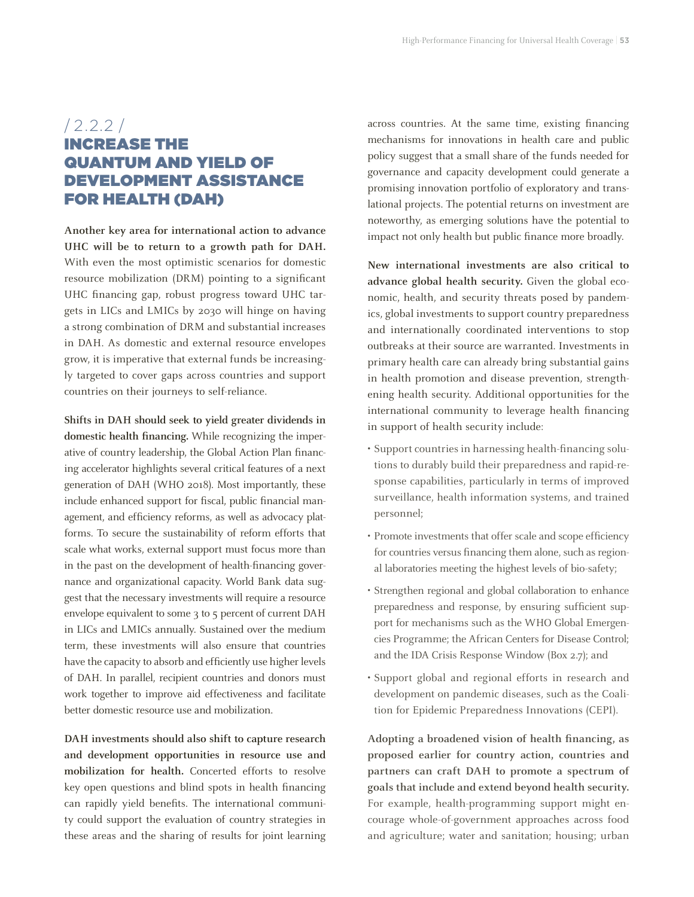## / 2.2.2 /
## INCREASE THE QUANTUM AND YIELD OF DEVELOPMENT ASSISTANCE FOR HEALTH (DAH)

**Another key area for international action to advance UHC will be to return to a growth path for DAH.** With even the most optimistic scenarios for domestic resource mobilization (DRM) pointing to a significant UHC financing gap, robust progress toward UHC targets in LICs and LMICs by 2030 will hinge on having a strong combination of DRM and substantial increases in DAH. As domestic and external resource envelopes grow, it is imperative that external funds be increasingly targeted to cover gaps across countries and support countries on their journeys to self-reliance.

**Shifts in DAH should seek to yield greater dividends in domestic health financing.** While recognizing the imperative of country leadership, the Global Action Plan financing accelerator highlights several critical features of a next generation of DAH (WHO 2018). Most importantly, these include enhanced support for fiscal, public financial management, and efficiency reforms, as well as advocacy platforms. To secure the sustainability of reform efforts that scale what works, external support must focus more than in the past on the development of health-financing governance and organizational capacity. World Bank data suggest that the necessary investments will require a resource envelope equivalent to some 3 to 5 percent of current DAH in LICs and LMICs annually. Sustained over the medium term, these investments will also ensure that countries have the capacity to absorb and efficiently use higher levels of DAH. In parallel, recipient countries and donors must work together to improve aid effectiveness and facilitate better domestic resource use and mobilization.

**DAH investments should also shift to capture research and development opportunities in resource use and mobilization for health.** Concerted efforts to resolve key open questions and blind spots in health financing can rapidly yield benefits. The international community could support the evaluation of country strategies in these areas and the sharing of results for joint learning across countries. At the same time, existing financing mechanisms for innovations in health care and public policy suggest that a small share of the funds needed for governance and capacity development could generate a promising innovation portfolio of exploratory and translational projects. The potential returns on investment are noteworthy, as emerging solutions have the potential to impact not only health but public finance more broadly.

**New international investments are also critical to advance global health security.** Given the global economic, health, and security threats posed by pandemics, global investments to support country preparedness and internationally coordinated interventions to stop outbreaks at their source are warranted. Investments in primary health care can already bring substantial gains in health promotion and disease prevention, strengthening health security. Additional opportunities for the international community to leverage health financing in support of health security include:

- Support countries in harnessing health-financing solutions to durably build their preparedness and rapid-response capabilities, particularly in terms of improved surveillance, health information systems, and trained personnel;
- Promote investments that offer scale and scope efficiency for countries versus financing them alone, such as regional laboratories meeting the highest levels of bio-safety;
- Strengthen regional and global collaboration to enhance preparedness and response, by ensuring sufficient support for mechanisms such as the WHO Global Emergencies Programme; the African Centers for Disease Control; and the IDA Crisis Response Window (Box 2.7); and
- Support global and regional efforts in research and development on pandemic diseases, such as the Coalition for Epidemic Preparedness Innovations (CEPI).

**Adopting a broadened vision of health financing, as proposed earlier for country action, countries and partners can craft DAH to promote a spectrum of goals that include and extend beyond health security.** For example, health-programming support might encourage whole-of-government approaches across food and agriculture; water and sanitation; housing; urban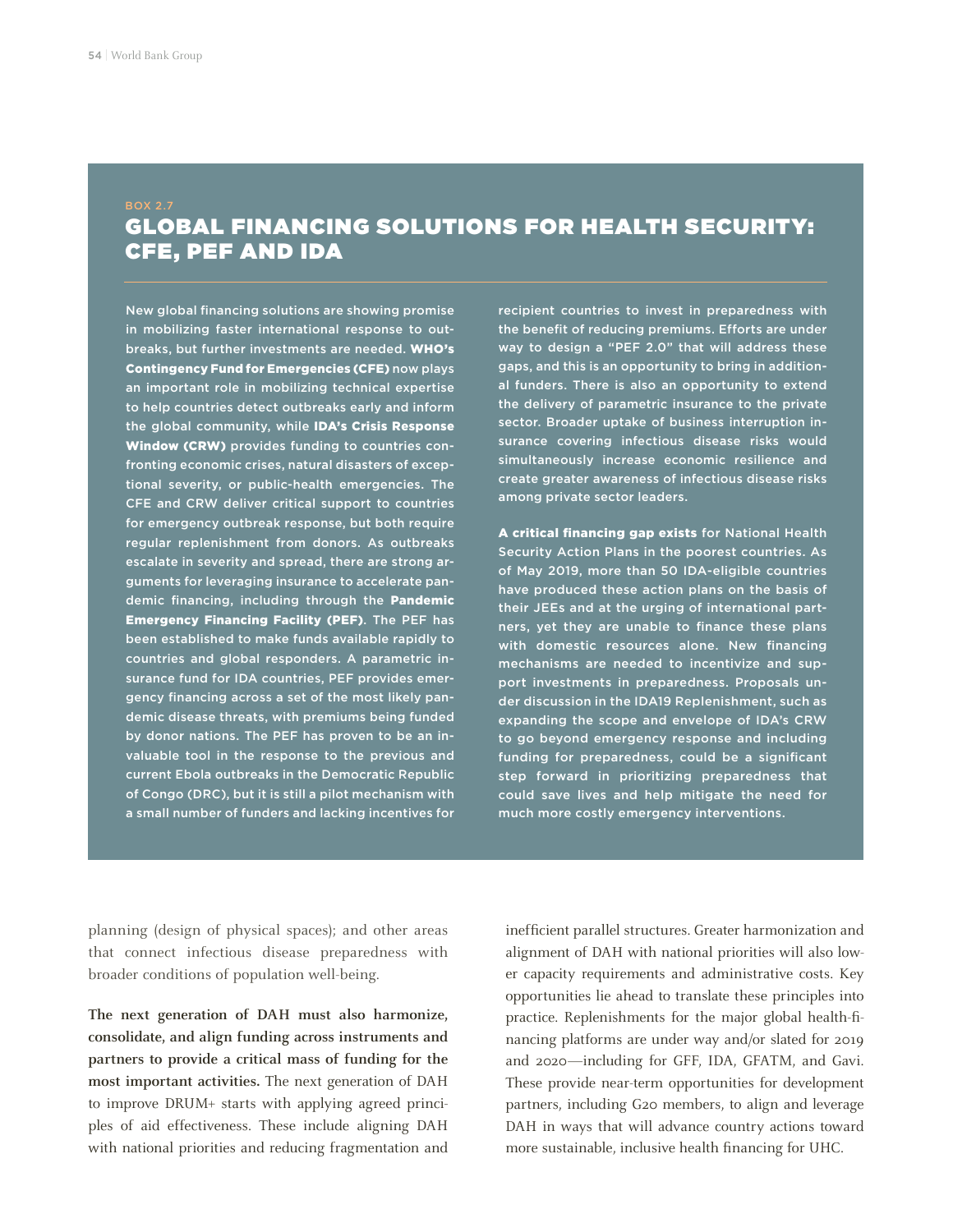BOX 2.7

## GLOBAL FINANCING SOLUTIONS FOR HEALTH SECURITY: CFE, PEF AND IDA

New global financing solutions are showing promise in mobilizing faster international response to outbreaks, but further investments are needed. **WHO's Contingency Fund for Emergencies (CFE)** now plays an important role in mobilizing technical expertise to help countries detect outbreaks early and inform the global community, while **IDA's Crisis Response Window (CRW)** provides funding to countries confronting economic crises, natural disasters of exceptional severity, or public-health emergencies. The CFE and CRW deliver critical support to countries for emergency outbreak response, but both require regular replenishment from donors. As outbreaks escalate in severity and spread, there are strong arguments for leveraging insurance to accelerate pandemic financing, including through the **Pandemic Emergency Financing Facility (PEF)**. The PEF has been established to make funds available rapidly to countries and global responders. A parametric insurance fund for IDA countries, PEF provides emergency financing across a set of the most likely pandemic disease threats, with premiums being funded by donor nations. The PEF has proven to be an invaluable tool in the response to the previous and current Ebola outbreaks in the Democratic Republic of Congo (DRC), but it is still a pilot mechanism with a small number of funders and lacking incentives for recipient countries to invest in preparedness with the benefit of reducing premiums. Efforts are under way to design a "PEF 2.0" that will address these gaps, and this is an opportunity to bring in additional funders. There is also an opportunity to extend the delivery of parametric insurance to the private sector. Broader uptake of business interruption insurance covering infectious disease risks would simultaneously increase economic resilience and create greater awareness of infectious disease risks among private sector leaders.

**A critical financing gap exists** for National Health Security Action Plans in the poorest countries. As of May 2019, more than 50 IDA-eligible countries have produced these action plans on the basis of their JEEs and at the urging of international partners, yet they are unable to finance these plans with domestic resources alone. New financing mechanisms are needed to incentivize and support investments in preparedness. Proposals under discussion in the IDA19 Replenishment, such as expanding the scope and envelope of IDA's CRW to go beyond emergency response and including funding for preparedness, could be a significant step forward in prioritizing preparedness that could save lives and help mitigate the need for much more costly emergency interventions.

---

planning (design of physical spaces); and other areas that connect infectious disease preparedness with broader conditions of population well-being.

**The next generation of DAH must also harmonize, consolidate, and align funding across instruments and partners to provide a critical mass of funding for the most important activities.** The next generation of DAH to improve DRUM+ starts with applying agreed principles of aid effectiveness. These include aligning DAH with national priorities and reducing fragmentation and inefficient parallel structures. Greater harmonization and alignment of DAH with national priorities will also lower capacity requirements and administrative costs. Key opportunities lie ahead to translate these principles into practice. Replenishments for the major global health-financing platforms are under way and/or slated for 2019 and 2020—including for GFF, IDA, GFATM, and Gavi. These provide near-term opportunities for development partners, including G20 members, to align and leverage DAH in ways that will advance country actions toward more sustainable, inclusive health financing for UHC.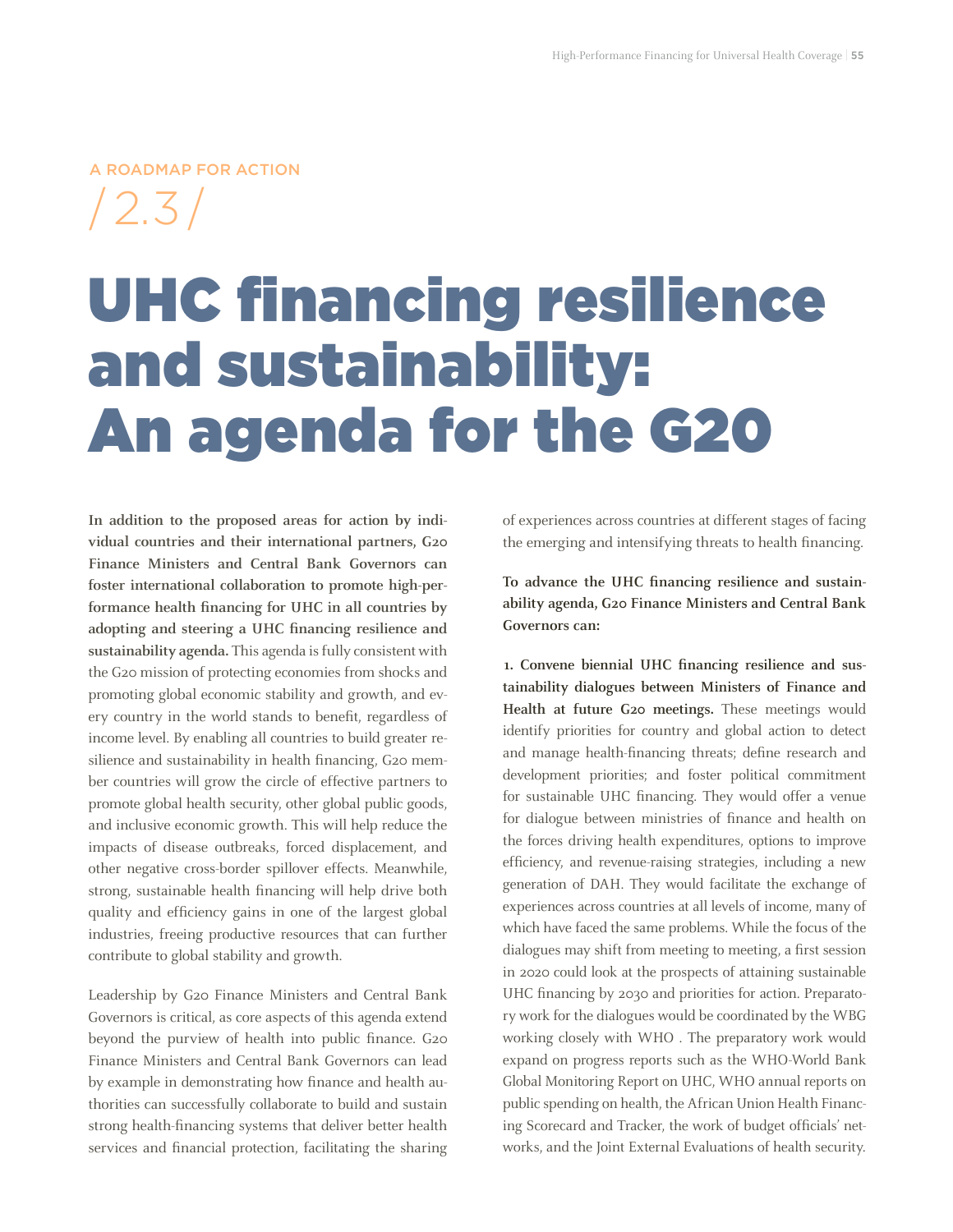A ROADMAP FOR ACTION

/ 2.3 /

# UHC financing resilience and sustainability: An agenda for the G20

**In addition to the proposed areas for action by individual countries and their international partners, G20 Finance Ministers and Central Bank Governors can foster international collaboration to promote high-performance health financing for UHC in all countries by adopting and steering a UHC financing resilience and sustainability agenda.** This agenda is fully consistent with the G20 mission of protecting economies from shocks and promoting global economic stability and growth, and every country in the world stands to benefit, regardless of income level. By enabling all countries to build greater resilience and sustainability in health financing, G20 member countries will grow the circle of effective partners to promote global health security, other global public goods, and inclusive economic growth. This will help reduce the impacts of disease outbreaks, forced displacement, and other negative cross-border spillover effects. Meanwhile, strong, sustainable health financing will help drive both quality and efficiency gains in one of the largest global industries, freeing productive resources that can further contribute to global stability and growth.

Leadership by G20 Finance Ministers and Central Bank Governors is critical, as core aspects of this agenda extend beyond the purview of health into public finance. G20 Finance Ministers and Central Bank Governors can lead by example in demonstrating how finance and health authorities can successfully collaborate to build and sustain strong health-financing systems that deliver better health services and financial protection, facilitating the sharing of experiences across countries at different stages of facing the emerging and intensifying threats to health financing.

**To advance the UHC financing resilience and sustainability agenda, G20 Finance Ministers and Central Bank Governors can:**

**1. Convene biennial UHC financing resilience and sustainability dialogues between Ministers of Finance and Health at future G20 meetings.** These meetings would identify priorities for country and global action to detect and manage health-financing threats; define research and development priorities; and foster political commitment for sustainable UHC financing. They would offer a venue for dialogue between ministries of finance and health on the forces driving health expenditures, options to improve efficiency, and revenue-raising strategies, including a new generation of DAH. They would facilitate the exchange of experiences across countries at all levels of income, many of which have faced the same problems. While the focus of the dialogues may shift from meeting to meeting, a first session in 2020 could look at the prospects of attaining sustainable UHC financing by 2030 and priorities for action. Preparatory work for the dialogues would be coordinated by the WBG working closely with WHO . The preparatory work would expand on progress reports such as the WHO-World Bank Global Monitoring Report on UHC, WHO annual reports on public spending on health, the African Union Health Financing Scorecard and Tracker, the work of budget officials' networks, and the Joint External Evaluations of health security.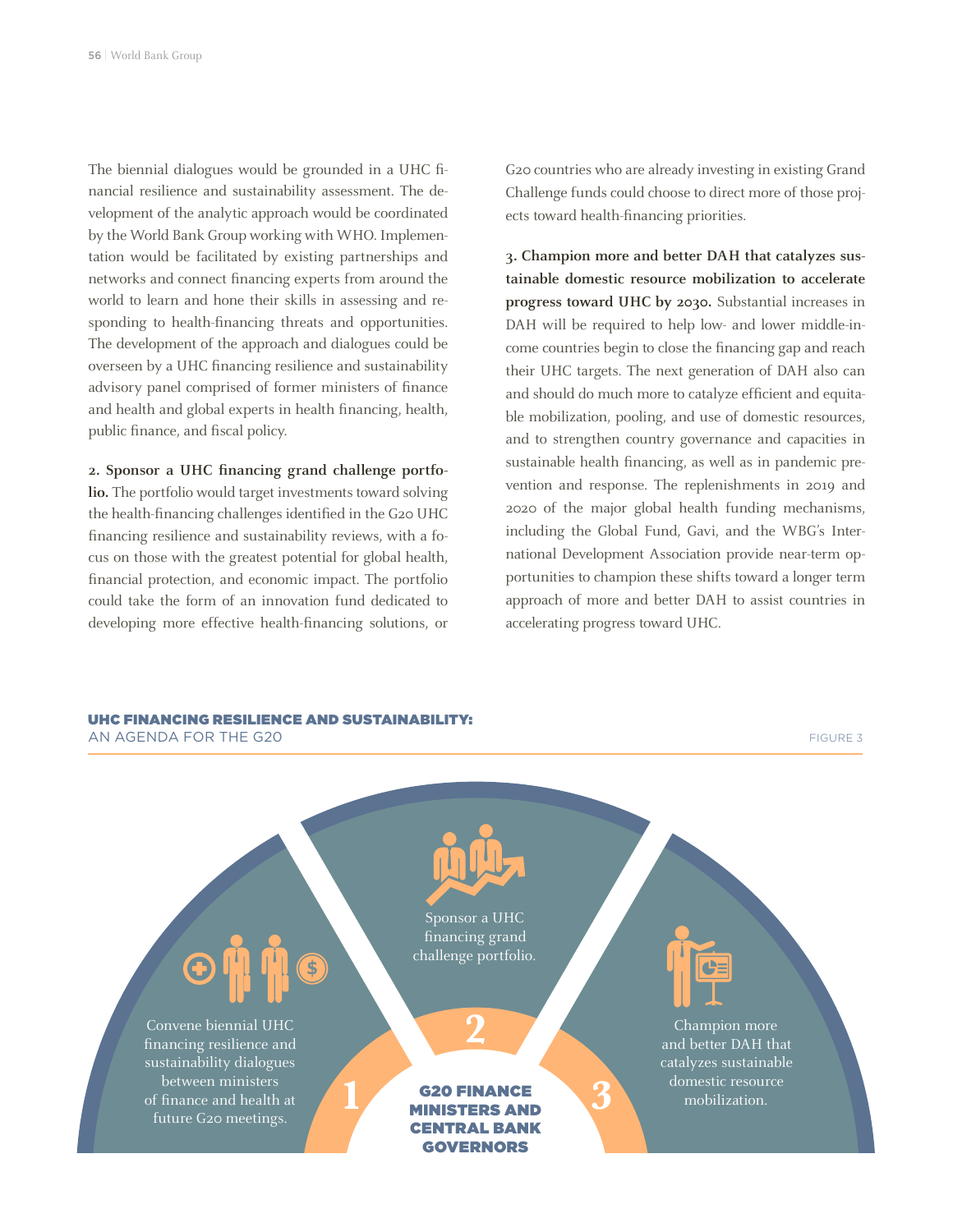The biennial dialogues would be grounded in a UHC financial resilience and sustainability assessment. The development of the analytic approach would be coordinated by the World Bank Group working with WHO. Implementation would be facilitated by existing partnerships and networks and connect financing experts from around the world to learn and hone their skills in assessing and responding to health-financing threats and opportunities. The development of the approach and dialogues could be overseen by a UHC financing resilience and sustainability advisory panel comprised of former ministers of finance and health and global experts in health financing, health, public finance, and fiscal policy.

**2. Sponsor a UHC financing grand challenge portfolio.** The portfolio would target investments toward solving the health-financing challenges identified in the G20 UHC financing resilience and sustainability reviews, with a focus on those with the greatest potential for global health, financial protection, and economic impact. The portfolio could take the form of an innovation fund dedicated to developing more effective health-financing solutions, or G20 countries who are already investing in existing Grand Challenge funds could choose to direct more of those projects toward health-financing priorities.

**3. Champion more and better DAH that catalyzes sustainable domestic resource mobilization to accelerate progress toward UHC by 2030.** Substantial increases in DAH will be required to help low- and lower middle-income countries begin to close the financing gap and reach their UHC targets. The next generation of DAH also can and should do much more to catalyze efficient and equitable mobilization, pooling, and use of domestic resources, and to strengthen country governance and capacities in sustainable health financing, as well as in pandemic prevention and response. The replenishments in 2019 and 2020 of the major global health funding mechanisms, including the Global Fund, Gavi, and the WBG's International Development Association provide near-term opportunities to champion these shifts toward a longer term approach of more and better DAH to assist countries in accelerating progress toward UHC.

**UHC FINANCING RESILIENCE AND SUSTAINABILITY:**
AN AGENDA FOR THE G20

FIGURE 3

1. Convene biennial UHC financing resilience and sustainability dialogues between ministers of finance and health at future G20 meetings.
2. Sponsor a UHC financing grand challenge portfolio.
3. Champion more and better DAH that catalyzes sustainable domestic resource mobilization.

**G20 FINANCE MINISTERS AND CENTRAL BANK GOVERNORS**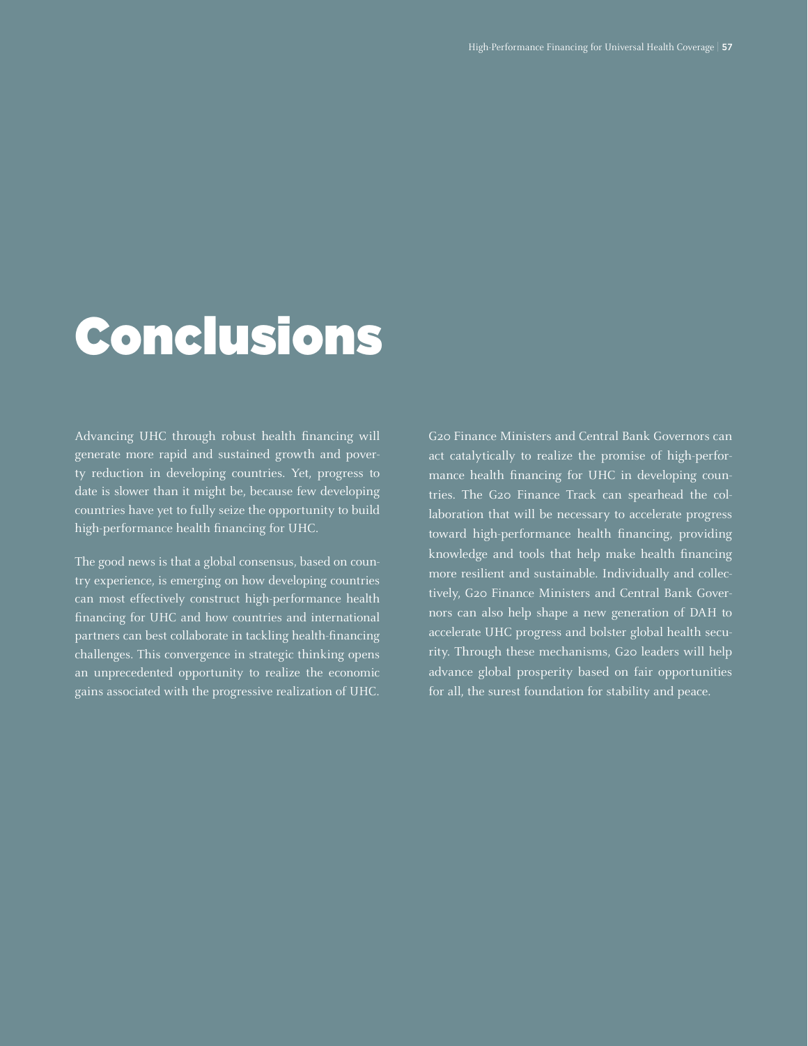# Conclusions

Advancing UHC through robust health financing will generate more rapid and sustained growth and poverty reduction in developing countries. Yet, progress to date is slower than it might be, because few developing countries have yet to fully seize the opportunity to build high-performance health financing for UHC.

The good news is that a global consensus, based on country experience, is emerging on how developing countries can most effectively construct high-performance health financing for UHC and how countries and international partners can best collaborate in tackling health-financing challenges. This convergence in strategic thinking opens an unprecedented opportunity to realize the economic gains associated with the progressive realization of UHC.

G20 Finance Ministers and Central Bank Governors can act catalytically to realize the promise of high-performance health financing for UHC in developing countries. The G20 Finance Track can spearhead the collaboration that will be necessary to accelerate progress toward high-performance health financing, providing knowledge and tools that help make health financing more resilient and sustainable. Individually and collectively, G20 Finance Ministers and Central Bank Governors can also help shape a new generation of DAH to accelerate UHC progress and bolster global health security. Through these mechanisms, G20 leaders will help advance global prosperity based on fair opportunities for all, the surest foundation for stability and peace.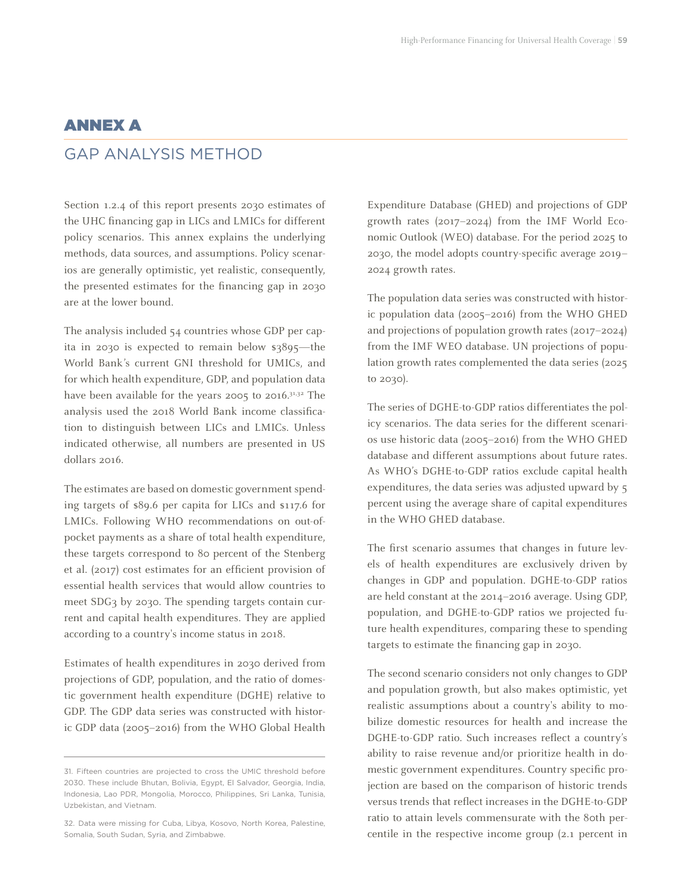# ANNEX A

## GAP ANALYSIS METHOD

Section 1.2.4 of this report presents 2030 estimates of the UHC financing gap in LICs and LMICs for different policy scenarios. This annex explains the underlying methods, data sources, and assumptions. Policy scenarios are generally optimistic, yet realistic, consequently, the presented estimates for the financing gap in 2030 are at the lower bound.

The analysis included 54 countries whose GDP per capita in 2030 is expected to remain below $3895—the World Bank's current GNI threshold for UMICs, and for which health expenditure, GDP, and population data have been available for the years 2005 to 2016.[31,32] The analysis used the 2018 World Bank income classification to distinguish between LICs and LMICs. Unless indicated otherwise, all numbers are presented in US dollars 2016.

The estimates are based on domestic government spending targets of $89.6 per capita for LICs and $117.6 for LMICs. Following WHO recommendations on out-of-pocket payments as a share of total health expenditure, these targets correspond to 80 percent of the Stenberg et al. (2017) cost estimates for an efficient provision of essential health services that would allow countries to meet SDG3 by 2030. The spending targets contain current and capital health expenditures. They are applied according to a country's income status in 2018.

Estimates of health expenditures in 2030 derived from projections of GDP, population, and the ratio of domestic government health expenditure (DGHE) relative to GDP. The GDP data series was constructed with historic GDP data (2005–2016) from the WHO Global Health Expenditure Database (GHED) and projections of GDP growth rates (2017–2024) from the IMF World Economic Outlook (WEO) database. For the period 2025 to 2030, the model adopts country-specific average 2019–2024 growth rates.

The population data series was constructed with historic population data (2005–2016) from the WHO GHED and projections of population growth rates (2017–2024) from the IMF WEO database. UN projections of population growth rates complemented the data series (2025 to 2030).

The series of DGHE-to-GDP ratios differentiates the policy scenarios. The data series for the different scenarios use historic data (2005–2016) from the WHO GHED database and different assumptions about future rates. As WHO's DGHE-to-GDP ratios exclude capital health expenditures, the data series was adjusted upward by 5 percent using the average share of capital expenditures in the WHO GHED database.

The first scenario assumes that changes in future levels of health expenditures are exclusively driven by changes in GDP and population. DGHE-to-GDP ratios are held constant at the 2014–2016 average. Using GDP, population, and DGHE-to-GDP ratios we projected future health expenditures, comparing these to spending targets to estimate the financing gap in 2030.

The second scenario considers not only changes to GDP and population growth, but also makes optimistic, yet realistic assumptions about a country's ability to mobilize domestic resources for health and increase the DGHE-to-GDP ratio. Such increases reflect a country's ability to raise revenue and/or prioritize health in domestic government expenditures. Country specific projection are based on the comparison of historic trends versus trends that reflect increases in the DGHE-to-GDP ratio to attain levels commensurate with the 80th percentile in the respective income group (2.1 percent in

---

31. Fifteen countries are projected to cross the UMIC threshold before 2030. These include Bhutan, Bolivia, Egypt, El Salvador, Georgia, India, Indonesia, Lao PDR, Mongolia, Morocco, Philippines, Sri Lanka, Tunisia, Uzbekistan, and Vietnam.

32. Data were missing for Cuba, Libya, Kosovo, North Korea, Palestine, Somalia, South Sudan, Syria, and Zimbabwe.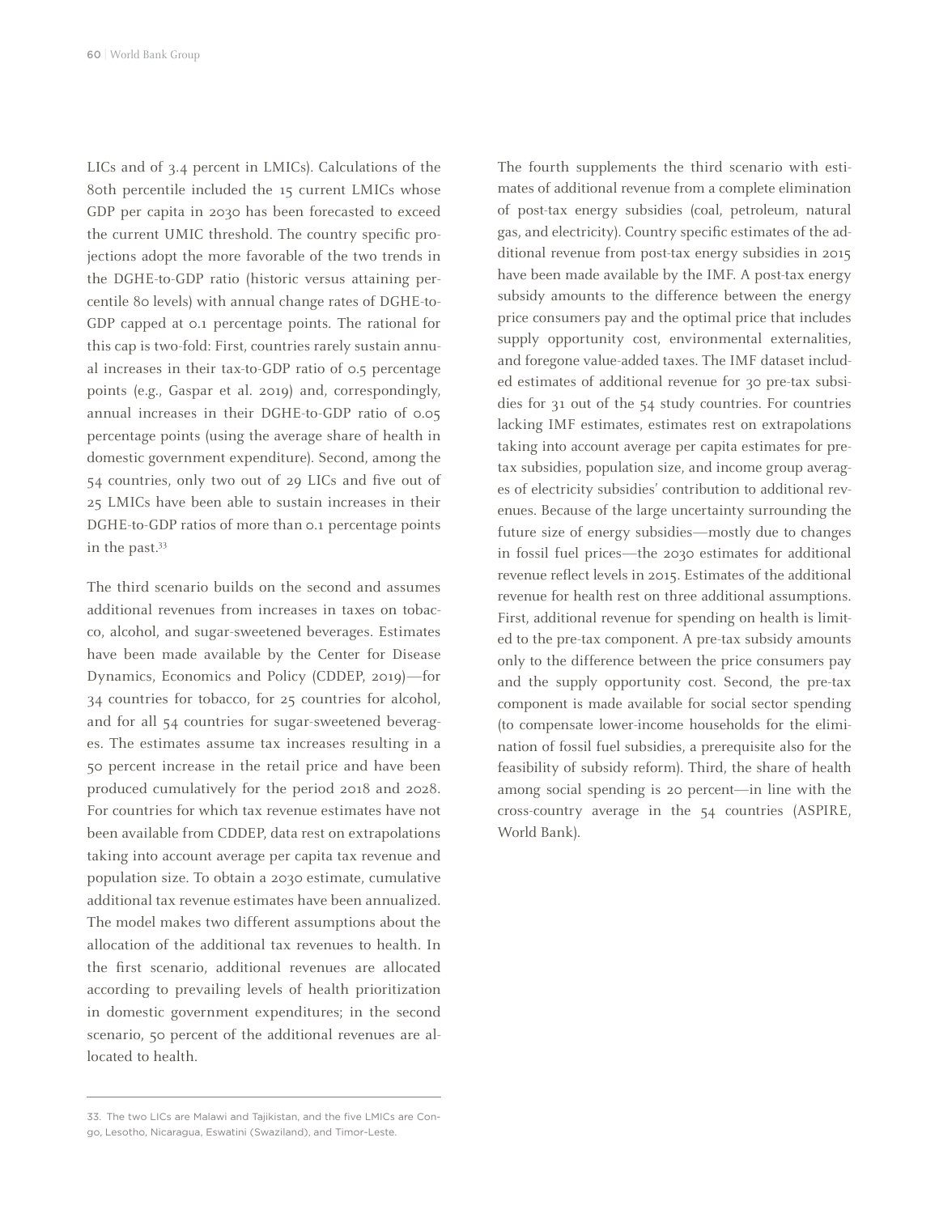LICs and of 3.4 percent in LMICs). Calculations of the 80th percentile included the 15 current LMICs whose GDP per capita in 2030 has been forecasted to exceed the current UMIC threshold. The country specific projections adopt the more favorable of the two trends in the DGHE-to-GDP ratio (historic versus attaining percentile 80 levels) with annual change rates of DGHE-to-GDP capped at 0.1 percentage points. The rational for this cap is two-fold: First, countries rarely sustain annual increases in their tax-to-GDP ratio of 0.5 percentage points (e.g., Gaspar et al. 2019) and, correspondingly, annual increases in their DGHE-to-GDP ratio of 0.05 percentage points (using the average share of health in domestic government expenditure). Second, among the 54 countries, only two out of 29 LICs and five out of 25 LMICs have been able to sustain increases in their DGHE-to-GDP ratios of more than 0.1 percentage points in the past.[33]

The third scenario builds on the second and assumes additional revenues from increases in taxes on tobacco, alcohol, and sugar-sweetened beverages. Estimates have been made available by the Center for Disease Dynamics, Economics and Policy (CDDEP, 2019)—for 34 countries for tobacco, for 25 countries for alcohol, and for all 54 countries for sugar-sweetened beverages. The estimates assume tax increases resulting in a 50 percent increase in the retail price and have been produced cumulatively for the period 2018 and 2028. For countries for which tax revenue estimates have not been available from CDDEP, data rest on extrapolations taking into account average per capita tax revenue and population size. To obtain a 2030 estimate, cumulative additional tax revenue estimates have been annualized. The model makes two different assumptions about the allocation of the additional tax revenues to health. In the first scenario, additional revenues are allocated according to prevailing levels of health prioritization in domestic government expenditures; in the second scenario, 50 percent of the additional revenues are allocated to health.

The fourth supplements the third scenario with estimates of additional revenue from a complete elimination of post-tax energy subsidies (coal, petroleum, natural gas, and electricity). Country specific estimates of the additional revenue from post-tax energy subsidies in 2015 have been made available by the IMF. A post-tax energy subsidy amounts to the difference between the energy price consumers pay and the optimal price that includes supply opportunity cost, environmental externalities, and foregone value-added taxes. The IMF dataset included estimates of additional revenue for 30 pre-tax subsidies for 31 out of the 54 study countries. For countries lacking IMF estimates, estimates rest on extrapolations taking into account average per capita estimates for pre-tax subsidies, population size, and income group averages of electricity subsidies' contribution to additional revenues. Because of the large uncertainty surrounding the future size of energy subsidies—mostly due to changes in fossil fuel prices—the 2030 estimates for additional revenue reflect levels in 2015. Estimates of the additional revenue for health rest on three additional assumptions. First, additional revenue for spending on health is limited to the pre-tax component. A pre-tax subsidy amounts only to the difference between the price consumers pay and the supply opportunity cost. Second, the pre-tax component is made available for social sector spending (to compensate lower-income households for the elimination of fossil fuel subsidies, a prerequisite also for the feasibility of subsidy reform). Third, the share of health among social spending is 20 percent—in line with the cross-country average in the 54 countries (ASPIRE, World Bank).

---

33. The two LICs are Malawi and Tajikistan, and the five LMICs are Congo, Lesotho, Nicaragua, Eswatini (Swaziland), and Timor-Leste.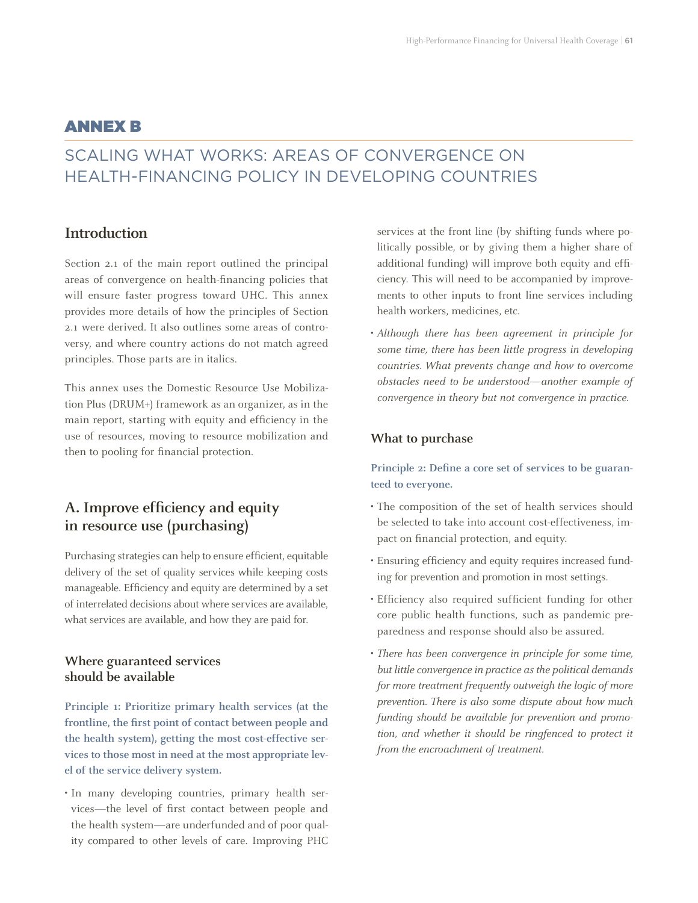# ANNEX B

## SCALING WHAT WORKS: AREAS OF CONVERGENCE ON HEALTH-FINANCING POLICY IN DEVELOPING COUNTRIES

### Introduction

Section 2.1 of the main report outlined the principal areas of convergence on health-financing policies that will ensure faster progress toward UHC. This annex provides more details of how the principles of Section 2.1 were derived. It also outlines some areas of controversy, and where country actions do not match agreed principles. Those parts are in italics.

This annex uses the Domestic Resource Use Mobilization Plus (DRUM+) framework as an organizer, as in the main report, starting with equity and efficiency in the use of resources, moving to resource mobilization and then to pooling for financial protection.

### A. Improve efficiency and equity in resource use (purchasing)

Purchasing strategies can help to ensure efficient, equitable delivery of the set of quality services while keeping costs manageable. Efficiency and equity are determined by a set of interrelated decisions about where services are available, what services are available, and how they are paid for.

#### Where guaranteed services should be available

**Principle 1: Prioritize primary health services (at the frontline, the first point of contact between people and the health system), getting the most cost-effective services to those most in need at the most appropriate level of the service delivery system.**

- In many developing countries, primary health services—the level of first contact between people and the health system—are underfunded and of poor quality compared to other levels of care. Improving PHC services at the front line (by shifting funds where politically possible, or by giving them a higher share of additional funding) will improve both equity and efficiency. This will need to be accompanied by improvements to other inputs to front line services including health workers, medicines, etc.
- *Although there has been agreement in principle for some time, there has been little progress in developing countries. What prevents change and how to overcome obstacles need to be understood—another example of convergence in theory but not convergence in practice.*

#### What to purchase

**Principle 2: Define a core set of services to be guaranteed to everyone.**

- The composition of the set of health services should be selected to take into account cost-effectiveness, impact on financial protection, and equity.
- Ensuring efficiency and equity requires increased funding for prevention and promotion in most settings.
- Efficiency also required sufficient funding for other core public health functions, such as pandemic preparedness and response should also be assured.
- *There has been convergence in principle for some time, but little convergence in practice as the political demands for more treatment frequently outweigh the logic of more prevention. There is also some dispute about how much funding should be available for prevention and promotion, and whether it should be ringfenced to protect it from the encroachment of treatment.*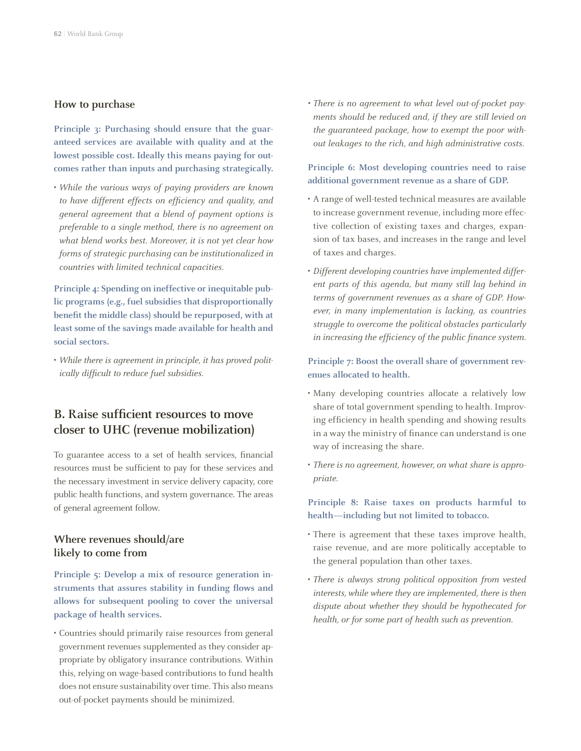### How to purchase

**Principle 3: Purchasing should ensure that the guaranteed services are available with quality and at the lowest possible cost. Ideally this means paying for outcomes rather than inputs and purchasing strategically.**

- *While the various ways of paying providers are known to have different effects on efficiency and quality, and general agreement that a blend of payment options is preferable to a single method, there is no agreement on what blend works best. Moreover, it is not yet clear how forms of strategic purchasing can be institutionalized in countries with limited technical capacities.*

**Principle 4: Spending on ineffective or inequitable public programs (e.g., fuel subsidies that disproportionally benefit the middle class) should be repurposed, with at least some of the savings made available for health and social sectors.**

- *While there is agreement in principle, it has proved politically difficult to reduce fuel subsidies.*

## B. Raise sufficient resources to move closer to UHC (revenue mobilization)

To guarantee access to a set of health services, financial resources must be sufficient to pay for these services and the necessary investment in service delivery capacity, core public health functions, and system governance. The areas of general agreement follow.

### Where revenues should/are likely to come from

**Principle 5: Develop a mix of resource generation instruments that assures stability in funding flows and allows for subsequent pooling to cover the universal package of health services.**

- Countries should primarily raise resources from general government revenues supplemented as they consider appropriate by obligatory insurance contributions. Within this, relying on wage-based contributions to fund health does not ensure sustainability over time. This also means out-of-pocket payments should be minimized.
- *There is no agreement to what level out-of-pocket payments should be reduced and, if they are still levied on the guaranteed package, how to exempt the poor without leakages to the rich, and high administrative costs.*

**Principle 6: Most developing countries need to raise additional government revenue as a share of GDP.**

- A range of well-tested technical measures are available to increase government revenue, including more effective collection of existing taxes and charges, expansion of tax bases, and increases in the range and level of taxes and charges.
- *Different developing countries have implemented different parts of this agenda, but many still lag behind in terms of government revenues as a share of GDP. However, in many implementation is lacking, as countries struggle to overcome the political obstacles particularly in increasing the efficiency of the public finance system.*

**Principle 7: Boost the overall share of government revenues allocated to health.**

- Many developing countries allocate a relatively low share of total government spending to health. Improving efficiency in health spending and showing results in a way the ministry of finance can understand is one way of increasing the share.
- *There is no agreement, however, on what share is appropriate.*

**Principle 8: Raise taxes on products harmful to health—including but not limited to tobacco.**

- There is agreement that these taxes improve health, raise revenue, and are more politically acceptable to the general population than other taxes.
- *There is always strong political opposition from vested interests, while where they are implemented, there is then dispute about whether they should be hypothecated for health, or for some part of health such as prevention.*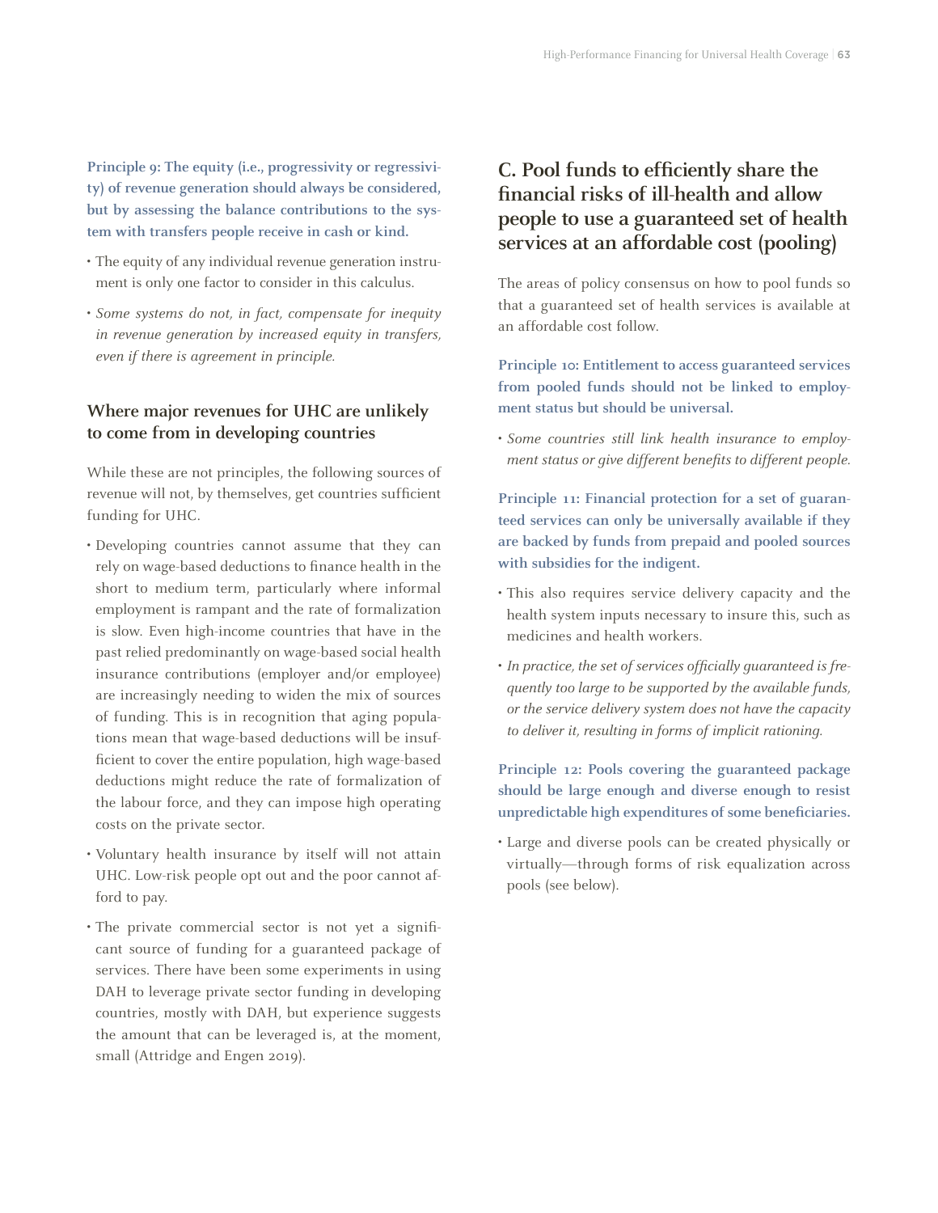**Principle 9: The equity (i.e., progressivity or regressivity) of revenue generation should always be considered, but by assessing the balance contributions to the system with transfers people receive in cash or kind.**

- The equity of any individual revenue generation instrument is only one factor to consider in this calculus.
- *Some systems do not, in fact, compensate for inequity in revenue generation by increased equity in transfers, even if there is agreement in principle.*

### Where major revenues for UHC are unlikely to come from in developing countries

While these are not principles, the following sources of revenue will not, by themselves, get countries sufficient funding for UHC.

- Developing countries cannot assume that they can rely on wage-based deductions to finance health in the short to medium term, particularly where informal employment is rampant and the rate of formalization is slow. Even high-income countries that have in the past relied predominantly on wage-based social health insurance contributions (employer and/or employee) are increasingly needing to widen the mix of sources of funding. This is in recognition that aging populations mean that wage-based deductions will be insufficient to cover the entire population, high wage-based deductions might reduce the rate of formalization of the labour force, and they can impose high operating costs on the private sector.
- Voluntary health insurance by itself will not attain UHC. Low-risk people opt out and the poor cannot afford to pay.
- The private commercial sector is not yet a significant source of funding for a guaranteed package of services. There have been some experiments in using DAH to leverage private sector funding in developing countries, mostly with DAH, but experience suggests the amount that can be leveraged is, at the moment, small (Attridge and Engen 2019).

## C. Pool funds to efficiently share the financial risks of ill-health and allow people to use a guaranteed set of health services at an affordable cost (pooling)

The areas of policy consensus on how to pool funds so that a guaranteed set of health services is available at an affordable cost follow.

**Principle 10: Entitlement to access guaranteed services from pooled funds should not be linked to employment status but should be universal.**

- *Some countries still link health insurance to employment status or give different benefits to different people.*

**Principle 11: Financial protection for a set of guaranteed services can only be universally available if they are backed by funds from prepaid and pooled sources with subsidies for the indigent.**

- This also requires service delivery capacity and the health system inputs necessary to insure this, such as medicines and health workers.
- *In practice, the set of services officially guaranteed is frequently too large to be supported by the available funds, or the service delivery system does not have the capacity to deliver it, resulting in forms of implicit rationing.*

**Principle 12: Pools covering the guaranteed package should be large enough and diverse enough to resist unpredictable high expenditures of some beneficiaries.**

- Large and diverse pools can be created physically or virtually—through forms of risk equalization across pools (see below).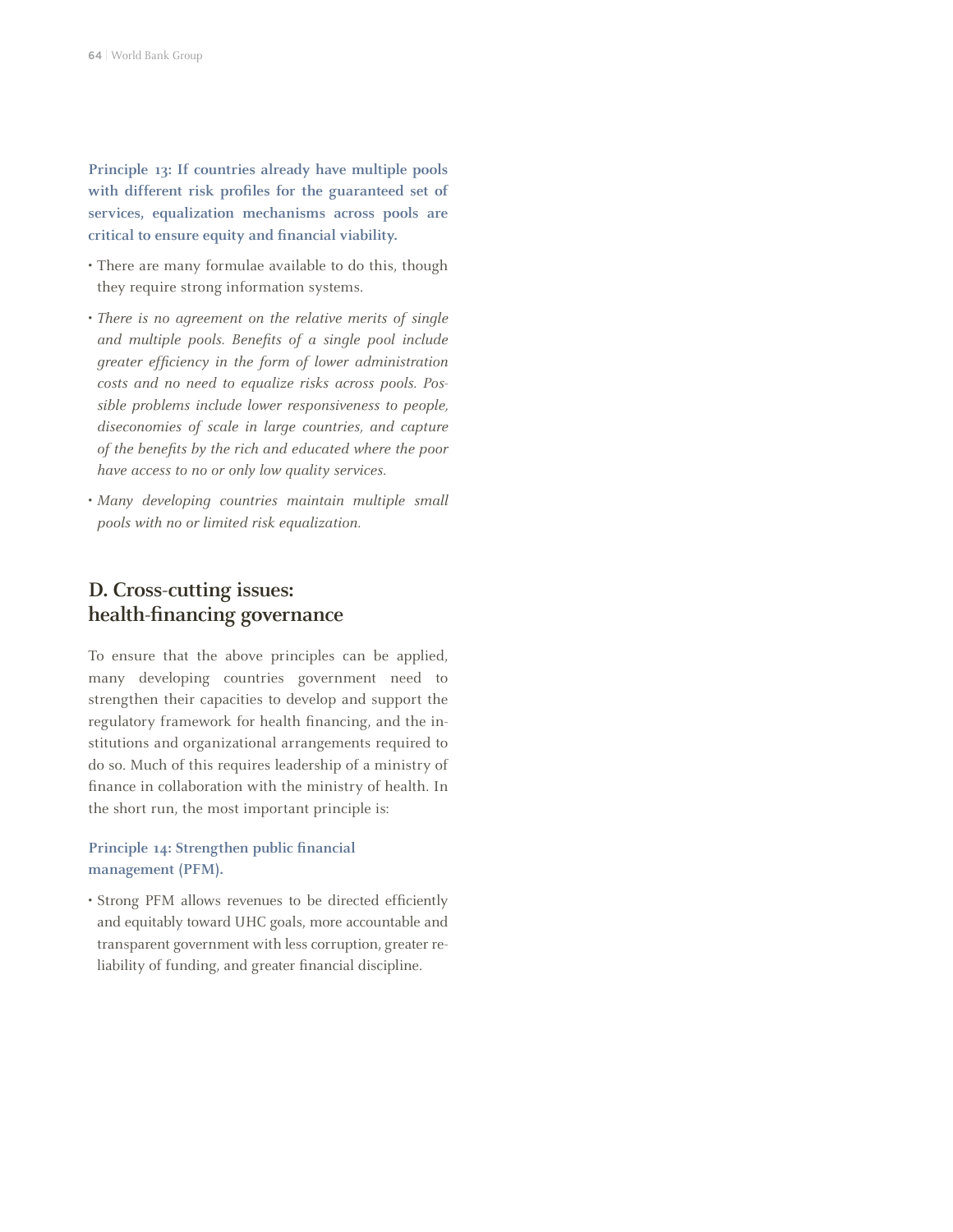**Principle 13: If countries already have multiple pools with different risk profiles for the guaranteed set of services, equalization mechanisms across pools are critical to ensure equity and financial viability.**

- There are many formulae available to do this, though they require strong information systems.
- *There is no agreement on the relative merits of single and multiple pools. Benefits of a single pool include greater efficiency in the form of lower administration costs and no need to equalize risks across pools. Possible problems include lower responsiveness to people, diseconomies of scale in large countries, and capture of the benefits by the rich and educated where the poor have access to no or only low quality services.*
- *Many developing countries maintain multiple small pools with no or limited risk equalization.*

## D. Cross-cutting issues: health-financing governance

To ensure that the above principles can be applied, many developing countries government need to strengthen their capacities to develop and support the regulatory framework for health financing, and the institutions and organizational arrangements required to do so. Much of this requires leadership of a ministry of finance in collaboration with the ministry of health. In the short run, the most important principle is:

**Principle 14: Strengthen public financial management (PFM).**

- Strong PFM allows revenues to be directed efficiently and equitably toward UHC goals, more accountable and transparent government with less corruption, greater reliability of funding, and greater financial discipline.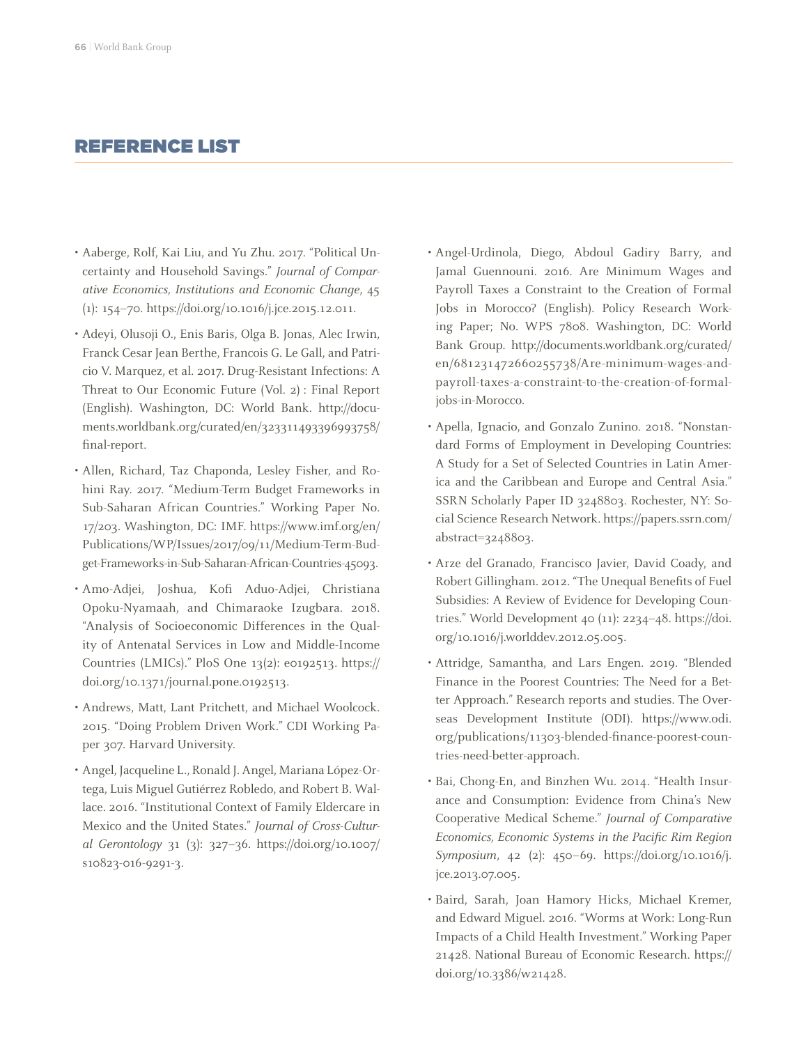## REFERENCE LIST

- Aaberge, Rolf, Kai Liu, and Yu Zhu. 2017. "Political Uncertainty and Household Savings." *Journal of Comparative Economics, Institutions and Economic Change*, 45 (1): 154–70. https://doi.org/10.1016/j.jce.2015.12.011.
- Adeyi, Olusoji O., Enis Baris, Olga B. Jonas, Alec Irwin, Franck Cesar Jean Berthe, Francois G. Le Gall, and Patricio V. Marquez, et al. 2017. Drug-Resistant Infections: A Threat to Our Economic Future (Vol. 2) : Final Report (English). Washington, DC: World Bank. http://documents.worldbank.org/curated/en/323311493396993758/final-report.
- Allen, Richard, Taz Chaponda, Lesley Fisher, and Rohini Ray. 2017. "Medium-Term Budget Frameworks in Sub-Saharan African Countries." Working Paper No. 17/203. Washington, DC: IMF. https://www.imf.org/en/Publications/WP/Issues/2017/09/11/Medium-Term-Budget-Frameworks-in-Sub-Saharan-African-Countries-45093.
- Amo-Adjei, Joshua, Kofi Aduo-Adjei, Christiana Opoku-Nyamaah, and Chimaraoke Izugbara. 2018. "Analysis of Socioeconomic Differences in the Quality of Antenatal Services in Low and Middle-Income Countries (LMICs)." PloS One 13(2): e0192513. https://doi.org/10.1371/journal.pone.0192513.
- Andrews, Matt, Lant Pritchett, and Michael Woolcock. 2015. "Doing Problem Driven Work." CDI Working Paper 307. Harvard University.
- Angel, Jacqueline L., Ronald J. Angel, Mariana López-Ortega, Luis Miguel Gutiérrez Robledo, and Robert B. Wallace. 2016. "Institutional Context of Family Eldercare in Mexico and the United States." *Journal of Cross-Cultural Gerontology* 31 (3): 327–36. https://doi.org/10.1007/s10823-016-9291-3.
- Angel-Urdinola, Diego, Abdoul Gadiry Barry, and Jamal Guennouni. 2016. Are Minimum Wages and Payroll Taxes a Constraint to the Creation of Formal Jobs in Morocco? (English). Policy Research Working Paper; No. WPS 7808. Washington, DC: World Bank Group. http://documents.worldbank.org/curated/en/681231472660255738/Are-minimum-wages-and-payroll-taxes-a-constraint-to-the-creation-of-formal-jobs-in-Morocco.
- Apella, Ignacio, and Gonzalo Zunino. 2018. "Nonstandard Forms of Employment in Developing Countries: A Study for a Set of Selected Countries in Latin America and the Caribbean and Europe and Central Asia." SSRN Scholarly Paper ID 3248803. Rochester, NY: Social Science Research Network. https://papers.ssrn.com/abstract=3248803.
- Arze del Granado, Francisco Javier, David Coady, and Robert Gillingham. 2012. "The Unequal Benefits of Fuel Subsidies: A Review of Evidence for Developing Countries." World Development 40 (11): 2234–48. https://doi.org/10.1016/j.worlddev.2012.05.005.
- Attridge, Samantha, and Lars Engen. 2019. "Blended Finance in the Poorest Countries: The Need for a Better Approach." Research reports and studies. The Overseas Development Institute (ODI). https://www.odi.org/publications/11303-blended-finance-poorest-countries-need-better-approach.
- Bai, Chong-En, and Binzhen Wu. 2014. "Health Insurance and Consumption: Evidence from China's New Cooperative Medical Scheme." *Journal of Comparative Economics, Economic Systems in the Pacific Rim Region Symposium*, 42 (2): 450–69. https://doi.org/10.1016/j.jce.2013.07.005.
- Baird, Sarah, Joan Hamory Hicks, Michael Kremer, and Edward Miguel. 2016. "Worms at Work: Long-Run Impacts of a Child Health Investment." Working Paper 21428. National Bureau of Economic Research. https://doi.org/10.3386/w21428.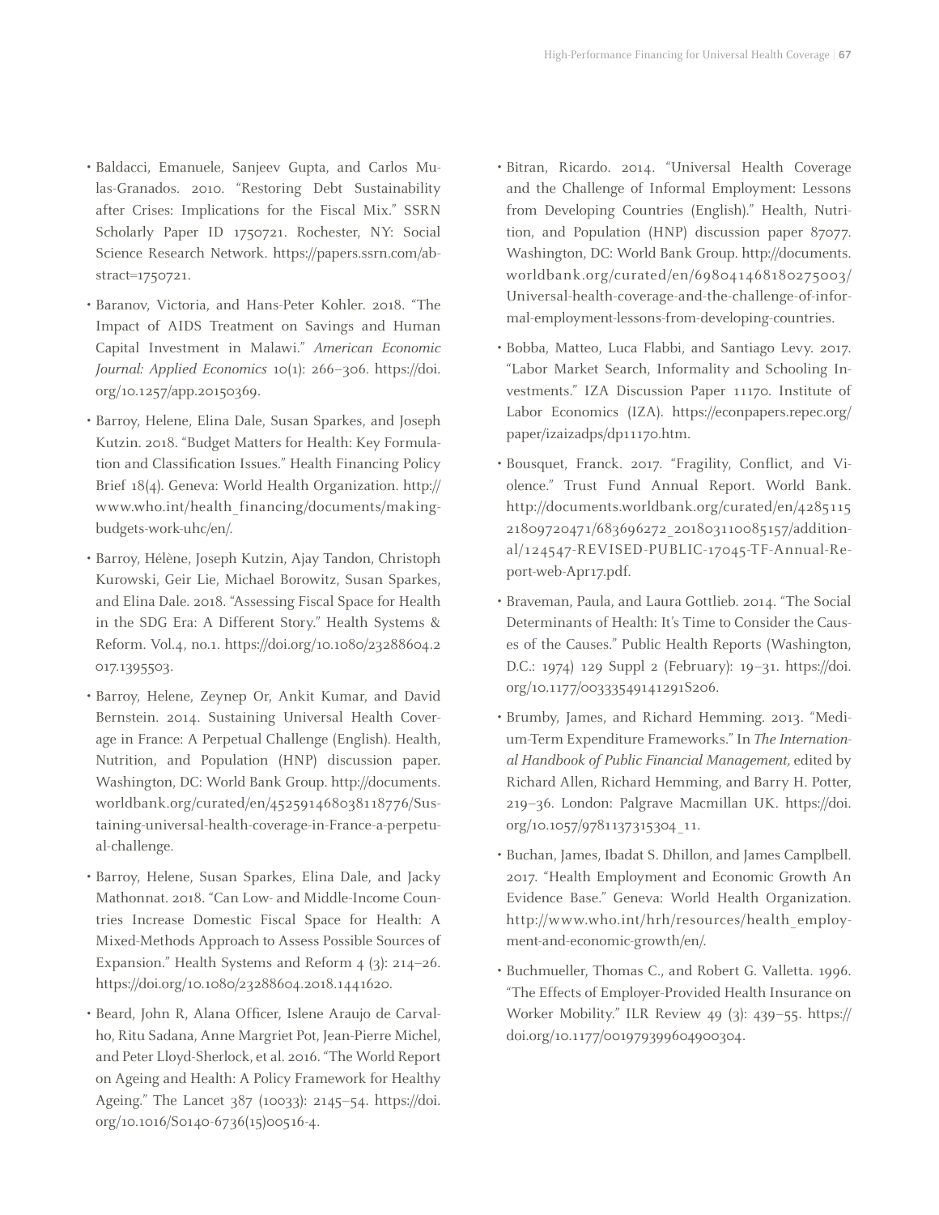- Baldacci, Emanuele, Sanjeev Gupta, and Carlos Mulas-Granados. 2010. "Restoring Debt Sustainability after Crises: Implications for the Fiscal Mix." SSRN Scholarly Paper ID 1750721. Rochester, NY: Social Science Research Network. https://papers.ssrn.com/abstract=1750721.

- Baranov, Victoria, and Hans-Peter Kohler. 2018. "The Impact of AIDS Treatment on Savings and Human Capital Investment in Malawi." *American Economic Journal: Applied Economics* 10(1): 266–306. https://doi.org/10.1257/app.20150369.

- Barroy, Helene, Elina Dale, Susan Sparkes, and Joseph Kutzin. 2018. "Budget Matters for Health: Key Formulation and Classification Issues." Health Financing Policy Brief 18(4). Geneva: World Health Organization. http://www.who.int/health_financing/documents/making-budgets-work-uhc/en/.

- Barroy, Hélène, Joseph Kutzin, Ajay Tandon, Christoph Kurowski, Geir Lie, Michael Borowitz, Susan Sparkes, and Elina Dale. 2018. "Assessing Fiscal Space for Health in the SDG Era: A Different Story." Health Systems & Reform. Vol.4, no.1. https://doi.org/10.1080/23288604.2017.1395503.

- Barroy, Helene, Zeynep Or, Ankit Kumar, and David Bernstein. 2014. Sustaining Universal Health Coverage in France: A Perpetual Challenge (English). Health, Nutrition, and Population (HNP) discussion paper. Washington, DC: World Bank Group. http://documents.worldbank.org/curated/en/452591468038118776/Sustaining-universal-health-coverage-in-France-a-perpetual-challenge.

- Barroy, Helene, Susan Sparkes, Elina Dale, and Jacky Mathonnat. 2018. "Can Low- and Middle-Income Countries Increase Domestic Fiscal Space for Health: A Mixed-Methods Approach to Assess Possible Sources of Expansion." Health Systems and Reform 4 (3): 214–26. https://doi.org/10.1080/23288604.2018.1441620.

- Beard, John R, Alana Officer, Islene Araujo de Carvalho, Ritu Sadana, Anne Margriet Pot, Jean-Pierre Michel, and Peter Lloyd-Sherlock, et al. 2016. "The World Report on Ageing and Health: A Policy Framework for Healthy Ageing." The Lancet 387 (10033): 2145–54. https://doi.org/10.1016/S0140-6736(15)00516-4.

- Bitran, Ricardo. 2014. "Universal Health Coverage and the Challenge of Informal Employment: Lessons from Developing Countries (English)." Health, Nutrition, and Population (HNP) discussion paper 87077. Washington, DC: World Bank Group. http://documents.worldbank.org/curated/en/698041468180275003/Universal-health-coverage-and-the-challenge-of-informal-employment-lessons-from-developing-countries.

- Bobba, Matteo, Luca Flabbi, and Santiago Levy. 2017. "Labor Market Search, Informality and Schooling Investments." IZA Discussion Paper 11170. Institute of Labor Economics (IZA). https://econpapers.repec.org/paper/izaizadps/dp11170.htm.

- Bousquet, Franck. 2017. "Fragility, Conflict, and Violence." Trust Fund Annual Report. World Bank. http://documents.worldbank.org/curated/en/428511521809720471/683696272_201803110085157/additional/124547-REVISED-PUBLIC-17045-TF-Annual-Report-web-Apr17.pdf.

- Braveman, Paula, and Laura Gottlieb. 2014. "The Social Determinants of Health: It's Time to Consider the Causes of the Causes." Public Health Reports (Washington, D.C.: 1974) 129 Suppl 2 (February): 19–31. https://doi.org/10.1177/00333549141291S206.

- Brumby, James, and Richard Hemming. 2013. "Medium-Term Expenditure Frameworks." In *The International Handbook of Public Financial Management,* edited by Richard Allen, Richard Hemming, and Barry H. Potter, 219–36. London: Palgrave Macmillan UK. https://doi.org/10.1057/9781137315304_11.

- Buchan, James, Ibadat S. Dhillon, and James Camplbell. 2017. "Health Employment and Economic Growth An Evidence Base." Geneva: World Health Organization. http://www.who.int/hrh/resources/health_employment-and-economic-growth/en/.

- Buchmueller, Thomas C., and Robert G. Valletta. 1996. "The Effects of Employer-Provided Health Insurance on Worker Mobility." ILR Review 49 (3): 439–55. https://doi.org/10.1177/001979399604900304.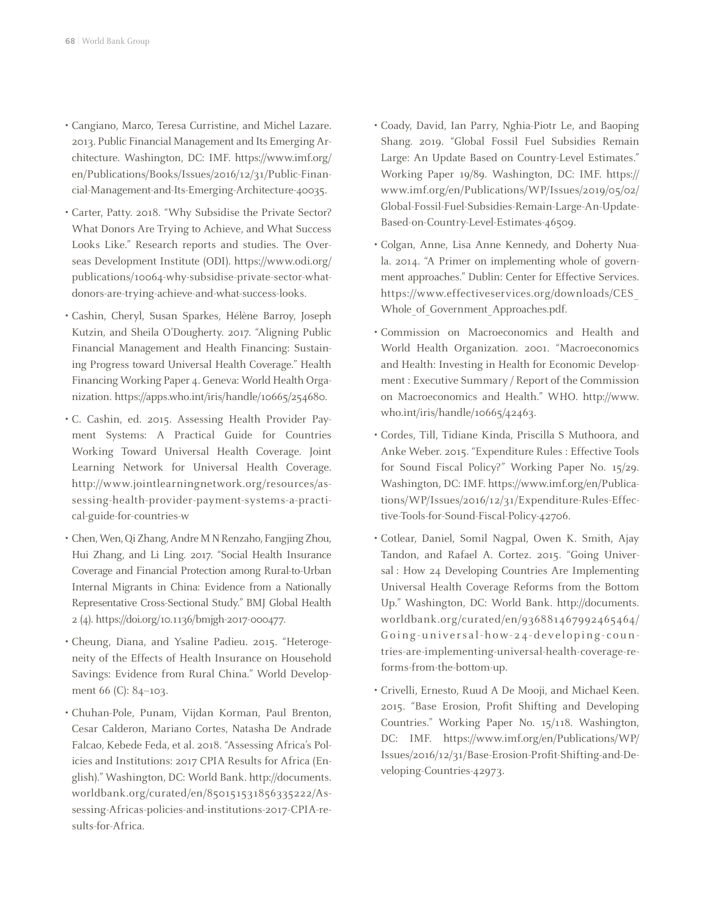- Cangiano, Marco, Teresa Curristine, and Michel Lazare. 2013. Public Financial Management and Its Emerging Architecture. Washington, DC: IMF. https://www.imf.org/en/Publications/Books/Issues/2016/12/31/Public-Financial-Management-and-Its-Emerging-Architecture-40035.
- Carter, Patty. 2018. "Why Subsidise the Private Sector? What Donors Are Trying to Achieve, and What Success Looks Like." Research reports and studies. The Overseas Development Institute (ODI). https://www.odi.org/publications/10064-why-subsidise-private-sector-what-donors-are-trying-achieve-and-what-success-looks.
- Cashin, Cheryl, Susan Sparkes, Hélène Barroy, Joseph Kutzin, and Sheila O'Dougherty. 2017. "Aligning Public Financial Management and Health Financing: Sustaining Progress toward Universal Health Coverage." Health Financing Working Paper 4. Geneva: World Health Organization. https://apps.who.int/iris/handle/10665/254680.
- C. Cashin, ed. 2015. Assessing Health Provider Payment Systems: A Practical Guide for Countries Working Toward Universal Health Coverage. Joint Learning Network for Universal Health Coverage. http://www.jointlearningnetwork.org/resources/assessing-health-provider-payment-systems-a-practical-guide-for-countries-w
- Chen, Wen, Qi Zhang, Andre M N Renzaho, Fangjing Zhou, Hui Zhang, and Li Ling. 2017. "Social Health Insurance Coverage and Financial Protection among Rural-to-Urban Internal Migrants in China: Evidence from a Nationally Representative Cross-Sectional Study." BMJ Global Health 2 (4). https://doi.org/10.1136/bmjgh-2017-000477.
- Cheung, Diana, and Ysaline Padieu. 2015. "Heterogeneity of the Effects of Health Insurance on Household Savings: Evidence from Rural China." World Development 66 (C): 84–103.
- Chuhan-Pole, Punam, Vijdan Korman, Paul Brenton, Cesar Calderon, Mariano Cortes, Natasha De Andrade Falcao, Kebede Feda, et al. 2018. "Assessing Africa's Policies and Institutions: 2017 CPIA Results for Africa (English)." Washington, DC: World Bank. http://documents.worldbank.org/curated/en/850151531856335222/Assessing-Africas-policies-and-institutions-2017-CPIA-results-for-Africa.
- Coady, David, Ian Parry, Nghia-Piotr Le, and Baoping Shang. 2019. "Global Fossil Fuel Subsidies Remain Large: An Update Based on Country-Level Estimates." Working Paper 19/89. Washington, DC: IMF. https://www.imf.org/en/Publications/WP/Issues/2019/05/02/Global-Fossil-Fuel-Subsidies-Remain-Large-An-Update-Based-on-Country-Level-Estimates-46509.
- Colgan, Anne, Lisa Anne Kennedy, and Doherty Nuala. 2014. "A Primer on implementing whole of government approaches." Dublin: Center for Effective Services. https://www.effectiveservices.org/downloads/CES_Whole_of_Government_Approaches.pdf.
- Commission on Macroeconomics and Health and World Health Organization. 2001. "Macroeconomics and Health: Investing in Health for Economic Development : Executive Summary / Report of the Commission on Macroeconomics and Health." WHO. http://www.who.int/iris/handle/10665/42463.
- Cordes, Till, Tidiane Kinda, Priscilla S Muthoora, and Anke Weber. 2015. "Expenditure Rules : Effective Tools for Sound Fiscal Policy?" Working Paper No. 15/29. Washington, DC: IMF. https://www.imf.org/en/Publications/WP/Issues/2016/12/31/Expenditure-Rules-Effective-Tools-for-Sound-Fiscal-Policy-42706.
- Cotlear, Daniel, Somil Nagpal, Owen K. Smith, Ajay Tandon, and Rafael A. Cortez. 2015. "Going Universal : How 24 Developing Countries Are Implementing Universal Health Coverage Reforms from the Bottom Up." Washington, DC: World Bank. http://documents.worldbank.org/curated/en/936881467992465464/Going-universal-how-24-developing-countries-are-implementing-universal-health-coverage-reforms-from-the-bottom-up.
- Crivelli, Ernesto, Ruud A De Mooji, and Michael Keen. 2015. "Base Erosion, Profit Shifting and Developing Countries." Working Paper No. 15/118. Washington, DC: IMF. https://www.imf.org/en/Publications/WP/Issues/2016/12/31/Base-Erosion-Profit-Shifting-and-Developing-Countries-42973.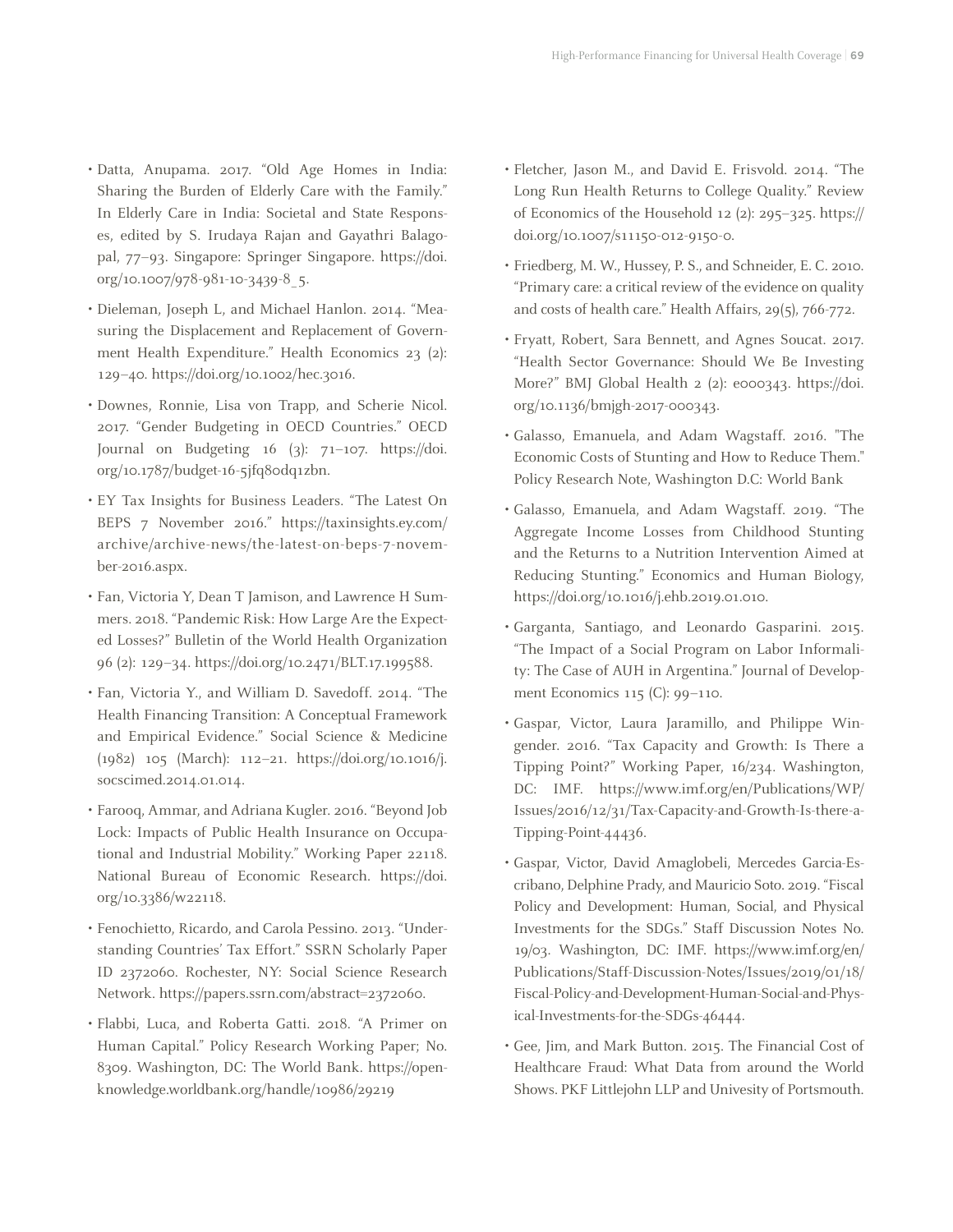- Datta, Anupama. 2017. “Old Age Homes in India: Sharing the Burden of Elderly Care with the Family.” In Elderly Care in India: Societal and State Responses, edited by S. Irudaya Rajan and Gayathri Balagopal, 77–93. Singapore: Springer Singapore. https://doi.org/10.1007/978-981-10-3439-8_5.
- Dieleman, Joseph L, and Michael Hanlon. 2014. “Measuring the Displacement and Replacement of Government Health Expenditure.” Health Economics 23 (2): 129–40. https://doi.org/10.1002/hec.3016.
- Downes, Ronnie, Lisa von Trapp, and Scherie Nicol. 2017. “Gender Budgeting in OECD Countries.” OECD Journal on Budgeting 16 (3): 71–107. https://doi.org/10.1787/budget-16-5jfq80dq1zbn.
- EY Tax Insights for Business Leaders. “The Latest On BEPS 7 November 2016.” https://taxinsights.ey.com/archive/archive-news/the-latest-on-beps-7-november-2016.aspx.
- Fan, Victoria Y, Dean T Jamison, and Lawrence H Summers. 2018. “Pandemic Risk: How Large Are the Expected Losses?” Bulletin of the World Health Organization 96 (2): 129–34. https://doi.org/10.2471/BLT.17.199588.
- Fan, Victoria Y., and William D. Savedoff. 2014. “The Health Financing Transition: A Conceptual Framework and Empirical Evidence.” Social Science & Medicine (1982) 105 (March): 112–21. https://doi.org/10.1016/j.socscimed.2014.01.014.
- Farooq, Ammar, and Adriana Kugler. 2016. “Beyond Job Lock: Impacts of Public Health Insurance on Occupational and Industrial Mobility.” Working Paper 22118. National Bureau of Economic Research. https://doi.org/10.3386/w22118.
- Fenochietto, Ricardo, and Carola Pessino. 2013. “Understanding Countries’ Tax Effort.” SSRN Scholarly Paper ID 2372060. Rochester, NY: Social Science Research Network. https://papers.ssrn.com/abstract=2372060.
- Flabbi, Luca, and Roberta Gatti. 2018. “A Primer on Human Capital.” Policy Research Working Paper; No. 8309. Washington, DC: The World Bank. https://openknowledge.worldbank.org/handle/10986/29219
- Fletcher, Jason M., and David E. Frisvold. 2014. “The Long Run Health Returns to College Quality.” Review of Economics of the Household 12 (2): 295–325. https://doi.org/10.1007/s11150-012-9150-0.
- Friedberg, M. W., Hussey, P. S., and Schneider, E. C. 2010. “Primary care: a critical review of the evidence on quality and costs of health care.” Health Affairs, 29(5), 766-772.
- Fryatt, Robert, Sara Bennett, and Agnes Soucat. 2017. “Health Sector Governance: Should We Be Investing More?” BMJ Global Health 2 (2): e000343. https://doi.org/10.1136/bmjgh-2017-000343.
- Galasso, Emanuela, and Adam Wagstaff. 2016. "The Economic Costs of Stunting and How to Reduce Them." Policy Research Note, Washington D.C: World Bank
- Galasso, Emanuela, and Adam Wagstaff. 2019. “The Aggregate Income Losses from Childhood Stunting and the Returns to a Nutrition Intervention Aimed at Reducing Stunting.” Economics and Human Biology, https://doi.org/10.1016/j.ehb.2019.01.010.
- Garganta, Santiago, and Leonardo Gasparini. 2015. “The Impact of a Social Program on Labor Informality: The Case of AUH in Argentina.” Journal of Development Economics 115 (C): 99–110.
- Gaspar, Victor, Laura Jaramillo, and Philippe Wingender. 2016. “Tax Capacity and Growth: Is There a Tipping Point?” Working Paper, 16/234. Washington, DC: IMF. https://www.imf.org/en/Publications/WP/Issues/2016/12/31/Tax-Capacity-and-Growth-Is-there-a-Tipping-Point-44436.
- Gaspar, Victor, David Amaglobeli, Mercedes Garcia-Escribano, Delphine Prady, and Mauricio Soto. 2019. “Fiscal Policy and Development: Human, Social, and Physical Investments for the SDGs.” Staff Discussion Notes No. 19/03. Washington, DC: IMF. https://www.imf.org/en/Publications/Staff-Discussion-Notes/Issues/2019/01/18/Fiscal-Policy-and-Development-Human-Social-and-Physical-Investments-for-the-SDGs-46444.
- Gee, Jim, and Mark Button. 2015. The Financial Cost of Healthcare Fraud: What Data from around the World Shows. PKF Littlejohn LLP and Univesity of Portsmouth.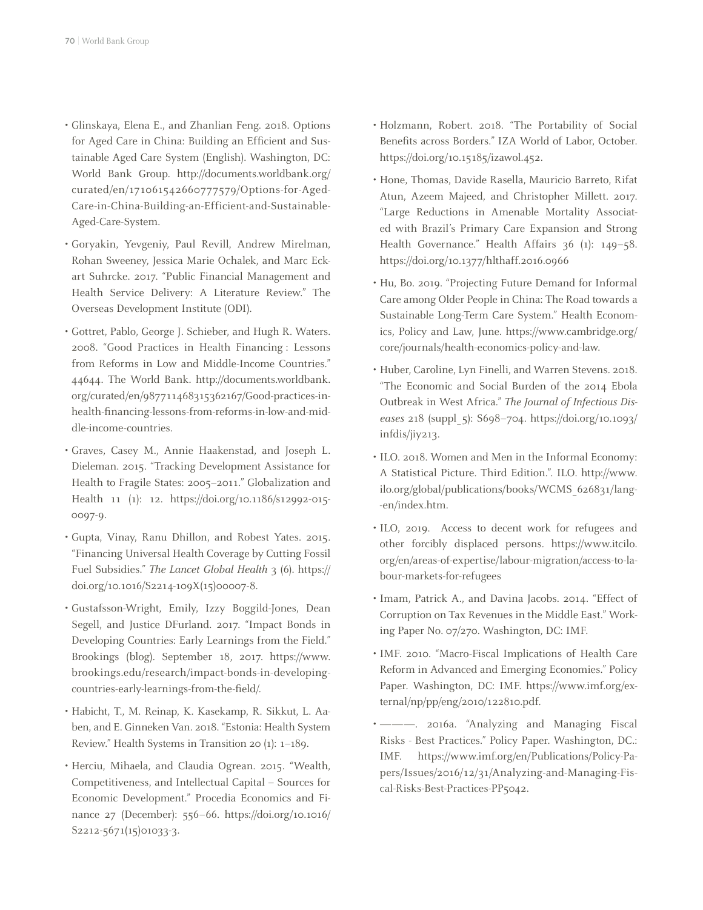- Glinskaya, Elena E., and Zhanlian Feng. 2018. Options for Aged Care in China: Building an Efficient and Sustainable Aged Care System (English). Washington, DC: World Bank Group. http://documents.worldbank.org/curated/en/171061542660777579/Options-for-Aged-Care-in-China-Building-an-Efficient-and-Sustainable-Aged-Care-System.
- Goryakin, Yevgeniy, Paul Revill, Andrew Mirelman, Rohan Sweeney, Jessica Marie Ochalek, and Marc Eckart Suhrcke. 2017. "Public Financial Management and Health Service Delivery: A Literature Review." The Overseas Development Institute (ODI).
- Gottret, Pablo, George J. Schieber, and Hugh R. Waters. 2008. "Good Practices in Health Financing : Lessons from Reforms in Low and Middle-Income Countries." 44644. The World Bank. http://documents.worldbank.org/curated/en/987711468315362167/Good-practices-in-health-financing-lessons-from-reforms-in-low-and-middle-income-countries.
- Graves, Casey M., Annie Haakenstad, and Joseph L. Dieleman. 2015. "Tracking Development Assistance for Health to Fragile States: 2005–2011." Globalization and Health 11 (1): 12. https://doi.org/10.1186/s12992-015-0097-9.
- Gupta, Vinay, Ranu Dhillon, and Robest Yates. 2015. "Financing Universal Health Coverage by Cutting Fossil Fuel Subsidies." *The Lancet Global Health* 3 (6). https://doi.org/10.1016/S2214-109X(15)00007-8.
- Gustafsson-Wright, Emily, Izzy Boggild-Jones, Dean Segell, and Justice DFurland. 2017. "Impact Bonds in Developing Countries: Early Learnings from the Field." Brookings (blog). September 18, 2017. https://www.brookings.edu/research/impact-bonds-in-developing-countries-early-learnings-from-the-field/.
- Habicht, T., M. Reinap, K. Kasekamp, R. Sikkut, L. Aaben, and E. Ginneken Van. 2018. "Estonia: Health System Review." Health Systems in Transition 20 (1): 1–189.
- Herciu, Mihaela, and Claudia Ogrean. 2015. "Wealth, Competitiveness, and Intellectual Capital – Sources for Economic Development." Procedia Economics and Finance 27 (December): 556–66. https://doi.org/10.1016/S2212-5671(15)01033-3.
- Holzmann, Robert. 2018. "The Portability of Social Benefits across Borders." IZA World of Labor, October. https://doi.org/10.15185/izawol.452.
- Hone, Thomas, Davide Rasella, Mauricio Barreto, Rifat Atun, Azeem Majeed, and Christopher Millett. 2017. "Large Reductions in Amenable Mortality Associated with Brazil's Primary Care Expansion and Strong Health Governance." Health Affairs 36 (1): 149–58. https://doi.org/10.1377/hlthaff.2016.0966
- Hu, Bo. 2019. "Projecting Future Demand for Informal Care among Older People in China: The Road towards a Sustainable Long-Term Care System." Health Economics, Policy and Law, June. https://www.cambridge.org/core/journals/health-economics-policy-and-law.
- Huber, Caroline, Lyn Finelli, and Warren Stevens. 2018. "The Economic and Social Burden of the 2014 Ebola Outbreak in West Africa." *The Journal of Infectious Diseases* 218 (suppl_5): S698–704. https://doi.org/10.1093/infdis/jiy213.
- ILO. 2018. Women and Men in the Informal Economy: A Statistical Picture. Third Edition.". ILO. http://www.ilo.org/global/publications/books/WCMS_626831/lang--en/index.htm.
- ILO, 2019. Access to decent work for refugees and other forcibly displaced persons. https://www.itcilo.org/en/areas-of-expertise/labour-migration/access-to-labour-markets-for-refugees
- Imam, Patrick A., and Davina Jacobs. 2014. "Effect of Corruption on Tax Revenues in the Middle East." Working Paper No. 07/270. Washington, DC: IMF.
- IMF. 2010. "Macro-Fiscal Implications of Health Care Reform in Advanced and Emerging Economies." Policy Paper. Washington, DC: IMF. https://www.imf.org/external/np/pp/eng/2010/122810.pdf.
- ———. 2016a. "Analyzing and Managing Fiscal Risks - Best Practices." Policy Paper. Washington, DC.: IMF. https://www.imf.org/en/Publications/Policy-Papers/Issues/2016/12/31/Analyzing-and-Managing-Fiscal-Risks-Best-Practices-PP5042.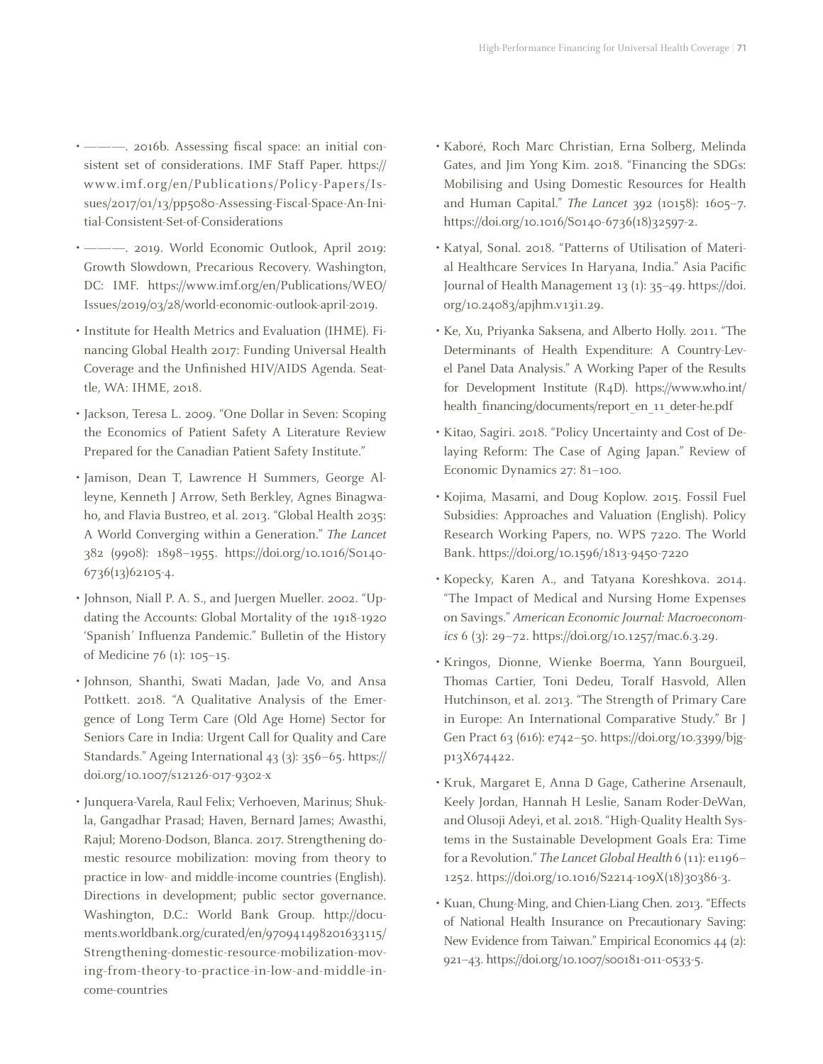- ———. 2016b. Assessing fiscal space: an initial consistent set of considerations. IMF Staff Paper. https://www.imf.org/en/Publications/Policy-Papers/Issues/2017/01/13/pp5080-Assessing-Fiscal-Space-An-Initial-Consistent-Set-of-Considerations

- ———. 2019. World Economic Outlook, April 2019: Growth Slowdown, Precarious Recovery. Washington, DC: IMF. https://www.imf.org/en/Publications/WEO/Issues/2019/03/28/world-economic-outlook-april-2019.

- Institute for Health Metrics and Evaluation (IHME). Financing Global Health 2017: Funding Universal Health Coverage and the Unfinished HIV/AIDS Agenda. Seattle, WA: IHME, 2018.

- Jackson, Teresa L. 2009. "One Dollar in Seven: Scoping the Economics of Patient Safety A Literature Review Prepared for the Canadian Patient Safety Institute."

- Jamison, Dean T, Lawrence H Summers, George Alleyne, Kenneth J Arrow, Seth Berkley, Agnes Binagwaho, and Flavia Bustreo, et al. 2013. "Global Health 2035: A World Converging within a Generation." *The Lancet* 382 (9908): 1898–1955. https://doi.org/10.1016/S0140-6736(13)62105-4.

- Johnson, Niall P. A. S., and Juergen Mueller. 2002. "Updating the Accounts: Global Mortality of the 1918-1920 'Spanish' Influenza Pandemic." Bulletin of the History of Medicine 76 (1): 105–15.

- Johnson, Shanthi, Swati Madan, Jade Vo, and Ansa Pottkett. 2018. "A Qualitative Analysis of the Emergence of Long Term Care (Old Age Home) Sector for Seniors Care in India: Urgent Call for Quality and Care Standards." Ageing International 43 (3): 356–65. https://doi.org/10.1007/s12126-017-9302-x

- Junquera-Varela, Raul Felix; Verhoeven, Marinus; Shukla, Gangadhar Prasad; Haven, Bernard James; Awasthi, Rajul; Moreno-Dodson, Blanca. 2017. Strengthening domestic resource mobilization: moving from theory to practice in low- and middle-income countries (English). Directions in development; public sector governance. Washington, D.C.: World Bank Group. http://documents.worldbank.org/curated/en/970941498201633115/Strengthening-domestic-resource-mobilization-moving-from-theory-to-practice-in-low-and-middle-income-countries

- Kaboré, Roch Marc Christian, Erna Solberg, Melinda Gates, and Jim Yong Kim. 2018. "Financing the SDGs: Mobilising and Using Domestic Resources for Health and Human Capital." *The Lancet* 392 (10158): 1605–7. https://doi.org/10.1016/S0140-6736(18)32597-2.

- Katyal, Sonal. 2018. "Patterns of Utilisation of Material Healthcare Services In Haryana, India." Asia Pacific Journal of Health Management 13 (1): 35–49. https://doi.org/10.24083/apjhm.v13i1.29.

- Ke, Xu, Priyanka Saksena, and Alberto Holly. 2011. "The Determinants of Health Expenditure: A Country-Level Panel Data Analysis." A Working Paper of the Results for Development Institute (R4D). https://www.who.int/health_financing/documents/report_en_11_deter-he.pdf

- Kitao, Sagiri. 2018. "Policy Uncertainty and Cost of Delaying Reform: The Case of Aging Japan." Review of Economic Dynamics 27: 81–100.

- Kojima, Masami, and Doug Koplow. 2015. Fossil Fuel Subsidies: Approaches and Valuation (English). Policy Research Working Papers, no. WPS 7220. The World Bank. https://doi.org/10.1596/1813-9450-7220

- Kopecky, Karen A., and Tatyana Koreshkova. 2014. "The Impact of Medical and Nursing Home Expenses on Savings." *American Economic Journal: Macroeconomics* 6 (3): 29–72. https://doi.org/10.1257/mac.6.3.29.

- Kringos, Dionne, Wienke Boerma, Yann Bourgueil, Thomas Cartier, Toni Dedeu, Toralf Hasvold, Allen Hutchinson, et al. 2013. "The Strength of Primary Care in Europe: An International Comparative Study." Br J Gen Pract 63 (616): e742–50. https://doi.org/10.3399/bjgp13X674422.

- Kruk, Margaret E, Anna D Gage, Catherine Arsenault, Keely Jordan, Hannah H Leslie, Sanam Roder-DeWan, and Olusoji Adeyi, et al. 2018. "High-Quality Health Systems in the Sustainable Development Goals Era: Time for a Revolution." *The Lancet Global Health* 6 (11): e1196–1252. https://doi.org/10.1016/S2214-109X(18)30386-3.

- Kuan, Chung-Ming, and Chien-Liang Chen. 2013. "Effects of National Health Insurance on Precautionary Saving: New Evidence from Taiwan." Empirical Economics 44 (2): 921–43. https://doi.org/10.1007/s00181-011-0533-5.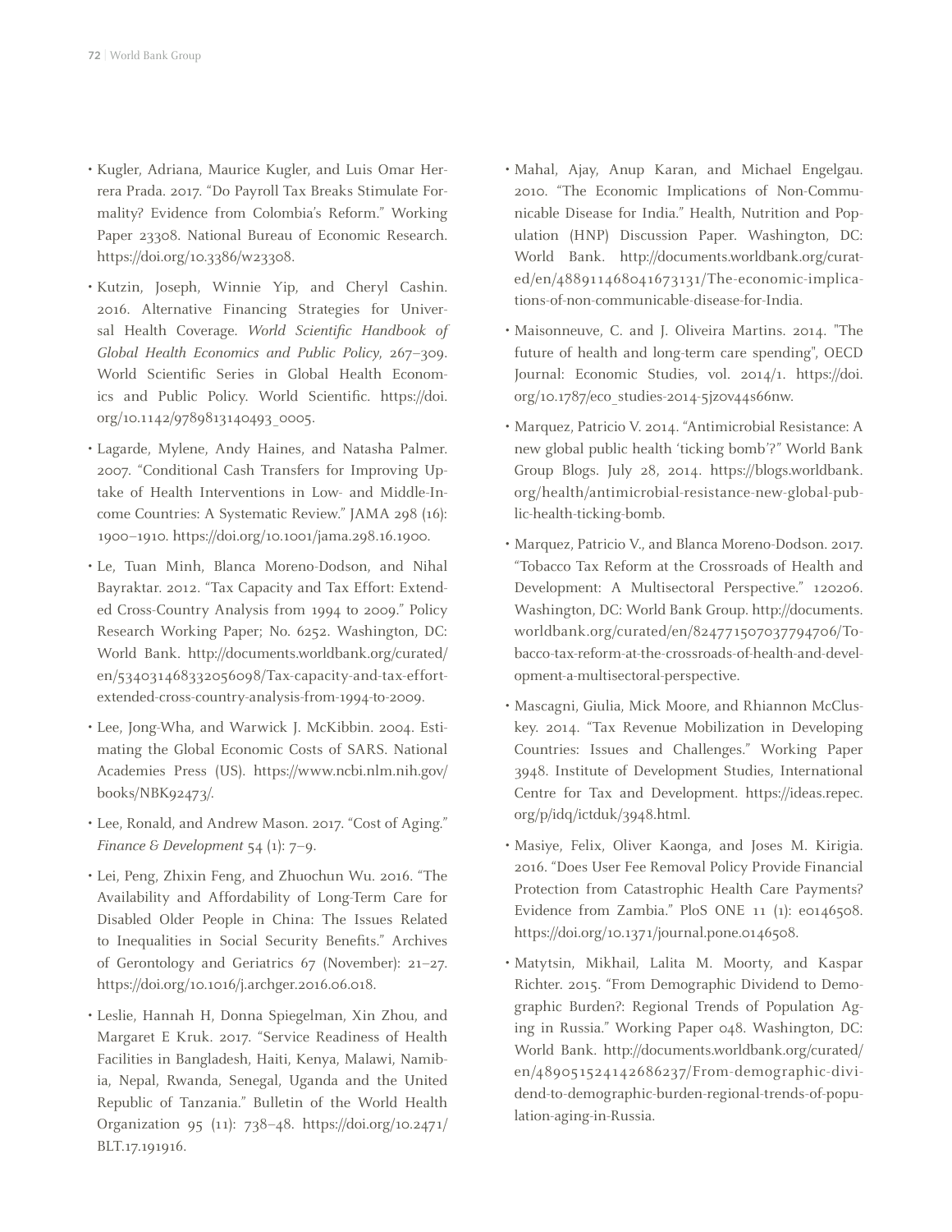- Kugler, Adriana, Maurice Kugler, and Luis Omar Herrera Prada. 2017. "Do Payroll Tax Breaks Stimulate Formality? Evidence from Colombia's Reform." Working Paper 23308. National Bureau of Economic Research. https://doi.org/10.3386/w23308.

- Kutzin, Joseph, Winnie Yip, and Cheryl Cashin. 2016. Alternative Financing Strategies for Universal Health Coverage. *World Scientific Handbook of Global Health Economics and Public Policy*, 267–309. World Scientific Series in Global Health Economics and Public Policy. World Scientific. https://doi.org/10.1142/9789813140493_0005.

- Lagarde, Mylene, Andy Haines, and Natasha Palmer. 2007. "Conditional Cash Transfers for Improving Uptake of Health Interventions in Low- and Middle-Income Countries: A Systematic Review." JAMA 298 (16): 1900–1910. https://doi.org/10.1001/jama.298.16.1900.

- Le, Tuan Minh, Blanca Moreno-Dodson, and Nihal Bayraktar. 2012. "Tax Capacity and Tax Effort: Extended Cross-Country Analysis from 1994 to 2009." Policy Research Working Paper; No. 6252. Washington, DC: World Bank. http://documents.worldbank.org/curated/en/534031468332056098/Tax-capacity-and-tax-effort-extended-cross-country-analysis-from-1994-to-2009.

- Lee, Jong-Wha, and Warwick J. McKibbin. 2004. Estimating the Global Economic Costs of SARS. National Academies Press (US). https://www.ncbi.nlm.nih.gov/books/NBK92473/.

- Lee, Ronald, and Andrew Mason. 2017. "Cost of Aging." *Finance & Development* 54 (1): 7–9.

- Lei, Peng, Zhixin Feng, and Zhuochun Wu. 2016. "The Availability and Affordability of Long-Term Care for Disabled Older People in China: The Issues Related to Inequalities in Social Security Benefits." Archives of Gerontology and Geriatrics 67 (November): 21–27. https://doi.org/10.1016/j.archger.2016.06.018.

- Leslie, Hannah H, Donna Spiegelman, Xin Zhou, and Margaret E Kruk. 2017. "Service Readiness of Health Facilities in Bangladesh, Haiti, Kenya, Malawi, Namibia, Nepal, Rwanda, Senegal, Uganda and the United Republic of Tanzania." Bulletin of the World Health Organization 95 (11): 738–48. https://doi.org/10.2471/BLT.17.191916.

- Mahal, Ajay, Anup Karan, and Michael Engelgau. 2010. "The Economic Implications of Non-Communicable Disease for India." Health, Nutrition and Population (HNP) Discussion Paper. Washington, DC: World Bank. http://documents.worldbank.org/curated/en/488911468041673131/The-economic-implications-of-non-communicable-disease-for-India.

- Maisonneuve, C. and J. Oliveira Martins. 2014. "The future of health and long-term care spending", OECD Journal: Economic Studies, vol. 2014/1. https://doi.org/10.1787/eco_studies-2014-5jz0v44s66nw.

- Marquez, Patricio V. 2014. "Antimicrobial Resistance: A new global public health 'ticking bomb'?" World Bank Group Blogs. July 28, 2014. https://blogs.worldbank.org/health/antimicrobial-resistance-new-global-public-health-ticking-bomb.

- Marquez, Patricio V., and Blanca Moreno-Dodson. 2017. "Tobacco Tax Reform at the Crossroads of Health and Development: A Multisectoral Perspective." 120206. Washington, DC: World Bank Group. http://documents.worldbank.org/curated/en/824771507037794706/Tobacco-tax-reform-at-the-crossroads-of-health-and-development-a-multisectoral-perspective.

- Mascagni, Giulia, Mick Moore, and Rhiannon McCluskey. 2014. "Tax Revenue Mobilization in Developing Countries: Issues and Challenges." Working Paper 3948. Institute of Development Studies, International Centre for Tax and Development. https://ideas.repec.org/p/idq/ictduk/3948.html.

- Masiye, Felix, Oliver Kaonga, and Joses M. Kirigia. 2016. "Does User Fee Removal Policy Provide Financial Protection from Catastrophic Health Care Payments? Evidence from Zambia." PloS ONE 11 (1): e0146508. https://doi.org/10.1371/journal.pone.0146508.

- Matytsin, Mikhail, Lalita M. Moorty, and Kaspar Richter. 2015. "From Demographic Dividend to Demographic Burden?: Regional Trends of Population Aging in Russia." Working Paper 048. Washington, DC: World Bank. http://documents.worldbank.org/curated/en/489051524142686237/From-demographic-dividend-to-demographic-burden-regional-trends-of-population-aging-in-Russia.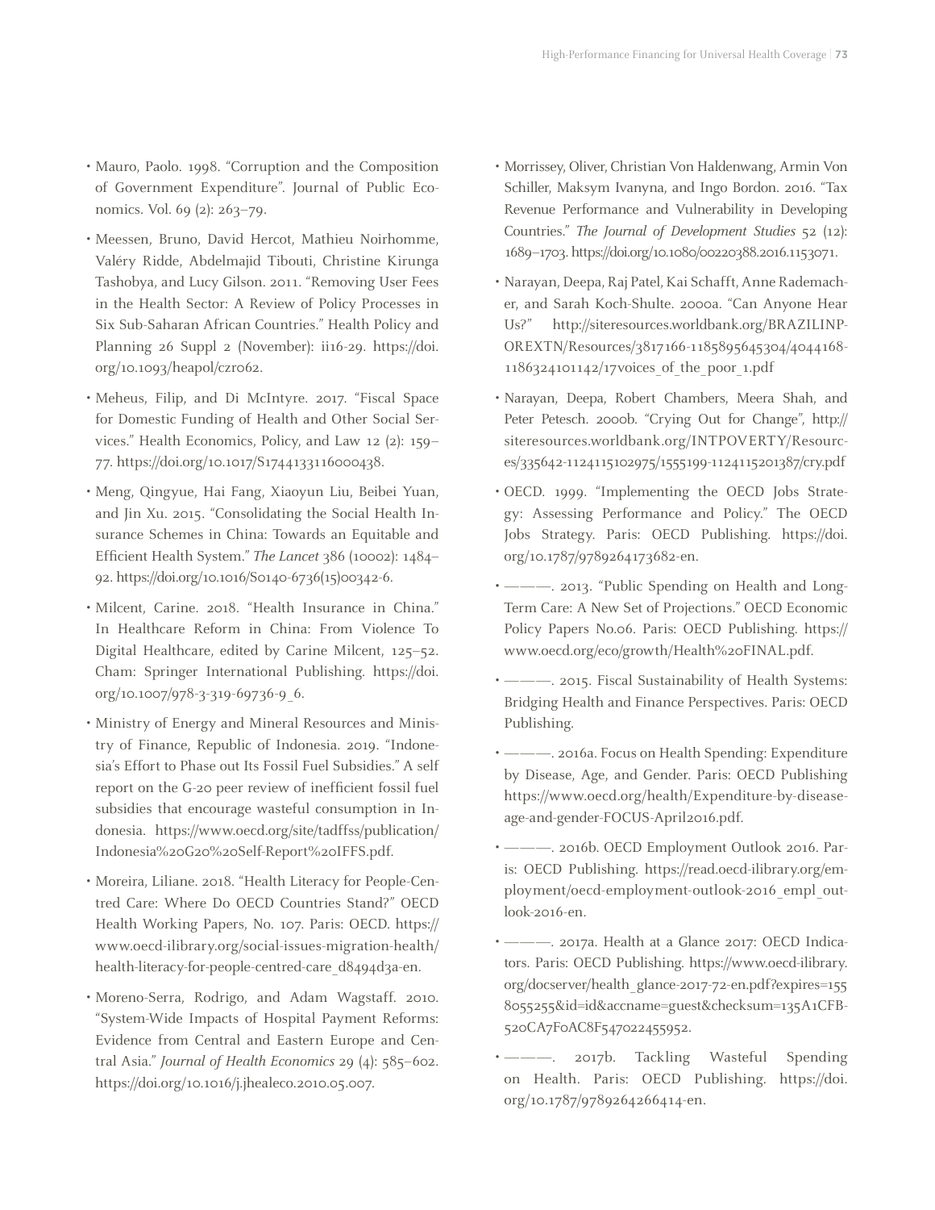- Mauro, Paolo. 1998. "Corruption and the Composition of Government Expenditure". Journal of Public Economics. Vol. 69 (2): 263–79.
- Meessen, Bruno, David Hercot, Mathieu Noirhomme, Valéry Ridde, Abdelmajid Tibouti, Christine Kirunga Tashobya, and Lucy Gilson. 2011. "Removing User Fees in the Health Sector: A Review of Policy Processes in Six Sub-Saharan African Countries." Health Policy and Planning 26 Suppl 2 (November): ii16-29. https://doi.org/10.1093/heapol/czr062.
- Meheus, Filip, and Di McIntyre. 2017. "Fiscal Space for Domestic Funding of Health and Other Social Services." Health Economics, Policy, and Law 12 (2): 159–77. https://doi.org/10.1017/S1744133116000438.
- Meng, Qingyue, Hai Fang, Xiaoyun Liu, Beibei Yuan, and Jin Xu. 2015. "Consolidating the Social Health Insurance Schemes in China: Towards an Equitable and Efficient Health System." *The Lancet* 386 (10002): 1484–92. https://doi.org/10.1016/S0140-6736(15)00342-6.
- Milcent, Carine. 2018. "Health Insurance in China." In Healthcare Reform in China: From Violence To Digital Healthcare, edited by Carine Milcent, 125–52. Cham: Springer International Publishing. https://doi.org/10.1007/978-3-319-69736-9_6.
- Ministry of Energy and Mineral Resources and Ministry of Finance, Republic of Indonesia. 2019. "Indonesia's Effort to Phase out Its Fossil Fuel Subsidies." A self report on the G-20 peer review of inefficient fossil fuel subsidies that encourage wasteful consumption in Indonesia. https://www.oecd.org/site/tadffss/publication/Indonesia%20G20%20Self-Report%20IFFS.pdf.
- Moreira, Liliane. 2018. "Health Literacy for People-Centred Care: Where Do OECD Countries Stand?" OECD Health Working Papers, No. 107. Paris: OECD. https://www.oecd-ilibrary.org/social-issues-migration-health/health-literacy-for-people-centred-care_d8494d3a-en.
- Moreno-Serra, Rodrigo, and Adam Wagstaff. 2010. "System-Wide Impacts of Hospital Payment Reforms: Evidence from Central and Eastern Europe and Central Asia." *Journal of Health Economics* 29 (4): 585–602. https://doi.org/10.1016/j.jhealeco.2010.05.007.
- Morrissey, Oliver, Christian Von Haldenwang, Armin Von Schiller, Maksym Ivanyna, and Ingo Bordon. 2016. "Tax Revenue Performance and Vulnerability in Developing Countries." *The Journal of Development Studies* 52 (12): 1689–1703. https://doi.org/10.1080/00220388.2016.1153071.
- Narayan, Deepa, Raj Patel, Kai Schafft, Anne Rademacher, and Sarah Koch-Shulte. 2000a. "Can Anyone Hear Us?" http://siteresources.worldbank.org/BRAZILINPOREXTN/Resources/3817166-1185895645304/4044168-1186324101142/17voices_of_the_poor_1.pdf
- Narayan, Deepa, Robert Chambers, Meera Shah, and Peter Petesch. 2000b. "Crying Out for Change", http://siteresources.worldbank.org/INTPOVERTY/Resources/335642-1124115102975/1555199-1124115201387/cry.pdf
- OECD. 1999. "Implementing the OECD Jobs Strategy: Assessing Performance and Policy." The OECD Jobs Strategy. Paris: OECD Publishing. https://doi.org/10.1787/9789264173682-en.
- ———. 2013. "Public Spending on Health and Long-Term Care: A New Set of Projections." OECD Economic Policy Papers No.06. Paris: OECD Publishing. https://www.oecd.org/eco/growth/Health%20FINAL.pdf.
- ———. 2015. Fiscal Sustainability of Health Systems: Bridging Health and Finance Perspectives. Paris: OECD Publishing.
- ———. 2016a. Focus on Health Spending: Expenditure by Disease, Age, and Gender. Paris: OECD Publishing https://www.oecd.org/health/Expenditure-by-disease-age-and-gender-FOCUS-April2016.pdf.
- ———. 2016b. OECD Employment Outlook 2016. Paris: OECD Publishing. https://read.oecd-ilibrary.org/employment/oecd-employment-outlook-2016_empl_outlook-2016-en.
- ———. 2017a. Health at a Glance 2017: OECD Indicators. Paris: OECD Publishing. https://www.oecd-ilibrary.org/docserver/health_glance-2017-72-en.pdf?expires=1558055255&id=id&accname=guest&checksum=135A1CFB520CA7F0AC8F547022455952.
- ———. 2017b. Tackling Wasteful Spending on Health. Paris: OECD Publishing. https://doi.org/10.1787/9789264266414-en.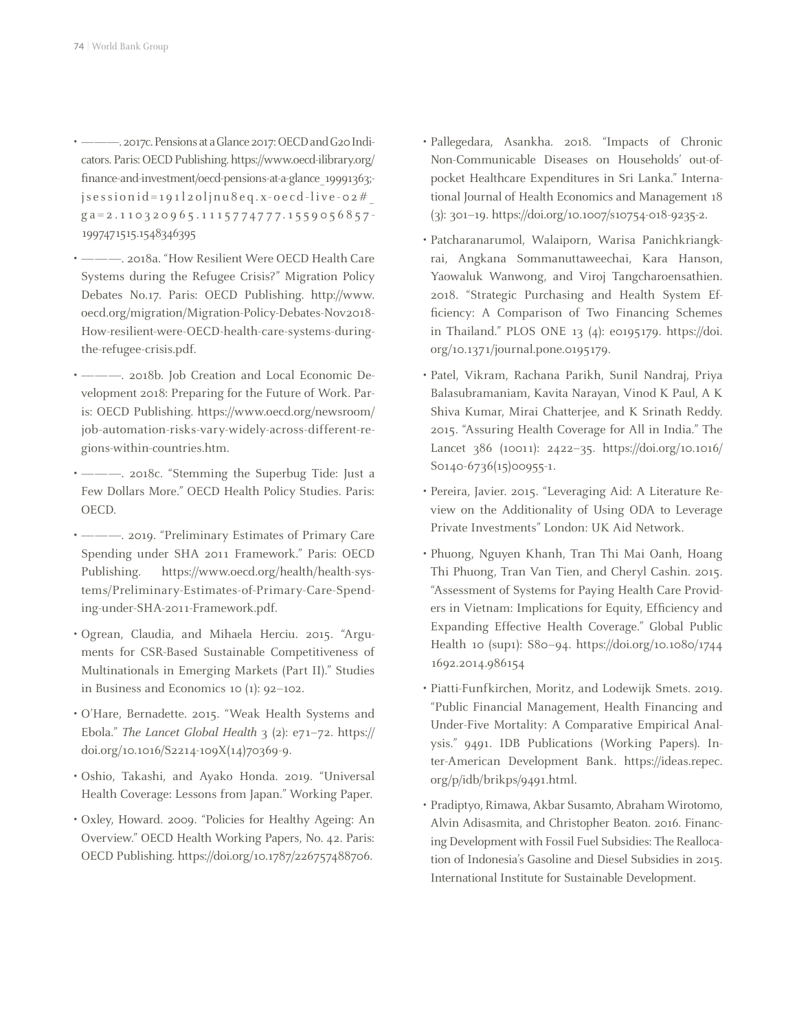- ———. 2017c. Pensions at a Glance 2017: OECD and G20 Indicators. Paris: OECD Publishing. https://www.oecd-ilibrary.org/finance-and-investment/oecd-pensions-at-a-glance_19991363;jsessionid=191l2oljnu8eq.x-oecd-live-02#_ga=2.110320965.1115774777.1559056857-1997471515.1548346395

- ———. 2018a. "How Resilient Were OECD Health Care Systems during the Refugee Crisis?" Migration Policy Debates No.17. Paris: OECD Publishing. http://www.oecd.org/migration/Migration-Policy-Debates-Nov2018-How-resilient-were-OECD-health-care-systems-during-the-refugee-crisis.pdf.

- ———. 2018b. Job Creation and Local Economic Development 2018: Preparing for the Future of Work. Paris: OECD Publishing. https://www.oecd.org/newsroom/job-automation-risks-vary-widely-across-different-regions-within-countries.htm.

- ———. 2018c. "Stemming the Superbug Tide: Just a Few Dollars More." OECD Health Policy Studies. Paris: OECD.

- ———. 2019. "Preliminary Estimates of Primary Care Spending under SHA 2011 Framework." Paris: OECD Publishing. https://www.oecd.org/health/health-systems/Preliminary-Estimates-of-Primary-Care-Spending-under-SHA-2011-Framework.pdf.

- Ogrean, Claudia, and Mihaela Herciu. 2015. "Arguments for CSR-Based Sustainable Competitiveness of Multinationals in Emerging Markets (Part II)." Studies in Business and Economics 10 (1): 92–102.

- O'Hare, Bernadette. 2015. "Weak Health Systems and Ebola." *The Lancet Global Health* 3 (2): e71–72. https://doi.org/10.1016/S2214-109X(14)70369-9.

- Oshio, Takashi, and Ayako Honda. 2019. "Universal Health Coverage: Lessons from Japan." Working Paper.

- Oxley, Howard. 2009. "Policies for Healthy Ageing: An Overview." OECD Health Working Papers, No. 42. Paris: OECD Publishing. https://doi.org/10.1787/226757488706.

- Pallegedara, Asankha. 2018. "Impacts of Chronic Non-Communicable Diseases on Households' out-of-pocket Healthcare Expenditures in Sri Lanka." International Journal of Health Economics and Management 18 (3): 301–19. https://doi.org/10.1007/s10754-018-9235-2.

- Patcharanarumol, Walaiporn, Warisa Panichkriangkrai, Angkana Sommanuttaweechai, Kara Hanson, Yaowaluk Wanwong, and Viroj Tangcharoensathien. 2018. "Strategic Purchasing and Health System Efficiency: A Comparison of Two Financing Schemes in Thailand." PLOS ONE 13 (4): e0195179. https://doi.org/10.1371/journal.pone.0195179.

- Patel, Vikram, Rachana Parikh, Sunil Nandraj, Priya Balasubramaniam, Kavita Narayan, Vinod K Paul, A K Shiva Kumar, Mirai Chatterjee, and K Srinath Reddy. 2015. "Assuring Health Coverage for All in India." The Lancet 386 (10011): 2422–35. https://doi.org/10.1016/S0140-6736(15)00955-1.

- Pereira, Javier. 2015. "Leveraging Aid: A Literature Review on the Additionality of Using ODA to Leverage Private Investments" London: UK Aid Network.

- Phuong, Nguyen Khanh, Tran Thi Mai Oanh, Hoang Thi Phuong, Tran Van Tien, and Cheryl Cashin. 2015. "Assessment of Systems for Paying Health Care Providers in Vietnam: Implications for Equity, Efficiency and Expanding Effective Health Coverage." Global Public Health 10 (sup1): S80–94. https://doi.org/10.1080/17441692.2014.986154

- Piatti-Funfkirchen, Moritz, and Lodewijk Smets. 2019. "Public Financial Management, Health Financing and Under-Five Mortality: A Comparative Empirical Analysis." 9491. IDB Publications (Working Papers). Inter-American Development Bank. https://ideas.repec.org/p/idb/brikps/9491.html.

- Pradiptyo, Rimawa, Akbar Susamto, Abraham Wirotomo, Alvin Adisasmita, and Christopher Beaton. 2016. Financing Development with Fossil Fuel Subsidies: The Reallocation of Indonesia's Gasoline and Diesel Subsidies in 2015. International Institute for Sustainable Development.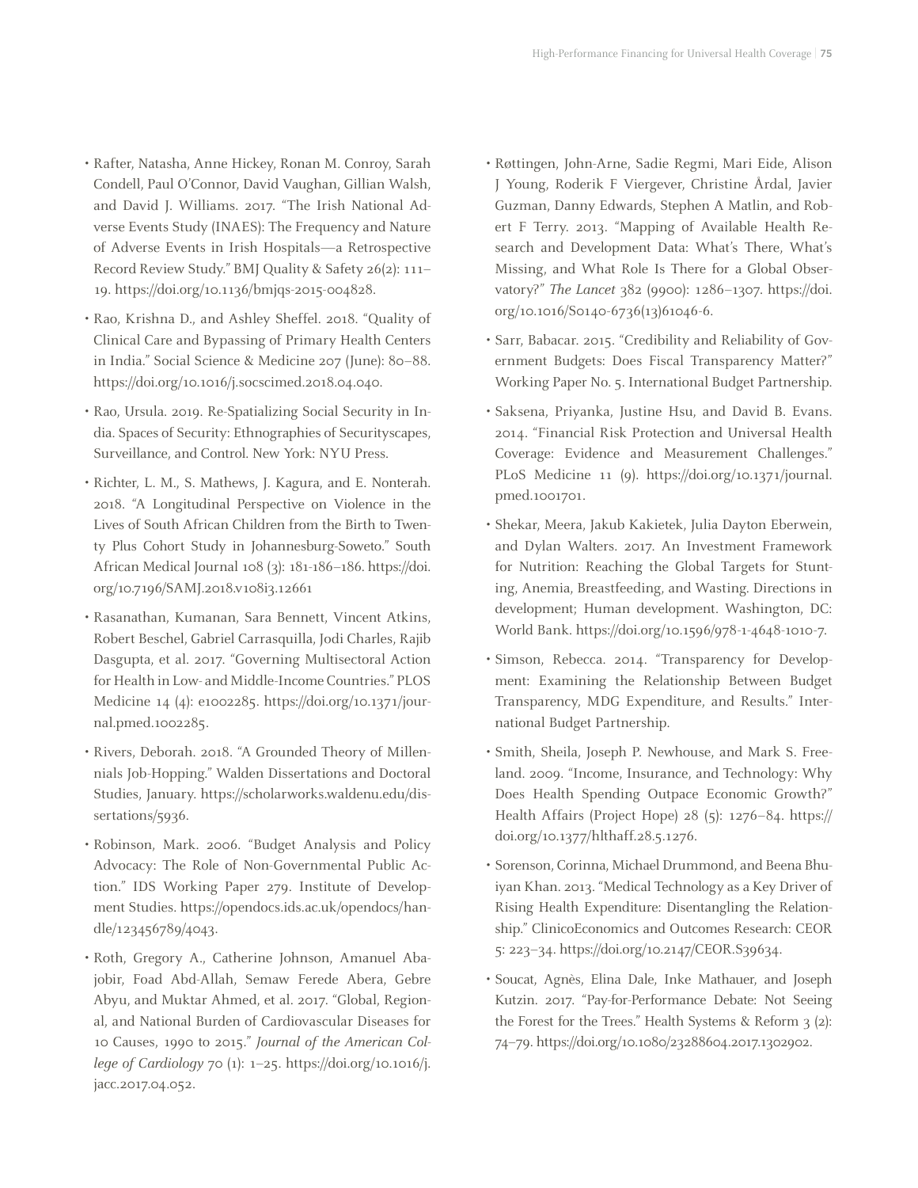- Rafter, Natasha, Anne Hickey, Ronan M. Conroy, Sarah Condell, Paul O'Connor, David Vaughan, Gillian Walsh, and David J. Williams. 2017. "The Irish National Adverse Events Study (INAES): The Frequency and Nature of Adverse Events in Irish Hospitals—a Retrospective Record Review Study." BMJ Quality & Safety 26(2): 111–19. https://doi.org/10.1136/bmjqs-2015-004828.
- Rao, Krishna D., and Ashley Sheffel. 2018. "Quality of Clinical Care and Bypassing of Primary Health Centers in India." Social Science & Medicine 207 (June): 80–88. https://doi.org/10.1016/j.socscimed.2018.04.040.
- Rao, Ursula. 2019. Re-Spatializing Social Security in India. Spaces of Security: Ethnographies of Securityscapes, Surveillance, and Control. New York: NYU Press.
- Richter, L. M., S. Mathews, J. Kagura, and E. Nonterah. 2018. "A Longitudinal Perspective on Violence in the Lives of South African Children from the Birth to Twenty Plus Cohort Study in Johannesburg-Soweto." South African Medical Journal 108 (3): 181-186–186. https://doi.org/10.7196/SAMJ.2018.v108i3.12661
- Rasanathan, Kumanan, Sara Bennett, Vincent Atkins, Robert Beschel, Gabriel Carrasquilla, Jodi Charles, Rajib Dasgupta, et al. 2017. "Governing Multisectoral Action for Health in Low- and Middle-Income Countries." PLOS Medicine 14 (4): e1002285. https://doi.org/10.1371/journal.pmed.1002285.
- Rivers, Deborah. 2018. "A Grounded Theory of Millennials Job-Hopping." Walden Dissertations and Doctoral Studies, January. https://scholarworks.waldenu.edu/dissertations/5936.
- Robinson, Mark. 2006. "Budget Analysis and Policy Advocacy: The Role of Non-Governmental Public Action." IDS Working Paper 279. Institute of Development Studies. https://opendocs.ids.ac.uk/opendocs/handle/123456789/4043.
- Roth, Gregory A., Catherine Johnson, Amanuel Abajobir, Foad Abd-Allah, Semaw Ferede Abera, Gebre Abyu, and Muktar Ahmed, et al. 2017. "Global, Regional, and National Burden of Cardiovascular Diseases for 10 Causes, 1990 to 2015." *Journal of the American College of Cardiology* 70 (1): 1–25. https://doi.org/10.1016/j.jacc.2017.04.052.
- Røttingen, John-Arne, Sadie Regmi, Mari Eide, Alison J Young, Roderik F Viergever, Christine Årdal, Javier Guzman, Danny Edwards, Stephen A Matlin, and Robert F Terry. 2013. "Mapping of Available Health Research and Development Data: What's There, What's Missing, and What Role Is There for a Global Observatory?" *The Lancet* 382 (9900): 1286–1307. https://doi.org/10.1016/S0140-6736(13)61046-6.
- Sarr, Babacar. 2015. "Credibility and Reliability of Government Budgets: Does Fiscal Transparency Matter?" Working Paper No. 5. International Budget Partnership.
- Saksena, Priyanka, Justine Hsu, and David B. Evans. 2014. "Financial Risk Protection and Universal Health Coverage: Evidence and Measurement Challenges." PLoS Medicine 11 (9). https://doi.org/10.1371/journal.pmed.1001701.
- Shekar, Meera, Jakub Kakietek, Julia Dayton Eberwein, and Dylan Walters. 2017. An Investment Framework for Nutrition: Reaching the Global Targets for Stunting, Anemia, Breastfeeding, and Wasting. Directions in development; Human development. Washington, DC: World Bank. https://doi.org/10.1596/978-1-4648-1010-7.
- Simson, Rebecca. 2014. "Transparency for Development: Examining the Relationship Between Budget Transparency, MDG Expenditure, and Results." International Budget Partnership.
- Smith, Sheila, Joseph P. Newhouse, and Mark S. Freeland. 2009. "Income, Insurance, and Technology: Why Does Health Spending Outpace Economic Growth?" Health Affairs (Project Hope) 28 (5): 1276–84. https://doi.org/10.1377/hlthaff.28.5.1276.
- Sorenson, Corinna, Michael Drummond, and Beena Bhuiyan Khan. 2013. "Medical Technology as a Key Driver of Rising Health Expenditure: Disentangling the Relationship." ClinicoEconomics and Outcomes Research: CEOR 5: 223–34. https://doi.org/10.2147/CEOR.S39634.
- Soucat, Agnès, Elina Dale, Inke Mathauer, and Joseph Kutzin. 2017. "Pay-for-Performance Debate: Not Seeing the Forest for the Trees." Health Systems & Reform 3 (2): 74–79. https://doi.org/10.1080/23288604.2017.1302902.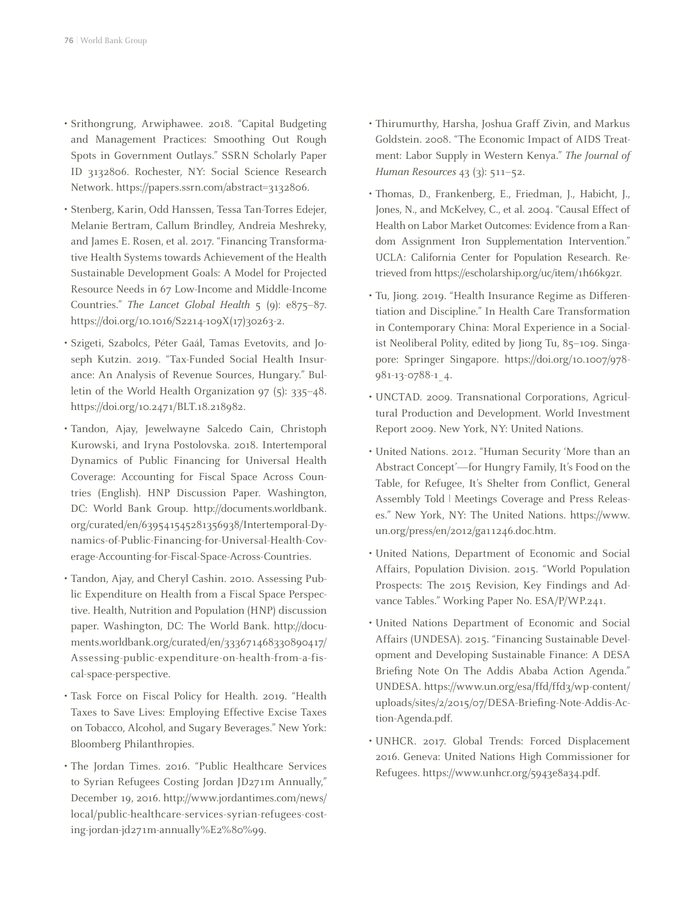- Srithongrung, Arwiphawee. 2018. "Capital Budgeting and Management Practices: Smoothing Out Rough Spots in Government Outlays." SSRN Scholarly Paper ID 3132806. Rochester, NY: Social Science Research Network. https://papers.ssrn.com/abstract=3132806.

- Stenberg, Karin, Odd Hanssen, Tessa Tan-Torres Edejer, Melanie Bertram, Callum Brindley, Andreia Meshreky, and James E. Rosen, et al. 2017. "Financing Transformative Health Systems towards Achievement of the Health Sustainable Development Goals: A Model for Projected Resource Needs in 67 Low-Income and Middle-Income Countries." *The Lancet Global Health* 5 (9): e875–87. https://doi.org/10.1016/S2214-109X(17)30263-2.

- Szigeti, Szabolcs, Péter Gaál, Tamas Evetovits, and Joseph Kutzin. 2019. "Tax-Funded Social Health Insurance: An Analysis of Revenue Sources, Hungary." Bulletin of the World Health Organization 97 (5): 335–48. https://doi.org/10.2471/BLT.18.218982.

- Tandon, Ajay, Jewelwayne Salcedo Cain, Christoph Kurowski, and Iryna Postolovska. 2018. Intertemporal Dynamics of Public Financing for Universal Health Coverage: Accounting for Fiscal Space Across Countries (English). HNP Discussion Paper. Washington, DC: World Bank Group. http://documents.worldbank.org/curated/en/639541545281356938/Intertemporal-Dynamics-of-Public-Financing-for-Universal-Health-Coverage-Accounting-for-Fiscal-Space-Across-Countries.

- Tandon, Ajay, and Cheryl Cashin. 2010. Assessing Public Expenditure on Health from a Fiscal Space Perspective. Health, Nutrition and Population (HNP) discussion paper. Washington, DC: The World Bank. http://documents.worldbank.org/curated/en/333671468330890417/Assessing-public-expenditure-on-health-from-a-fiscal-space-perspective.

- Task Force on Fiscal Policy for Health. 2019. "Health Taxes to Save Lives: Employing Effective Excise Taxes on Tobacco, Alcohol, and Sugary Beverages." New York: Bloomberg Philanthropies.

- The Jordan Times. 2016. "Public Healthcare Services to Syrian Refugees Costing Jordan JD271m Annually," December 19, 2016. http://www.jordantimes.com/news/local/public-healthcare-services-syrian-refugees-costing-jordan-jd271m-annually%E2%80%99.

- Thirumurthy, Harsha, Joshua Graff Zivin, and Markus Goldstein. 2008. "The Economic Impact of AIDS Treatment: Labor Supply in Western Kenya." *The Journal of Human Resources* 43 (3): 511–52.

- Thomas, D., Frankenberg, E., Friedman, J., Habicht, J., Jones, N., and McKelvey, C., et al. 2004. "Causal Effect of Health on Labor Market Outcomes: Evidence from a Random Assignment Iron Supplementation Intervention." UCLA: California Center for Population Research. Retrieved from https://escholarship.org/uc/item/1h66k92r.

- Tu, Jiong. 2019. "Health Insurance Regime as Differentiation and Discipline." In Health Care Transformation in Contemporary China: Moral Experience in a Socialist Neoliberal Polity, edited by Jiong Tu, 85–109. Singapore: Springer Singapore. https://doi.org/10.1007/978-981-13-0788-1_4.

- UNCTAD. 2009. Transnational Corporations, Agricultural Production and Development. World Investment Report 2009. New York, NY: United Nations.

- United Nations. 2012. "Human Security 'More than an Abstract Concept'—for Hungry Family, It's Food on the Table, for Refugee, It's Shelter from Conflict, General Assembly Told | Meetings Coverage and Press Releases." New York, NY: The United Nations. https://www.un.org/press/en/2012/ga11246.doc.htm.

- United Nations, Department of Economic and Social Affairs, Population Division. 2015. "World Population Prospects: The 2015 Revision, Key Findings and Advance Tables." Working Paper No. ESA/P/WP.241.

- United Nations Department of Economic and Social Affairs (UNDESA). 2015. "Financing Sustainable Development and Developing Sustainable Finance: A DESA Briefing Note On The Addis Ababa Action Agenda." UNDESA. https://www.un.org/esa/ffd/ffd3/wp-content/uploads/sites/2/2015/07/DESA-Briefing-Note-Addis-Action-Agenda.pdf.

- UNHCR. 2017. Global Trends: Forced Displacement 2016. Geneva: United Nations High Commissioner for Refugees. https://www.unhcr.org/5943e8a34.pdf.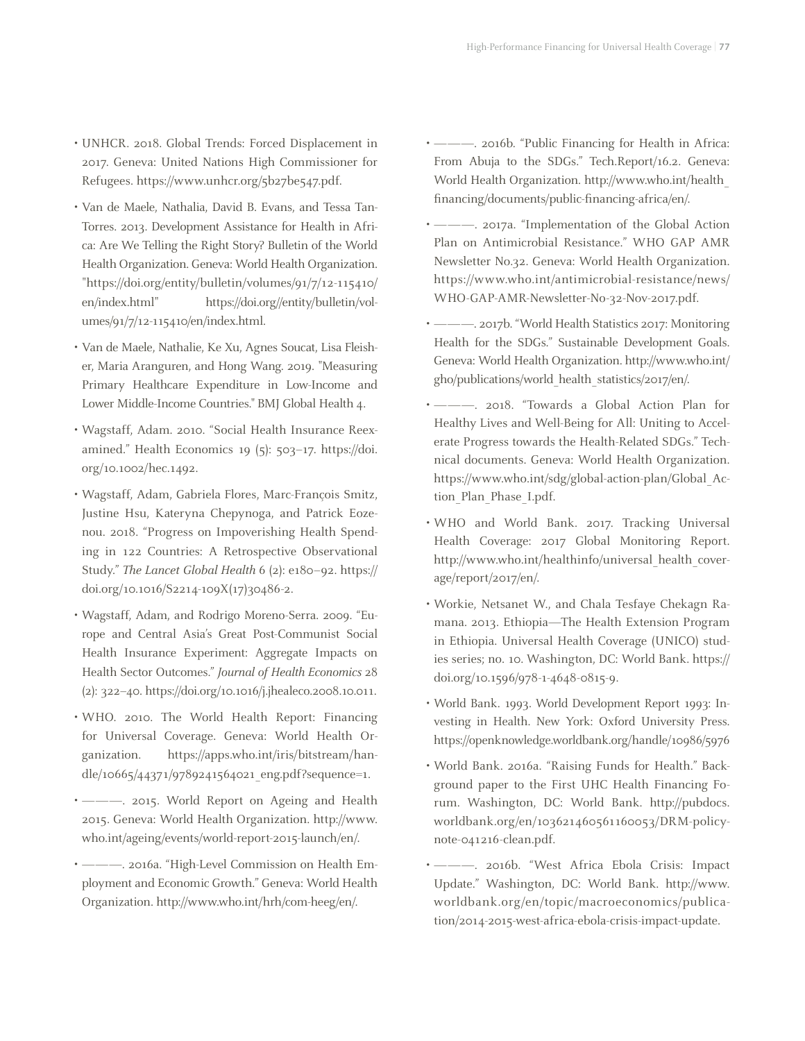- UNHCR. 2018. Global Trends: Forced Displacement in 2017. Geneva: United Nations High Commissioner for Refugees. https://www.unhcr.org/5b27be547.pdf.
- Van de Maele, Nathalia, David B. Evans, and Tessa Tan-Torres. 2013. Development Assistance for Health in Africa: Are We Telling the Right Story? Bulletin of the World Health Organization. Geneva: World Health Organization. "https://doi.org/entity/bulletin/volumes/91/7/12-115410/en/index.html" https://doi.org//entity/bulletin/volumes/91/7/12-115410/en/index.html.
- Van de Maele, Nathalie, Ke Xu, Agnes Soucat, Lisa Fleisher, Maria Aranguren, and Hong Wang. 2019. "Measuring Primary Healthcare Expenditure in Low-Income and Lower Middle-Income Countries." BMJ Global Health 4.
- Wagstaff, Adam. 2010. "Social Health Insurance Reexamined." Health Economics 19 (5): 503–17. https://doi.org/10.1002/hec.1492.
- Wagstaff, Adam, Gabriela Flores, Marc-François Smitz, Justine Hsu, Kateryna Chepynoga, and Patrick Eozenou. 2018. "Progress on Impoverishing Health Spending in 122 Countries: A Retrospective Observational Study." *The Lancet Global Health* 6 (2): e180–92. https://doi.org/10.1016/S2214-109X(17)30486-2.
- Wagstaff, Adam, and Rodrigo Moreno-Serra. 2009. "Europe and Central Asia's Great Post-Communist Social Health Insurance Experiment: Aggregate Impacts on Health Sector Outcomes." *Journal of Health Economics* 28 (2): 322–40. https://doi.org/10.1016/j.jhealeco.2008.10.011.
- WHO. 2010. The World Health Report: Financing for Universal Coverage. Geneva: World Health Organization. https://apps.who.int/iris/bitstream/handle/10665/44371/9789241564021_eng.pdf?sequence=1.
- ———. 2015. World Report on Ageing and Health 2015. Geneva: World Health Organization. http://www.who.int/ageing/events/world-report-2015-launch/en/.
- ———. 2016a. "High-Level Commission on Health Employment and Economic Growth." Geneva: World Health Organization. http://www.who.int/hrh/com-heeg/en/.
- ———. 2016b. "Public Financing for Health in Africa: From Abuja to the SDGs." Tech.Report/16.2. Geneva: World Health Organization. http://www.who.int/health_financing/documents/public-financing-africa/en/.
- ———. 2017a. "Implementation of the Global Action Plan on Antimicrobial Resistance." WHO GAP AMR Newsletter No.32. Geneva: World Health Organization. https://www.who.int/antimicrobial-resistance/news/WHO-GAP-AMR-Newsletter-No-32-Nov-2017.pdf.
- ———. 2017b. "World Health Statistics 2017: Monitoring Health for the SDGs." Sustainable Development Goals. Geneva: World Health Organization. http://www.who.int/gho/publications/world_health_statistics/2017/en/.
- ———. 2018. "Towards a Global Action Plan for Healthy Lives and Well-Being for All: Uniting to Accelerate Progress towards the Health-Related SDGs." Technical documents. Geneva: World Health Organization. https://www.who.int/sdg/global-action-plan/Global_Action_Plan_Phase_I.pdf.
- WHO and World Bank. 2017. Tracking Universal Health Coverage: 2017 Global Monitoring Report. http://www.who.int/healthinfo/universal_health_coverage/report/2017/en/.
- Workie, Netsanet W., and Chala Tesfaye Chekagn Ramana. 2013. Ethiopia—The Health Extension Program in Ethiopia. Universal Health Coverage (UNICO) studies series; no. 10. Washington, DC: World Bank. https://doi.org/10.1596/978-1-4648-0815-9.
- World Bank. 1993. World Development Report 1993: Investing in Health. New York: Oxford University Press. https://openknowledge.worldbank.org/handle/10986/5976
- World Bank. 2016a. "Raising Funds for Health." Background paper to the First UHC Health Financing Forum. Washington, DC: World Bank. http://pubdocs.worldbank.org/en/103621460561160053/DRM-policy-note-041216-clean.pdf.
- ———. 2016b. "West Africa Ebola Crisis: Impact Update." Washington, DC: World Bank. http://www.worldbank.org/en/topic/macroeconomics/publication/2014-2015-west-africa-ebola-crisis-impact-update.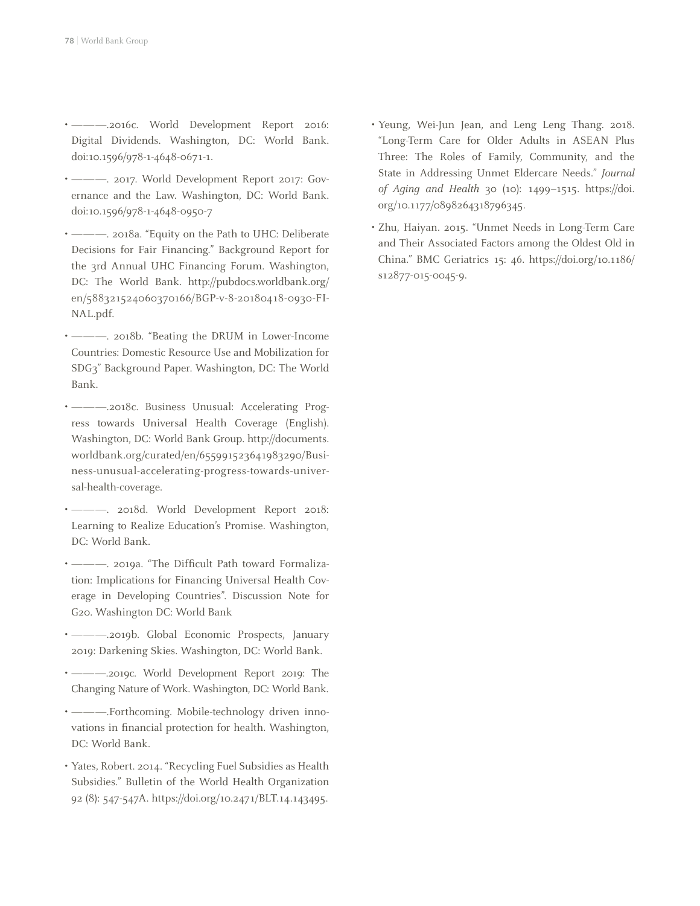- ———.2016c. World Development Report 2016: Digital Dividends. Washington, DC: World Bank. doi:10.1596/978-1-4648-0671-1.
- ———. 2017. World Development Report 2017: Governance and the Law. Washington, DC: World Bank. doi:10.1596/978-1-4648-0950-7
- ———. 2018a. "Equity on the Path to UHC: Deliberate Decisions for Fair Financing." Background Report for the 3rd Annual UHC Financing Forum. Washington, DC: The World Bank. http://pubdocs.worldbank.org/en/588321524060370166/BGP-v-8-20180418-0930-FINAL.pdf.
- ———. 2018b. "Beating the DRUM in Lower-Income Countries: Domestic Resource Use and Mobilization for SDG3" Background Paper. Washington, DC: The World Bank.
- ———.2018c. Business Unusual: Accelerating Progress towards Universal Health Coverage (English). Washington, DC: World Bank Group. http://documents.worldbank.org/curated/en/655991523641983290/Business-unusual-accelerating-progress-towards-universal-health-coverage.
- ———. 2018d. World Development Report 2018: Learning to Realize Education's Promise. Washington, DC: World Bank.
- ———. 2019a. "The Difficult Path toward Formalization: Implications for Financing Universal Health Coverage in Developing Countries". Discussion Note for G20. Washington DC: World Bank
- ———.2019b. Global Economic Prospects, January 2019: Darkening Skies. Washington, DC: World Bank.
- ———.2019c. World Development Report 2019: The Changing Nature of Work. Washington, DC: World Bank.
- ———.Forthcoming. Mobile-technology driven innovations in financial protection for health. Washington, DC: World Bank.
- Yates, Robert. 2014. "Recycling Fuel Subsidies as Health Subsidies." Bulletin of the World Health Organization 92 (8): 547-547A. https://doi.org/10.2471/BLT.14.143495.
- Yeung, Wei-Jun Jean, and Leng Leng Thang. 2018. "Long-Term Care for Older Adults in ASEAN Plus Three: The Roles of Family, Community, and the State in Addressing Unmet Eldercare Needs." *Journal of Aging and Health* 30 (10): 1499–1515. https://doi.org/10.1177/0898264318796345.
- Zhu, Haiyan. 2015. "Unmet Needs in Long-Term Care and Their Associated Factors among the Oldest Old in China." BMC Geriatrics 15: 46. https://doi.org/10.1186/s12877-015-0045-9.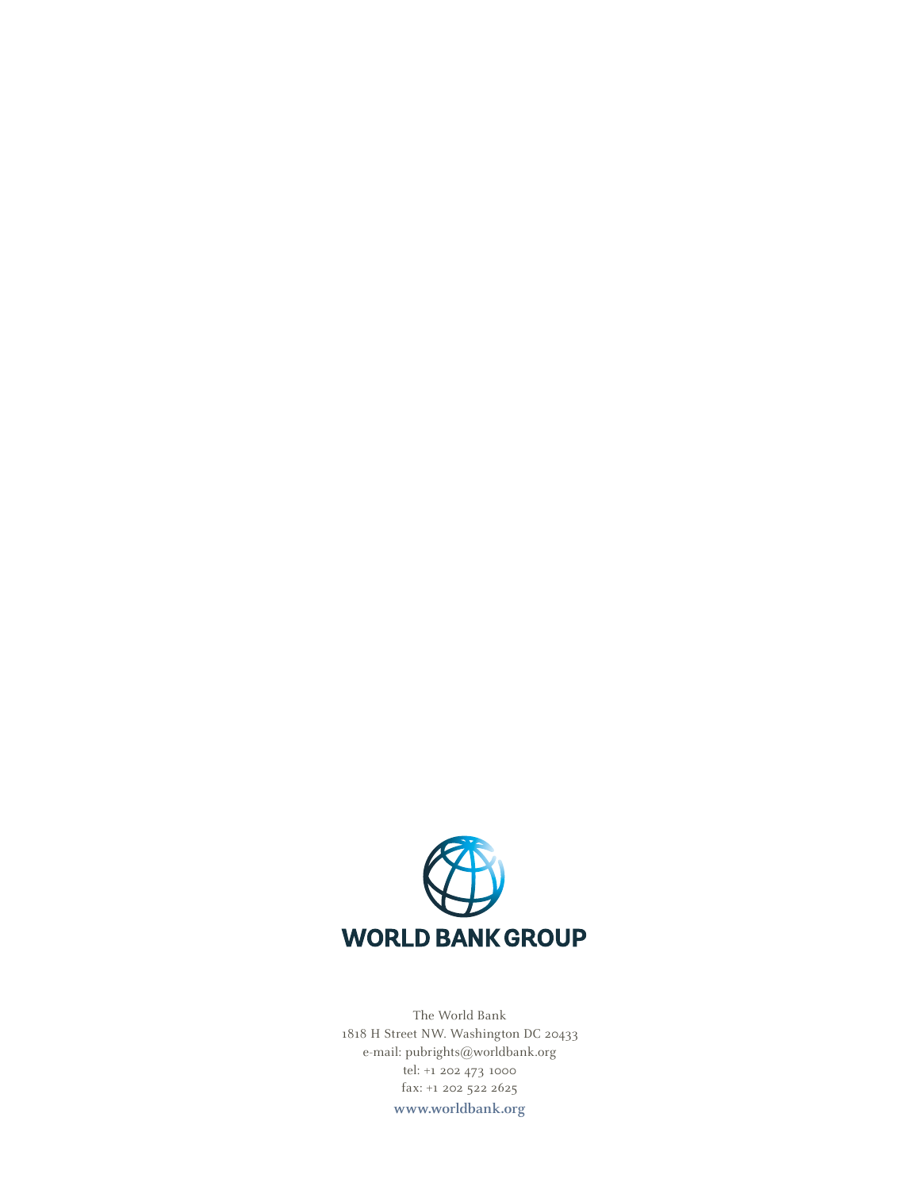WORLD BANK GROUP

The World Bank
1818 H Street NW. Washington DC 20433
e-mail: pubrights@worldbank.org
tel: +1 202 473 1000
fax: +1 202 522 2625
www.worldbank.org